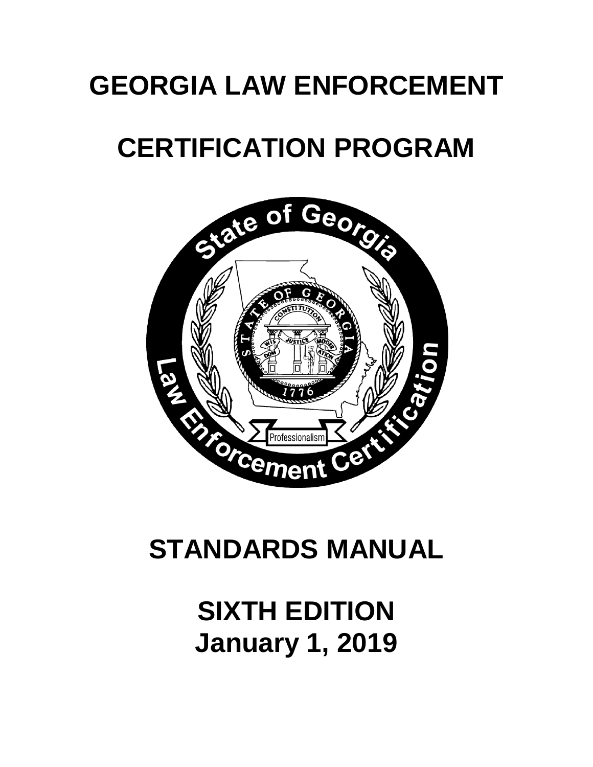# GEORGIA LAW ENFORCEMENT

# CERTIFICATION PROGRAM

# STANDARDS MANUAL

## SIXTH EDITION
## January 1, 2019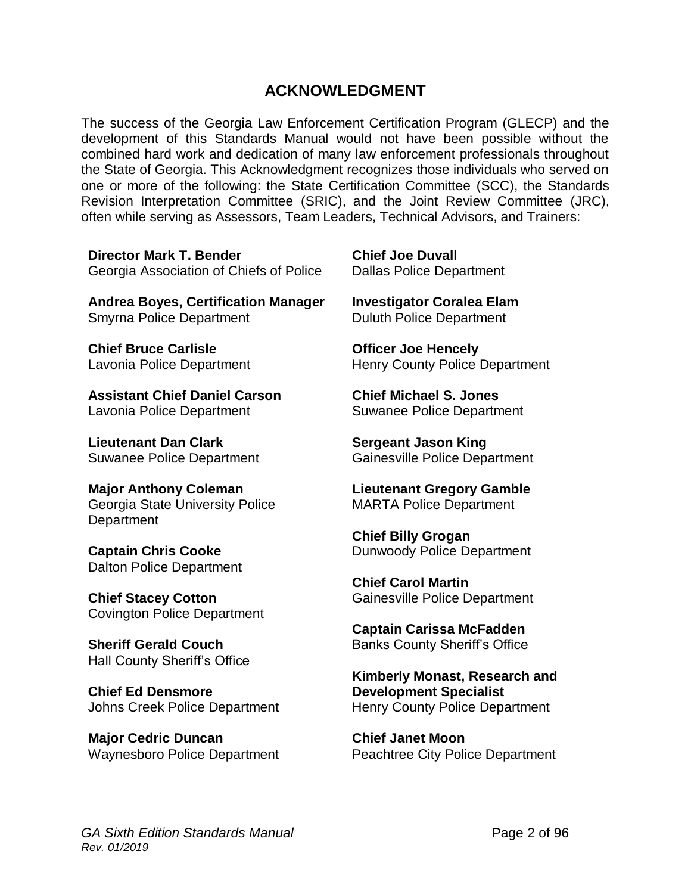# ACKNOWLEDGMENT

The success of the Georgia Law Enforcement Certification Program (GLECP) and the development of this Standards Manual would not have been possible without the combined hard work and dedication of many law enforcement professionals throughout the State of Georgia. This Acknowledgment recognizes those individuals who served on one or more of the following: the State Certification Committee (SCC), the Standards Revision Interpretation Committee (SRIC), and the Joint Review Committee (JRC), often while serving as Assessors, Team Leaders, Technical Advisors, and Trainers:

**Director Mark T. Bender**
Georgia Association of Chiefs of Police

**Andrea Boyes, Certification Manager**
Smyrna Police Department

**Chief Bruce Carlisle**
Lavonia Police Department

**Assistant Chief Daniel Carson**
Lavonia Police Department

**Lieutenant Dan Clark**
Suwanee Police Department

**Major Anthony Coleman**
Georgia State University Police Department

**Captain Chris Cooke**
Dalton Police Department

**Chief Stacey Cotton**
Covington Police Department

**Sheriff Gerald Couch**
Hall County Sheriff's Office

**Chief Ed Densmore**
Johns Creek Police Department

**Major Cedric Duncan**
Waynesboro Police Department

**Chief Joe Duvall**
Dallas Police Department

**Investigator Coralea Elam**
Duluth Police Department

**Officer Joe Hencely**
Henry County Police Department

**Chief Michael S. Jones**
Suwanee Police Department

**Sergeant Jason King**
Gainesville Police Department

**Lieutenant Gregory Gamble**
MARTA Police Department

**Chief Billy Grogan**
Dunwoody Police Department

**Chief Carol Martin**
Gainesville Police Department

**Captain Carissa McFadden**
Banks County Sheriff's Office

**Kimberly Monast, Research and Development Specialist**
Henry County Police Department

**Chief Janet Moon**
Peachtree City Police Department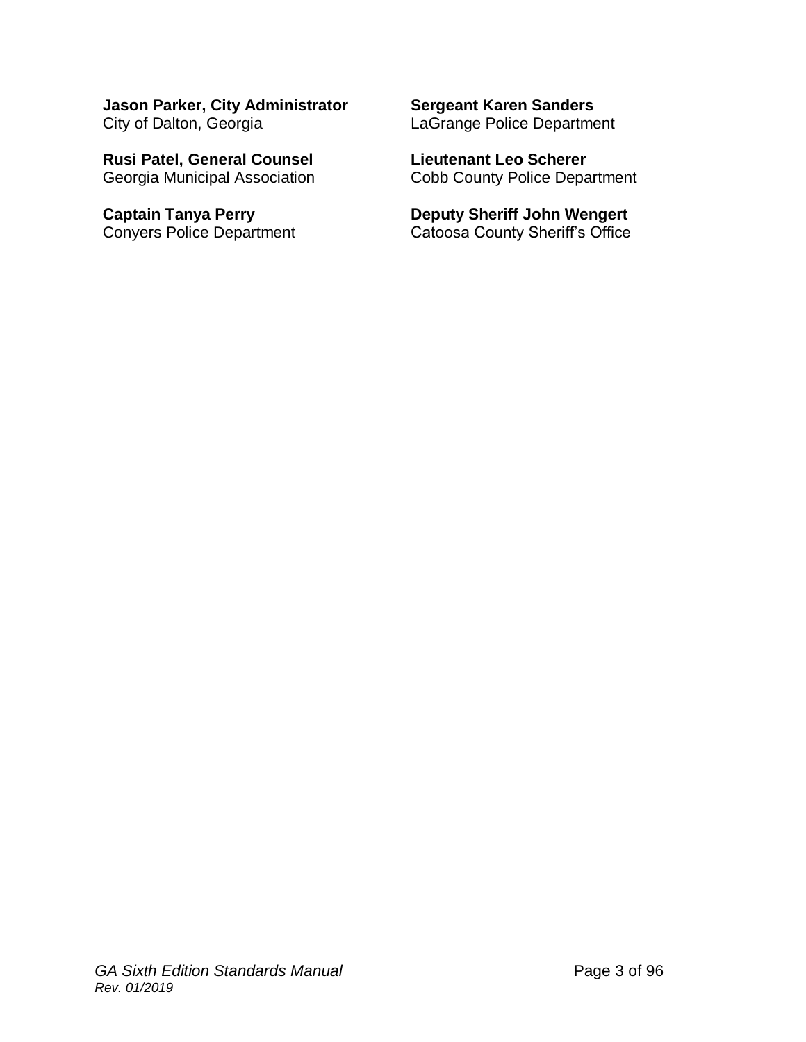**Jason Parker, City Administrator**
City of Dalton, Georgia

**Rusi Patel, General Counsel**
Georgia Municipal Association

**Captain Tanya Perry**
Conyers Police Department

**Sergeant Karen Sanders**
LaGrange Police Department

**Lieutenant Leo Scherer**
Cobb County Police Department

**Deputy Sheriff John Wengert**
Catoosa County Sheriff's Office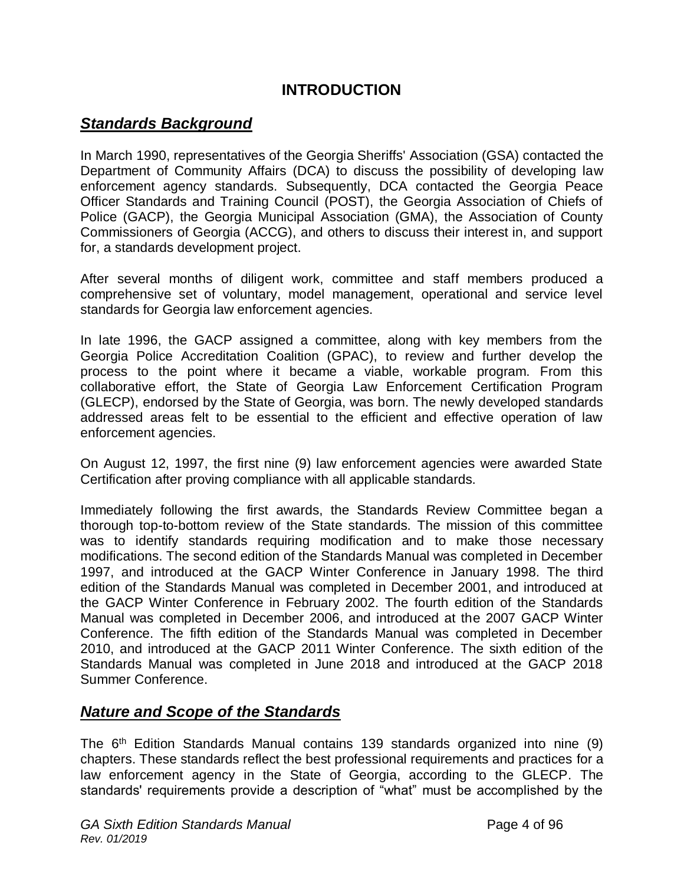# INTRODUCTION

## ***Standards Background***

In March 1990, representatives of the Georgia Sheriffs' Association (GSA) contacted the Department of Community Affairs (DCA) to discuss the possibility of developing law enforcement agency standards. Subsequently, DCA contacted the Georgia Peace Officer Standards and Training Council (POST), the Georgia Association of Chiefs of Police (GACP), the Georgia Municipal Association (GMA), the Association of County Commissioners of Georgia (ACCG), and others to discuss their interest in, and support for, a standards development project.

After several months of diligent work, committee and staff members produced a comprehensive set of voluntary, model management, operational and service level standards for Georgia law enforcement agencies.

In late 1996, the GACP assigned a committee, along with key members from the Georgia Police Accreditation Coalition (GPAC), to review and further develop the process to the point where it became a viable, workable program. From this collaborative effort, the State of Georgia Law Enforcement Certification Program (GLECP), endorsed by the State of Georgia, was born. The newly developed standards addressed areas felt to be essential to the efficient and effective operation of law enforcement agencies.

On August 12, 1997, the first nine (9) law enforcement agencies were awarded State Certification after proving compliance with all applicable standards.

Immediately following the first awards, the Standards Review Committee began a thorough top-to-bottom review of the State standards. The mission of this committee was to identify standards requiring modification and to make those necessary modifications. The second edition of the Standards Manual was completed in December 1997, and introduced at the GACP Winter Conference in January 1998. The third edition of the Standards Manual was completed in December 2001, and introduced at the GACP Winter Conference in February 2002. The fourth edition of the Standards Manual was completed in December 2006, and introduced at the 2007 GACP Winter Conference. The fifth edition of the Standards Manual was completed in December 2010, and introduced at the GACP 2011 Winter Conference. The sixth edition of the Standards Manual was completed in June 2018 and introduced at the GACP 2018 Summer Conference.

## ***Nature and Scope of the Standards***

The 6th Edition Standards Manual contains 139 standards organized into nine (9) chapters. These standards reflect the best professional requirements and practices for a law enforcement agency in the State of Georgia, according to the GLECP. The standards' requirements provide a description of "what" must be accomplished by the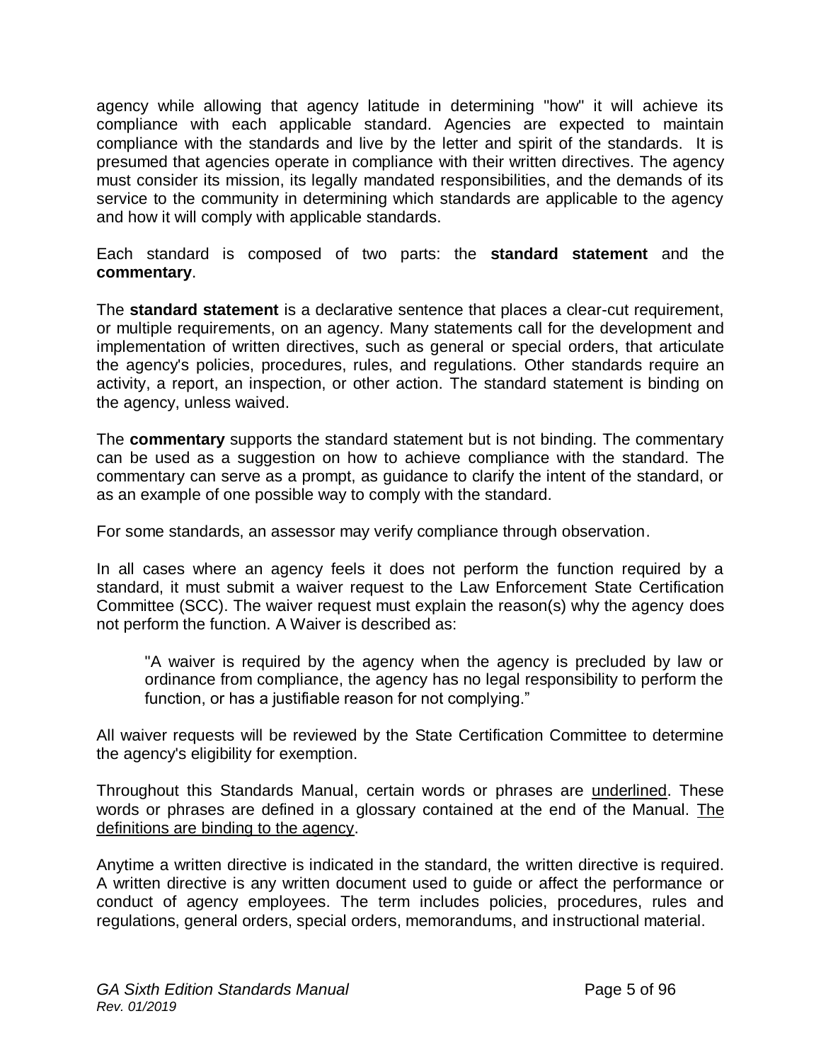agency while allowing that agency latitude in determining "how" it will achieve its compliance with each applicable standard. Agencies are expected to maintain compliance with the standards and live by the letter and spirit of the standards. It is presumed that agencies operate in compliance with their written directives. The agency must consider its mission, its legally mandated responsibilities, and the demands of its service to the community in determining which standards are applicable to the agency and how it will comply with applicable standards.

Each standard is composed of two parts: the **standard statement** and the **commentary**.

The **standard statement** is a declarative sentence that places a clear-cut requirement, or multiple requirements, on an agency. Many statements call for the development and implementation of written directives, such as general or special orders, that articulate the agency's policies, procedures, rules, and regulations. Other standards require an activity, a report, an inspection, or other action. The standard statement is binding on the agency, unless waived.

The **commentary** supports the standard statement but is not binding. The commentary can be used as a suggestion on how to achieve compliance with the standard. The commentary can serve as a prompt, as guidance to clarify the intent of the standard, or as an example of one possible way to comply with the standard.

For some standards, an assessor may verify compliance through observation.

In all cases where an agency feels it does not perform the function required by a standard, it must submit a waiver request to the Law Enforcement State Certification Committee (SCC). The waiver request must explain the reason(s) why the agency does not perform the function. A Waiver is described as:

> "A waiver is required by the agency when the agency is precluded by law or ordinance from compliance, the agency has no legal responsibility to perform the function, or has a justifiable reason for not complying."

All waiver requests will be reviewed by the State Certification Committee to determine the agency's eligibility for exemption.

Throughout this Standards Manual, certain words or phrases are <u>underlined</u>. These words or phrases are defined in a glossary contained at the end of the Manual. <u>The definitions are binding to the agency</u>.

Anytime a written directive is indicated in the standard, the written directive is required. A written directive is any written document used to guide or affect the performance or conduct of agency employees. The term includes policies, procedures, rules and regulations, general orders, special orders, memorandums, and instructional material.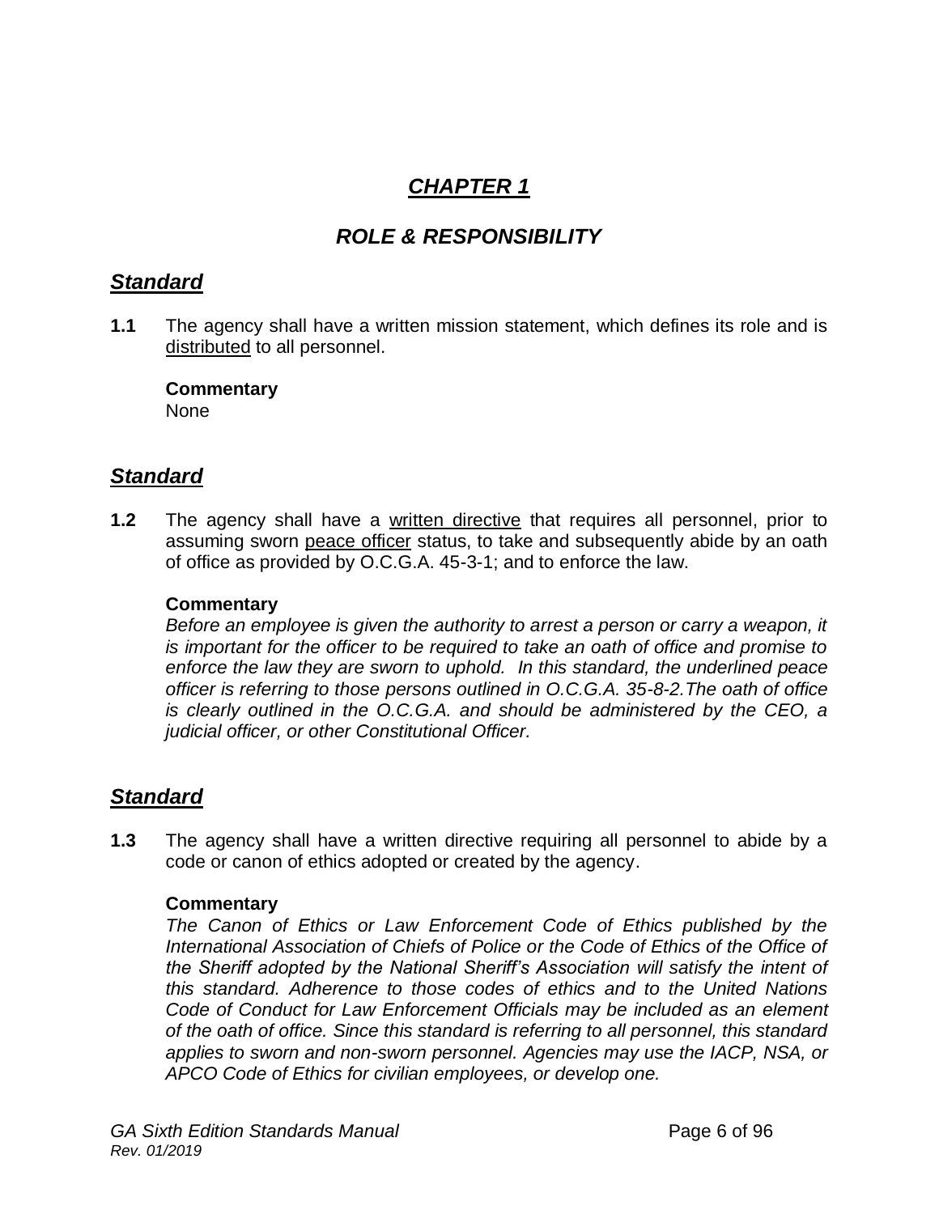# *CHAPTER 1*

## *ROLE & RESPONSIBILITY*

### *Standard*

**1.1** The agency shall have a written mission statement, which defines its role and is distributed to all personnel.

**Commentary**
None

### *Standard*

**1.2** The agency shall have a written directive that requires all personnel, prior to assuming sworn peace officer status, to take and subsequently abide by an oath of office as provided by O.C.G.A. 45-3-1; and to enforce the law.

**Commentary**
*Before an employee is given the authority to arrest a person or carry a weapon, it is important for the officer to be required to take an oath of office and promise to enforce the law they are sworn to uphold. In this standard, the underlined peace officer is referring to those persons outlined in O.C.G.A. 35-8-2.The oath of office is clearly outlined in the O.C.G.A. and should be administered by the CEO, a judicial officer, or other Constitutional Officer.*

### *Standard*

**1.3** The agency shall have a written directive requiring all personnel to abide by a code or canon of ethics adopted or created by the agency.

**Commentary**
*The Canon of Ethics or Law Enforcement Code of Ethics published by the International Association of Chiefs of Police or the Code of Ethics of the Office of the Sheriff adopted by the National Sheriff's Association will satisfy the intent of this standard. Adherence to those codes of ethics and to the United Nations Code of Conduct for Law Enforcement Officials may be included as an element of the oath of office. Since this standard is referring to all personnel, this standard applies to sworn and non-sworn personnel. Agencies may use the IACP, NSA, or APCO Code of Ethics for civilian employees, or develop one.*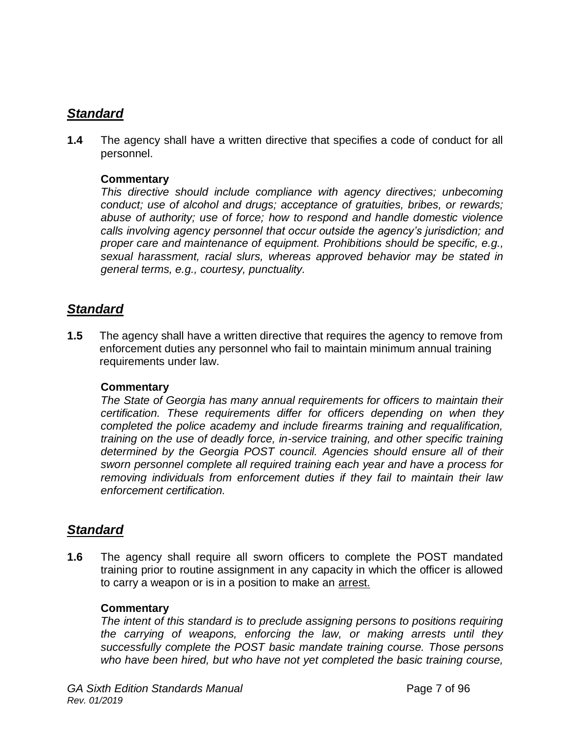## ***Standard***

**1.4** The agency shall have a written directive that specifies a code of conduct for all personnel.

**Commentary**

*This directive should include compliance with agency directives; unbecoming conduct; use of alcohol and drugs; acceptance of gratuities, bribes, or rewards; abuse of authority; use of force; how to respond and handle domestic violence calls involving agency personnel that occur outside the agency's jurisdiction; and proper care and maintenance of equipment. Prohibitions should be specific, e.g., sexual harassment, racial slurs, whereas approved behavior may be stated in general terms, e.g., courtesy, punctuality.*

## ***Standard***

**1.5** The agency shall have a written directive that requires the agency to remove from enforcement duties any personnel who fail to maintain minimum annual training requirements under law.

**Commentary**

*The State of Georgia has many annual requirements for officers to maintain their certification. These requirements differ for officers depending on when they completed the police academy and include firearms training and requalification, training on the use of deadly force, in-service training, and other specific training determined by the Georgia POST council. Agencies should ensure all of their sworn personnel complete all required training each year and have a process for removing individuals from enforcement duties if they fail to maintain their law enforcement certification.*

## ***Standard***

**1.6** The agency shall require all sworn officers to complete the POST mandated training prior to routine assignment in any capacity in which the officer is allowed to carry a weapon or is in a position to make an arrest.

**Commentary**

*The intent of this standard is to preclude assigning persons to positions requiring the carrying of weapons, enforcing the law, or making arrests until they successfully complete the POST basic mandate training course. Those persons who have been hired, but who have not yet completed the basic training course,*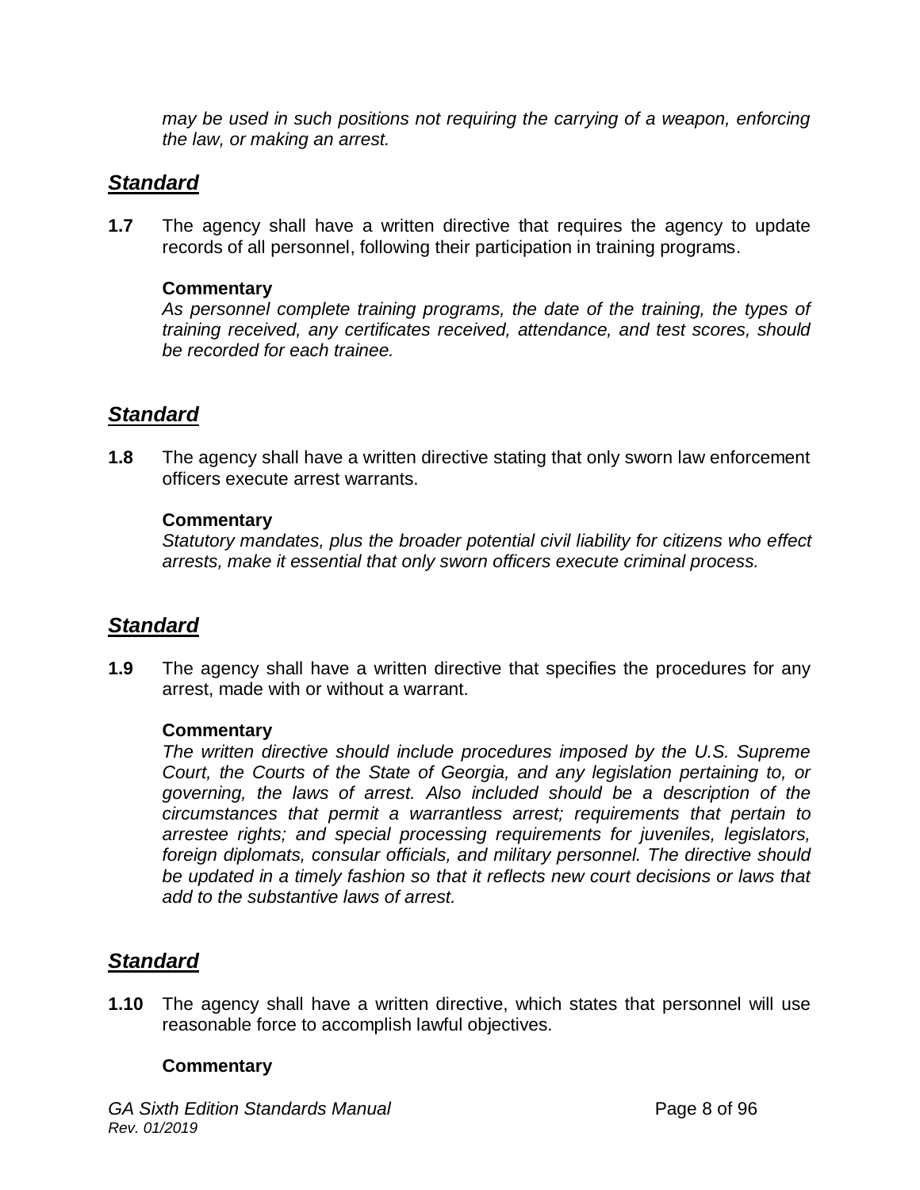*may be used in such positions not requiring the carrying of a weapon, enforcing the law, or making an arrest.*

## ***Standard***

**1.7** The agency shall have a written directive that requires the agency to update records of all personnel, following their participation in training programs.

**Commentary**

*As personnel complete training programs, the date of the training, the types of training received, any certificates received, attendance, and test scores, should be recorded for each trainee.*

## ***Standard***

**1.8** The agency shall have a written directive stating that only sworn law enforcement officers execute arrest warrants.

**Commentary**

*Statutory mandates, plus the broader potential civil liability for citizens who effect arrests, make it essential that only sworn officers execute criminal process.*

## ***Standard***

**1.9** The agency shall have a written directive that specifies the procedures for any arrest, made with or without a warrant.

**Commentary**

*The written directive should include procedures imposed by the U.S. Supreme Court, the Courts of the State of Georgia, and any legislation pertaining to, or governing, the laws of arrest. Also included should be a description of the circumstances that permit a warrantless arrest; requirements that pertain to arrestee rights; and special processing requirements for juveniles, legislators, foreign diplomats, consular officials, and military personnel. The directive should be updated in a timely fashion so that it reflects new court decisions or laws that add to the substantive laws of arrest.*

## ***Standard***

**1.10** The agency shall have a written directive, which states that personnel will use reasonable force to accomplish lawful objectives.

**Commentary**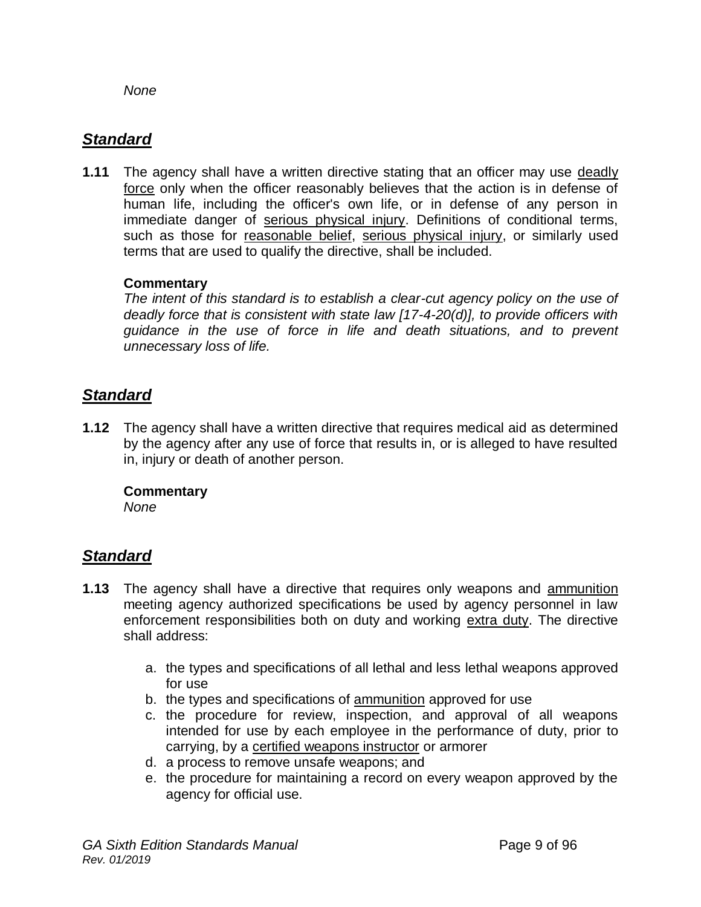*None*

## ***Standard***

**1.11** The agency shall have a written directive stating that an officer may use deadly force only when the officer reasonably believes that the action is in defense of human life, including the officer's own life, or in defense of any person in immediate danger of serious physical injury. Definitions of conditional terms, such as those for reasonable belief, serious physical injury, or similarly used terms that are used to qualify the directive, shall be included.

**Commentary**
*The intent of this standard is to establish a clear-cut agency policy on the use of deadly force that is consistent with state law [17-4-20(d)], to provide officers with guidance in the use of force in life and death situations, and to prevent unnecessary loss of life.*

## ***Standard***

**1.12** The agency shall have a written directive that requires medical aid as determined by the agency after any use of force that results in, or is alleged to have resulted in, injury or death of another person.

**Commentary**
*None*

## ***Standard***

**1.13** The agency shall have a directive that requires only weapons and ammunition meeting agency authorized specifications be used by agency personnel in law enforcement responsibilities both on duty and working extra duty. The directive shall address:

a. the types and specifications of all lethal and less lethal weapons approved for use
b. the types and specifications of ammunition approved for use
c. the procedure for review, inspection, and approval of all weapons intended for use by each employee in the performance of duty, prior to carrying, by a certified weapons instructor or armorer
d. a process to remove unsafe weapons; and
e. the procedure for maintaining a record on every weapon approved by the agency for official use.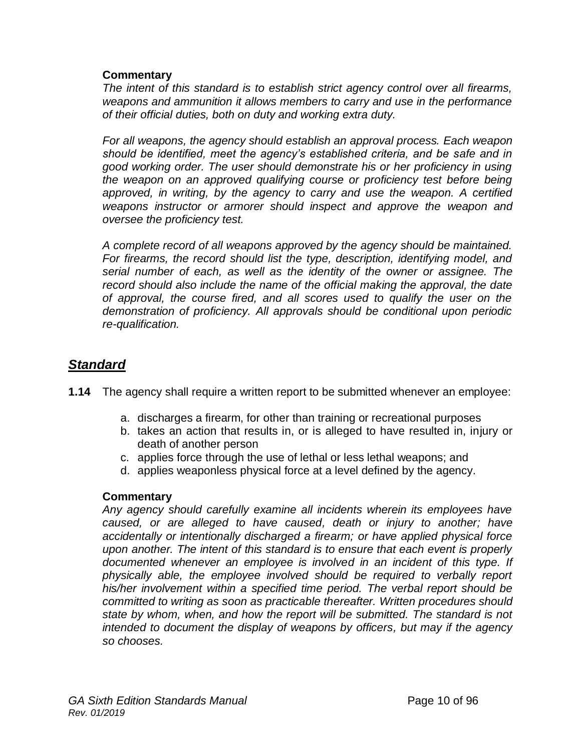**Commentary**

*The intent of this standard is to establish strict agency control over all firearms, weapons and ammunition it allows members to carry and use in the performance of their official duties, both on duty and working extra duty.*

*For all weapons, the agency should establish an approval process. Each weapon should be identified, meet the agency's established criteria, and be safe and in good working order. The user should demonstrate his or her proficiency in using the weapon on an approved qualifying course or proficiency test before being approved, in writing, by the agency to carry and use the weapon. A certified weapons instructor or armorer should inspect and approve the weapon and oversee the proficiency test.*

*A complete record of all weapons approved by the agency should be maintained. For firearms, the record should list the type, description, identifying model, and serial number of each, as well as the identity of the owner or assignee. The record should also include the name of the official making the approval, the date of approval, the course fired, and all scores used to qualify the user on the demonstration of proficiency. All approvals should be conditional upon periodic re-qualification.*

## ***Standard***

**1.14** The agency shall require a written report to be submitted whenever an employee:

a. discharges a firearm, for other than training or recreational purposes
b. takes an action that results in, or is alleged to have resulted in, injury or death of another person
c. applies force through the use of lethal or less lethal weapons; and
d. applies weaponless physical force at a level defined by the agency.

**Commentary**

*Any agency should carefully examine all incidents wherein its employees have caused, or are alleged to have caused, death or injury to another; have accidentally or intentionally discharged a firearm; or have applied physical force upon another. The intent of this standard is to ensure that each event is properly documented whenever an employee is involved in an incident of this type. If physically able, the employee involved should be required to verbally report his/her involvement within a specified time period. The verbal report should be committed to writing as soon as practicable thereafter. Written procedures should state by whom, when, and how the report will be submitted. The standard is not intended to document the display of weapons by officers, but may if the agency so chooses.*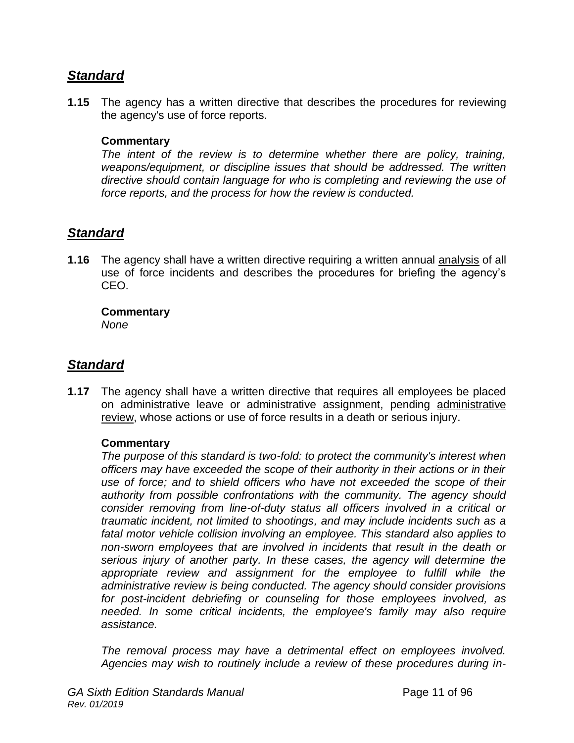## ***Standard***

**1.15** The agency has a written directive that describes the procedures for reviewing the agency's use of force reports.

**Commentary**

*The intent of the review is to determine whether there are policy, training, weapons/equipment, or discipline issues that should be addressed. The written directive should contain language for who is completing and reviewing the use of force reports, and the process for how the review is conducted.*

## ***Standard***

**1.16** The agency shall have a written directive requiring a written annual analysis of all use of force incidents and describes the procedures for briefing the agency's CEO.

**Commentary**

*None*

## ***Standard***

**1.17** The agency shall have a written directive that requires all employees be placed on administrative leave or administrative assignment, pending administrative review, whose actions or use of force results in a death or serious injury.

**Commentary**

*The purpose of this standard is two-fold: to protect the community's interest when officers may have exceeded the scope of their authority in their actions or in their use of force; and to shield officers who have not exceeded the scope of their authority from possible confrontations with the community. The agency should consider removing from line-of-duty status all officers involved in a critical or traumatic incident, not limited to shootings, and may include incidents such as a fatal motor vehicle collision involving an employee. This standard also applies to non-sworn employees that are involved in incidents that result in the death or serious injury of another party. In these cases, the agency will determine the appropriate review and assignment for the employee to fulfill while the administrative review is being conducted. The agency should consider provisions for post-incident debriefing or counseling for those employees involved, as needed. In some critical incidents, the employee's family may also require assistance.*

*The removal process may have a detrimental effect on employees involved. Agencies may wish to routinely include a review of these procedures during in-*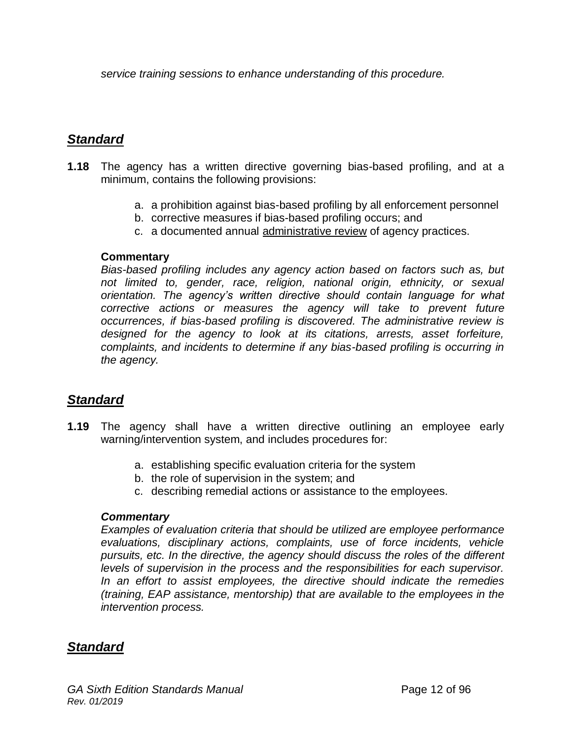*service training sessions to enhance understanding of this procedure.*

## ***Standard***

**1.18** The agency has a written directive governing bias-based profiling, and at a minimum, contains the following provisions:

a. a prohibition against bias-based profiling by all enforcement personnel
b. corrective measures if bias-based profiling occurs; and
c. a documented annual <u>administrative review</u> of agency practices.

**Commentary**
*Bias-based profiling includes any agency action based on factors such as, but not limited to, gender, race, religion, national origin, ethnicity, or sexual orientation. The agency's written directive should contain language for what corrective actions or measures the agency will take to prevent future occurrences, if bias-based profiling is discovered. The administrative review is designed for the agency to look at its citations, arrests, asset forfeiture, complaints, and incidents to determine if any bias-based profiling is occurring in the agency.*

## ***Standard***

**1.19** The agency shall have a written directive outlining an employee early warning/intervention system, and includes procedures for:

a. establishing specific evaluation criteria for the system
b. the role of supervision in the system; and
c. describing remedial actions or assistance to the employees.

***Commentary***
*Examples of evaluation criteria that should be utilized are employee performance evaluations, disciplinary actions, complaints, use of force incidents, vehicle pursuits, etc. In the directive, the agency should discuss the roles of the different levels of supervision in the process and the responsibilities for each supervisor. In an effort to assist employees, the directive should indicate the remedies (training, EAP assistance, mentorship) that are available to the employees in the intervention process.*

## ***Standard***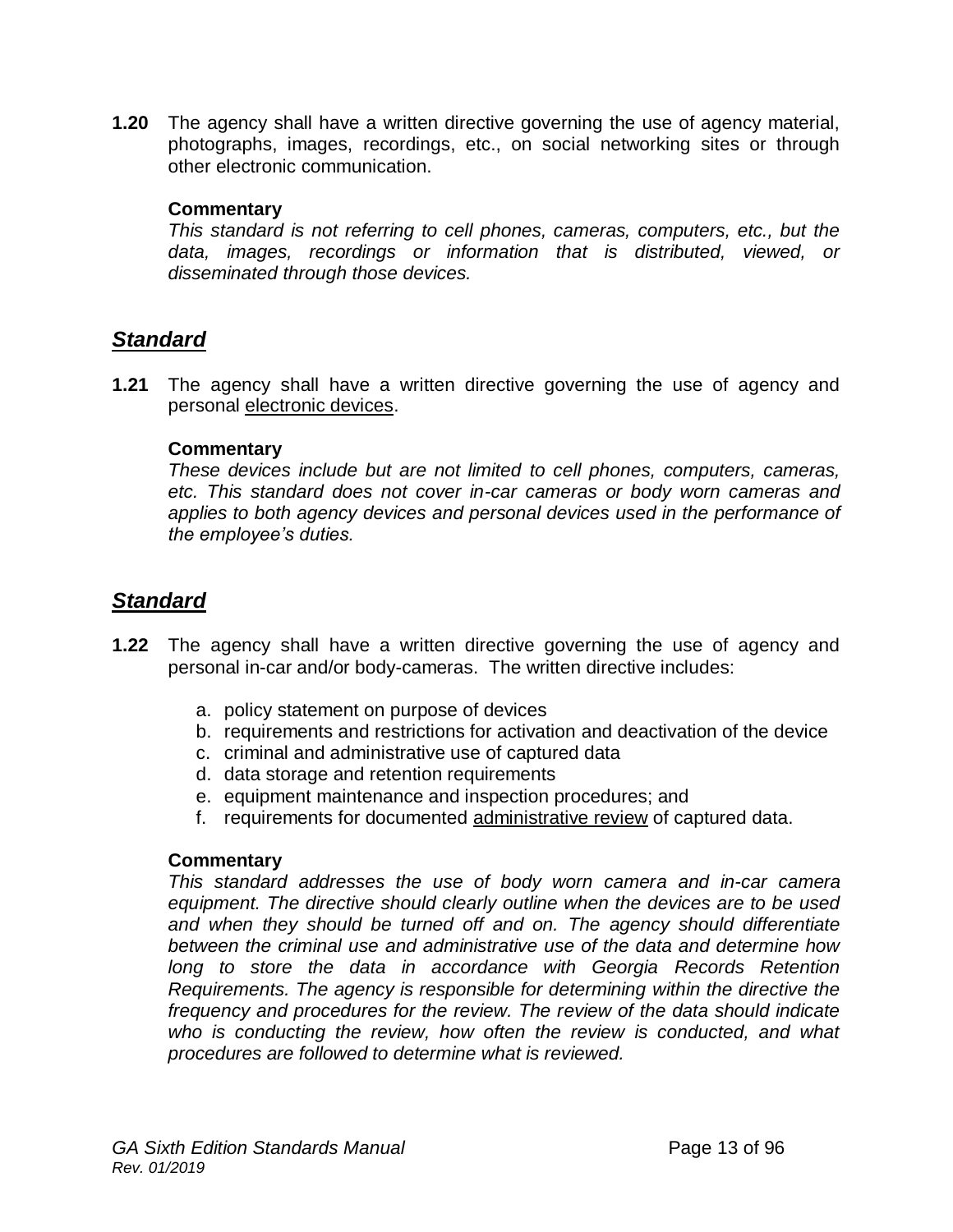**1.20** The agency shall have a written directive governing the use of agency material, photographs, images, recordings, etc., on social networking sites or through other electronic communication.

**Commentary**
*This standard is not referring to cell phones, cameras, computers, etc., but the data, images, recordings or information that is distributed, viewed, or disseminated through those devices.*

## ***Standard***

**1.21** The agency shall have a written directive governing the use of agency and personal electronic devices.

**Commentary**
*These devices include but are not limited to cell phones, computers, cameras, etc. This standard does not cover in-car cameras or body worn cameras and applies to both agency devices and personal devices used in the performance of the employee's duties.*

## ***Standard***

**1.22** The agency shall have a written directive governing the use of agency and personal in-car and/or body-cameras. The written directive includes:

a. policy statement on purpose of devices
b. requirements and restrictions for activation and deactivation of the device
c. criminal and administrative use of captured data
d. data storage and retention requirements
e. equipment maintenance and inspection procedures; and
f. requirements for documented administrative review of captured data.

**Commentary**
*This standard addresses the use of body worn camera and in-car camera equipment. The directive should clearly outline when the devices are to be used and when they should be turned off and on. The agency should differentiate between the criminal use and administrative use of the data and determine how long to store the data in accordance with Georgia Records Retention Requirements. The agency is responsible for determining within the directive the frequency and procedures for the review. The review of the data should indicate who is conducting the review, how often the review is conducted, and what procedures are followed to determine what is reviewed.*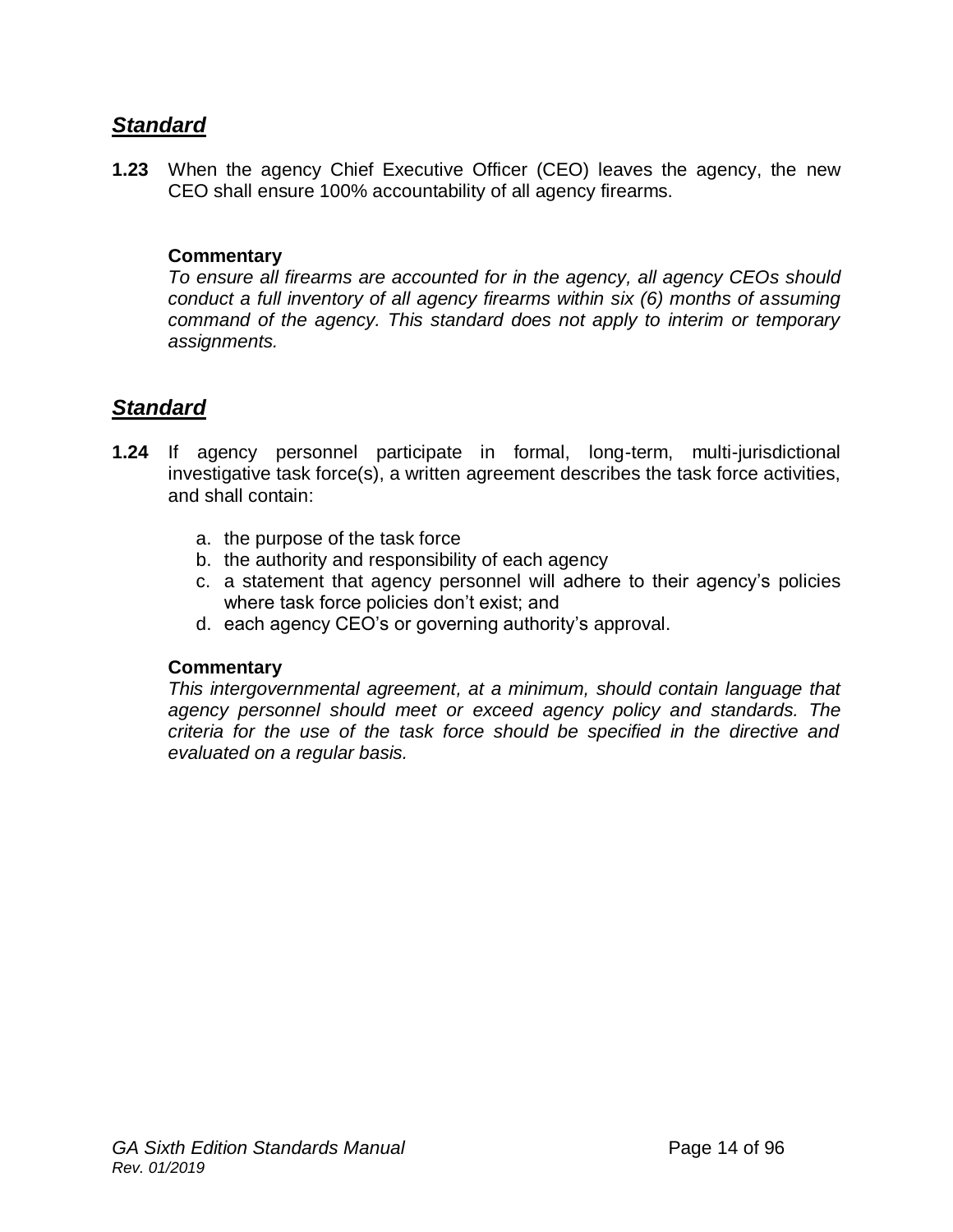## ***Standard***

**1.23** When the agency Chief Executive Officer (CEO) leaves the agency, the new CEO shall ensure 100% accountability of all agency firearms.

**Commentary**

*To ensure all firearms are accounted for in the agency, all agency CEOs should conduct a full inventory of all agency firearms within six (6) months of assuming command of the agency. This standard does not apply to interim or temporary assignments.*

## ***Standard***

**1.24** If agency personnel participate in formal, long-term, multi-jurisdictional investigative task force(s), a written agreement describes the task force activities, and shall contain:

a. the purpose of the task force
b. the authority and responsibility of each agency
c. a statement that agency personnel will adhere to their agency's policies where task force policies don't exist; and
d. each agency CEO's or governing authority's approval.

**Commentary**

*This intergovernmental agreement, at a minimum, should contain language that agency personnel should meet or exceed agency policy and standards. The criteria for the use of the task force should be specified in the directive and evaluated on a regular basis.*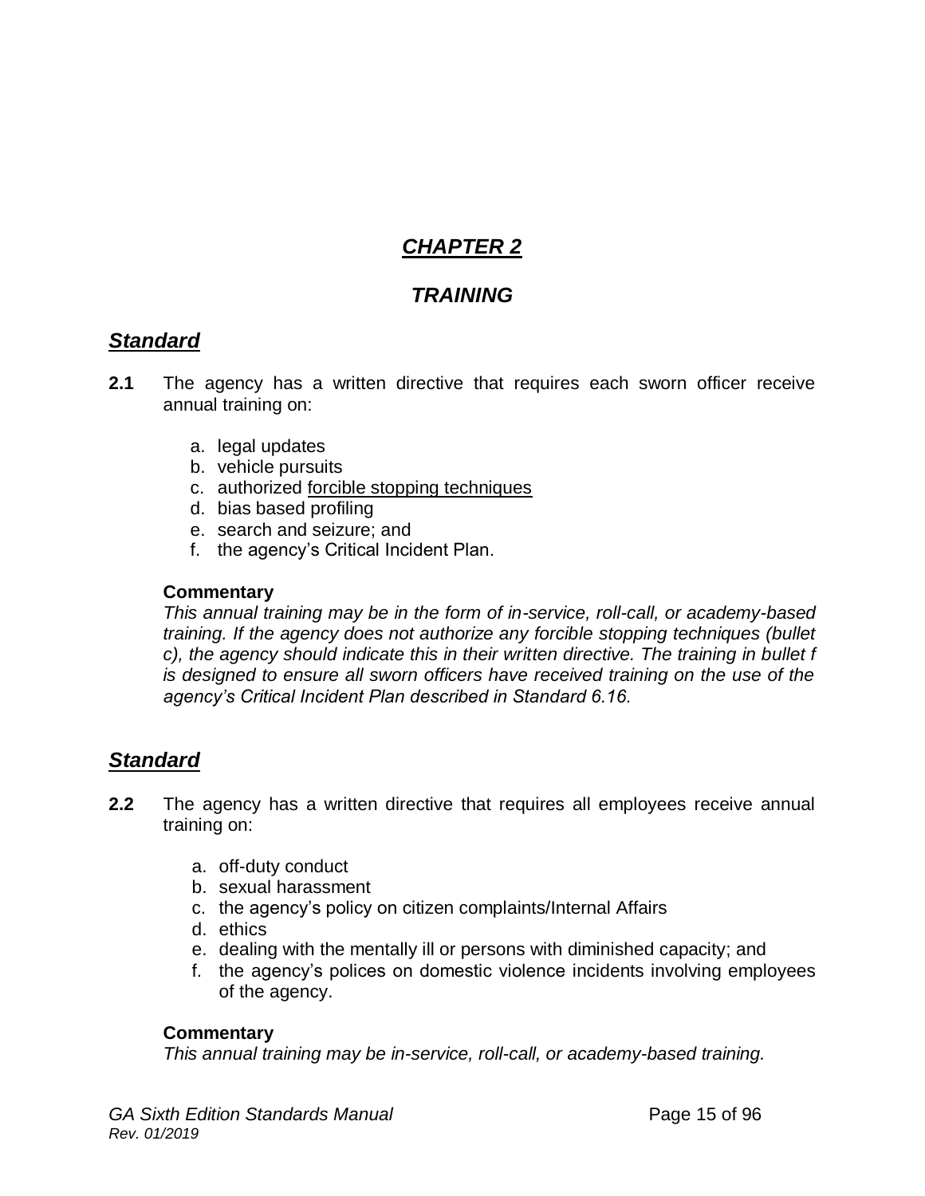# *CHAPTER 2*

## *TRAINING*

### *Standard*

**2.1** The agency has a written directive that requires each sworn officer receive annual training on:

a. legal updates
b. vehicle pursuits
c. authorized <u>forcible stopping techniques</u>
d. bias based profiling
e. search and seizure; and
f. the agency's Critical Incident Plan.

**Commentary**
*This annual training may be in the form of in-service, roll-call, or academy-based training. If the agency does not authorize any forcible stopping techniques (bullet c), the agency should indicate this in their written directive. The training in bullet f is designed to ensure all sworn officers have received training on the use of the agency's Critical Incident Plan described in Standard 6.16.*

### *Standard*

**2.2** The agency has a written directive that requires all employees receive annual training on:

a. off-duty conduct
b. sexual harassment
c. the agency's policy on citizen complaints/Internal Affairs
d. ethics
e. dealing with the mentally ill or persons with diminished capacity; and
f. the agency's polices on domestic violence incidents involving employees of the agency.

**Commentary**
*This annual training may be in-service, roll-call, or academy-based training.*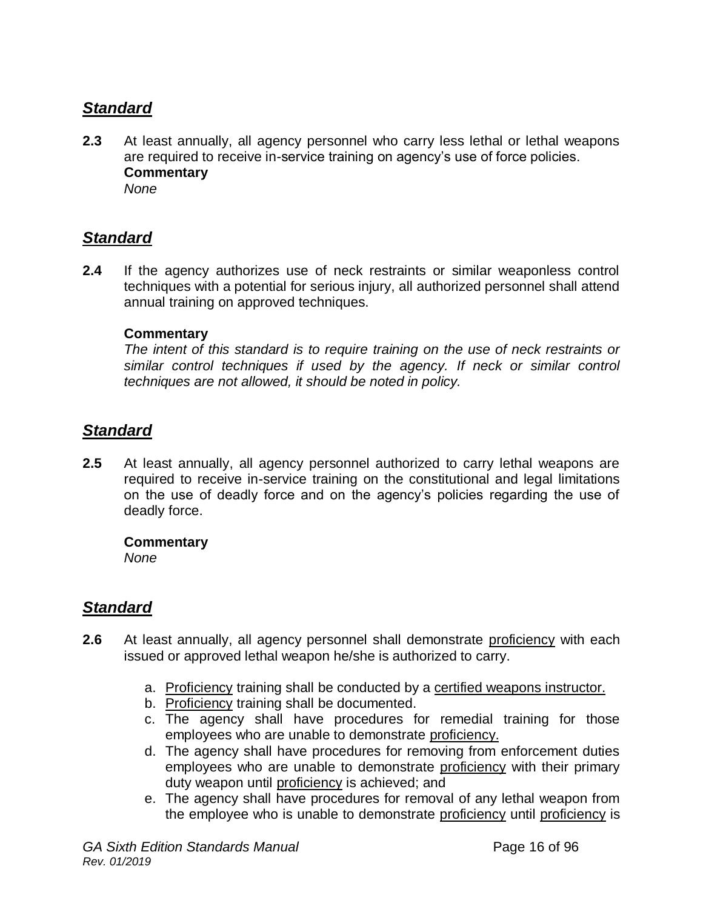## ***Standard***

**2.3** At least annually, all agency personnel who carry less lethal or lethal weapons are required to receive in-service training on agency's use of force policies.
**Commentary**
*None*

## ***Standard***

**2.4** If the agency authorizes use of neck restraints or similar weaponless control techniques with a potential for serious injury, all authorized personnel shall attend annual training on approved techniques.

**Commentary**
*The intent of this standard is to require training on the use of neck restraints or similar control techniques if used by the agency. If neck or similar control techniques are not allowed, it should be noted in policy.*

## ***Standard***

**2.5** At least annually, all agency personnel authorized to carry lethal weapons are required to receive in-service training on the constitutional and legal limitations on the use of deadly force and on the agency's policies regarding the use of deadly force.

**Commentary**
*None*

## ***Standard***

**2.6** At least annually, all agency personnel shall demonstrate proficiency with each issued or approved lethal weapon he/she is authorized to carry.

a. Proficiency training shall be conducted by a certified weapons instructor.
b. Proficiency training shall be documented.
c. The agency shall have procedures for remedial training for those employees who are unable to demonstrate proficiency.
d. The agency shall have procedures for removing from enforcement duties employees who are unable to demonstrate proficiency with their primary duty weapon until proficiency is achieved; and
e. The agency shall have procedures for removal of any lethal weapon from the employee who is unable to demonstrate proficiency until proficiency is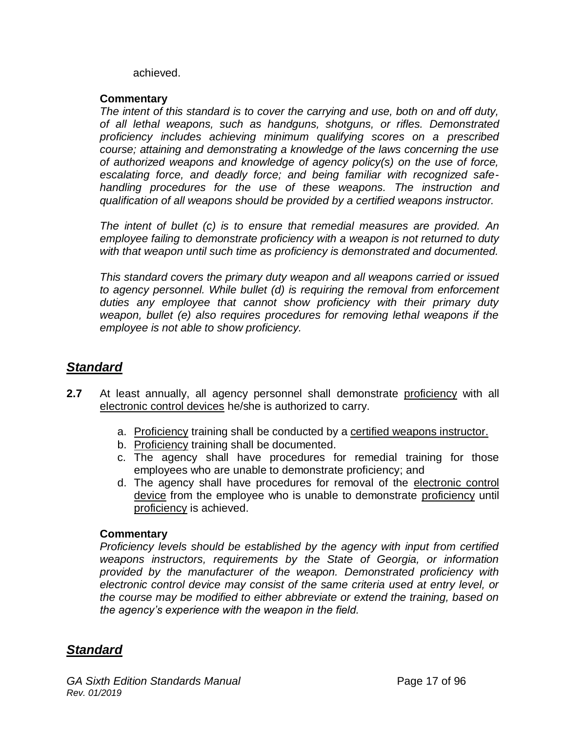achieved.

**Commentary**

*The intent of this standard is to cover the carrying and use, both on and off duty, of all lethal weapons, such as handguns, shotguns, or rifles. Demonstrated proficiency includes achieving minimum qualifying scores on a prescribed course; attaining and demonstrating a knowledge of the laws concerning the use of authorized weapons and knowledge of agency policy(s) on the use of force, escalating force, and deadly force; and being familiar with recognized safe-handling procedures for the use of these weapons. The instruction and qualification of all weapons should be provided by a certified weapons instructor.*

*The intent of bullet (c) is to ensure that remedial measures are provided. An employee failing to demonstrate proficiency with a weapon is not returned to duty with that weapon until such time as proficiency is demonstrated and documented.*

*This standard covers the primary duty weapon and all weapons carried or issued to agency personnel. While bullet (d) is requiring the removal from enforcement duties any employee that cannot show proficiency with their primary duty weapon, bullet (e) also requires procedures for removing lethal weapons if the employee is not able to show proficiency.*

## ***Standard***

**2.7** At least annually, all agency personnel shall demonstrate <u>proficiency</u> with all <u>electronic control devices</u> he/she is authorized to carry.

a. <u>Proficiency</u> training shall be conducted by a <u>certified weapons instructor.</u>
b. <u>Proficiency</u> training shall be documented.
c. The agency shall have procedures for remedial training for those employees who are unable to demonstrate proficiency; and
d. The agency shall have procedures for removal of the <u>electronic control device</u> from the employee who is unable to demonstrate <u>proficiency</u> until <u>proficiency</u> is achieved.

**Commentary**

*Proficiency levels should be established by the agency with input from certified weapons instructors, requirements by the State of Georgia, or information provided by the manufacturer of the weapon. Demonstrated proficiency with electronic control device may consist of the same criteria used at entry level, or the course may be modified to either abbreviate or extend the training, based on the agency's experience with the weapon in the field.*

## ***Standard***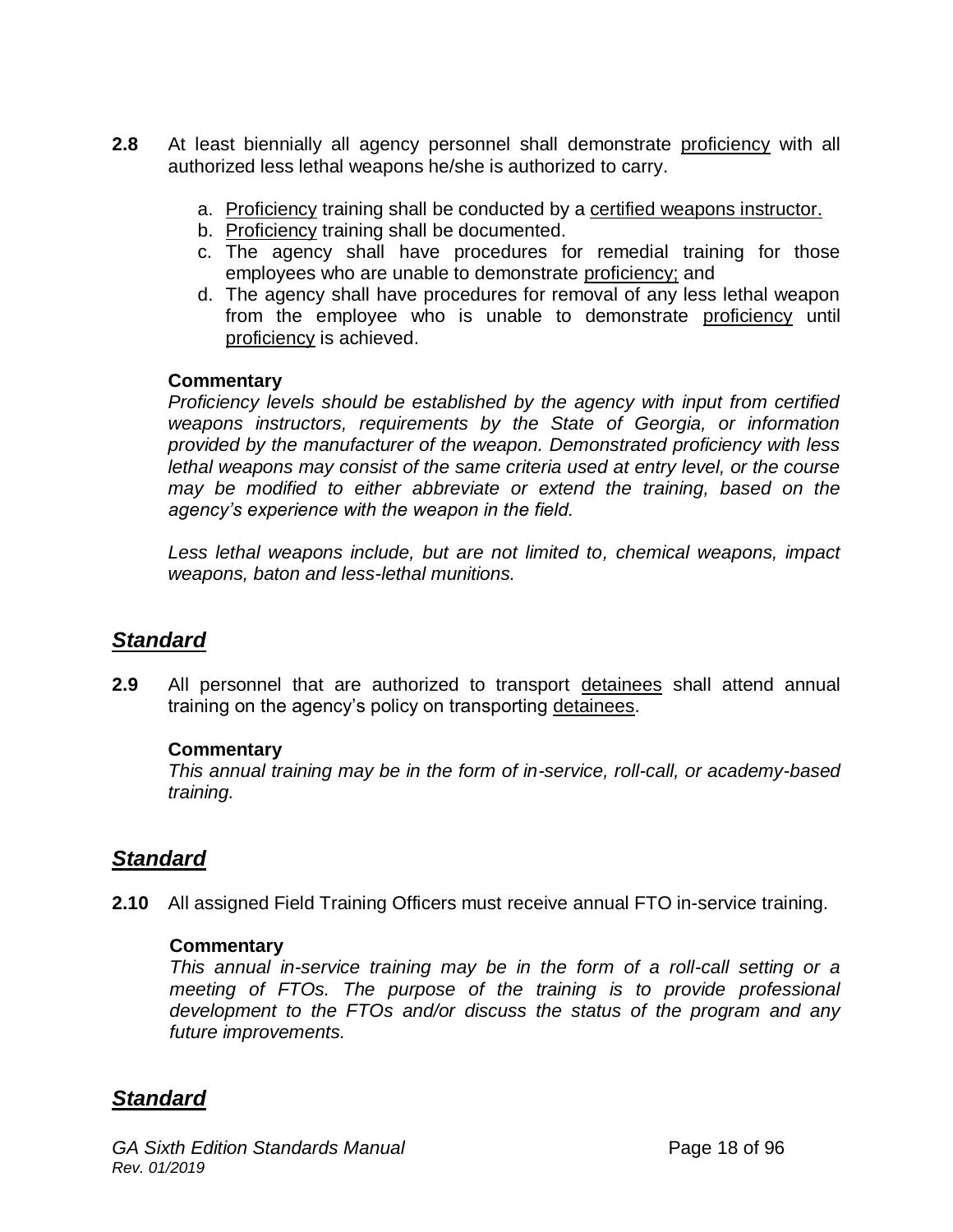**2.8** At least biennially all agency personnel shall demonstrate proficiency with all authorized less lethal weapons he/she is authorized to carry.

a. Proficiency training shall be conducted by a certified weapons instructor.
b. Proficiency training shall be documented.
c. The agency shall have procedures for remedial training for those employees who are unable to demonstrate proficiency; and
d. The agency shall have procedures for removal of any less lethal weapon from the employee who is unable to demonstrate proficiency until proficiency is achieved.

**Commentary**

*Proficiency levels should be established by the agency with input from certified weapons instructors, requirements by the State of Georgia, or information provided by the manufacturer of the weapon. Demonstrated proficiency with less lethal weapons may consist of the same criteria used at entry level, or the course may be modified to either abbreviate or extend the training, based on the agency's experience with the weapon in the field.*

*Less lethal weapons include, but are not limited to, chemical weapons, impact weapons, baton and less-lethal munitions.*

## ***Standard***

**2.9** All personnel that are authorized to transport detainees shall attend annual training on the agency's policy on transporting detainees.

**Commentary**

*This annual training may be in the form of in-service, roll-call, or academy-based training.*

## ***Standard***

**2.10** All assigned Field Training Officers must receive annual FTO in-service training.

**Commentary**

*This annual in-service training may be in the form of a roll-call setting or a meeting of FTOs. The purpose of the training is to provide professional development to the FTOs and/or discuss the status of the program and any future improvements.*

## ***Standard***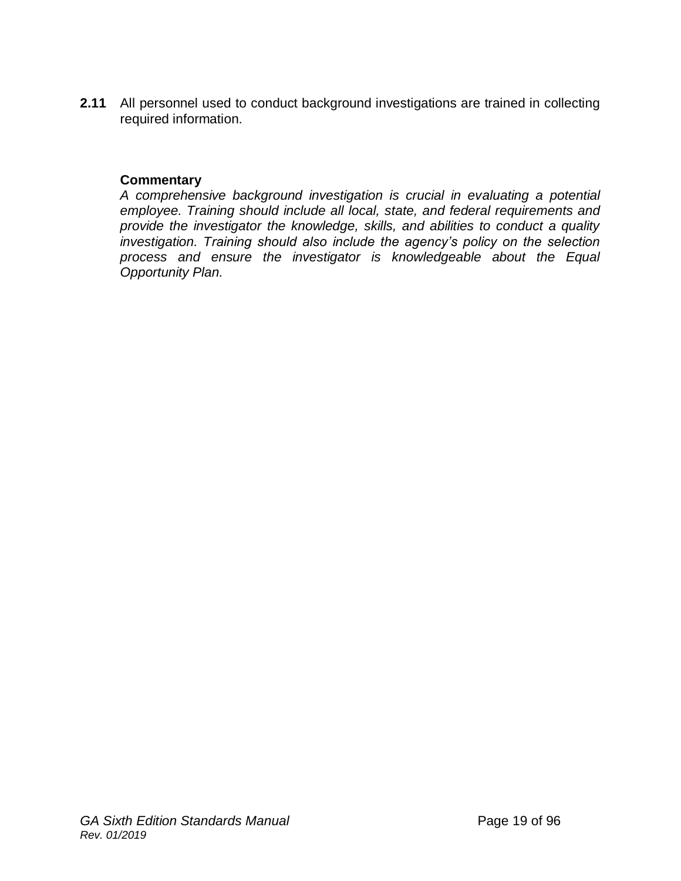**2.11** All personnel used to conduct background investigations are trained in collecting required information.

**Commentary**

*A comprehensive background investigation is crucial in evaluating a potential employee. Training should include all local, state, and federal requirements and provide the investigator the knowledge, skills, and abilities to conduct a quality investigation. Training should also include the agency's policy on the selection process and ensure the investigator is knowledgeable about the Equal Opportunity Plan.*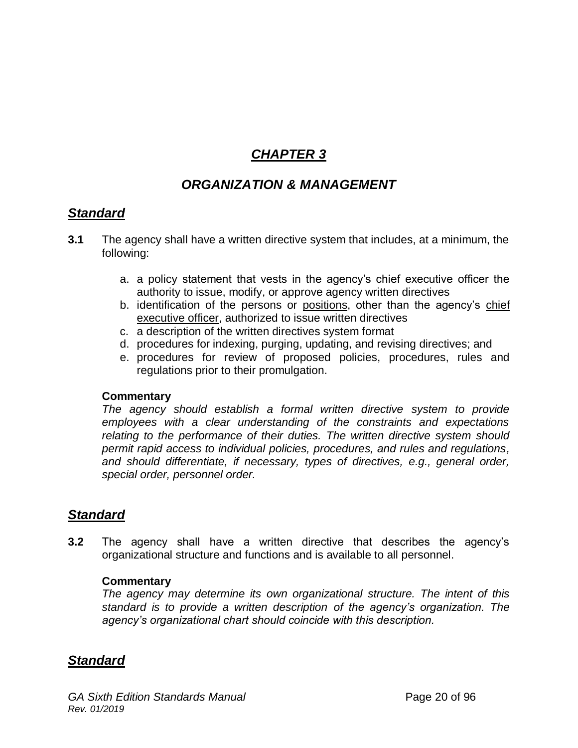# *CHAPTER 3*

## *ORGANIZATION & MANAGEMENT*

### *Standard*

**3.1** The agency shall have a written directive system that includes, at a minimum, the following:

a. a policy statement that vests in the agency's chief executive officer the authority to issue, modify, or approve agency written directives
b. identification of the persons or positions, other than the agency's chief executive officer, authorized to issue written directives
c. a description of the written directives system format
d. procedures for indexing, purging, updating, and revising directives; and
e. procedures for review of proposed policies, procedures, rules and regulations prior to their promulgation.

**Commentary**

*The agency should establish a formal written directive system to provide employees with a clear understanding of the constraints and expectations relating to the performance of their duties. The written directive system should permit rapid access to individual policies, procedures, and rules and regulations, and should differentiate, if necessary, types of directives, e.g., general order, special order, personnel order.*

### *Standard*

**3.2** The agency shall have a written directive that describes the agency's organizational structure and functions and is available to all personnel.

**Commentary**

*The agency may determine its own organizational structure. The intent of this standard is to provide a written description of the agency's organization. The agency's organizational chart should coincide with this description.*

### *Standard*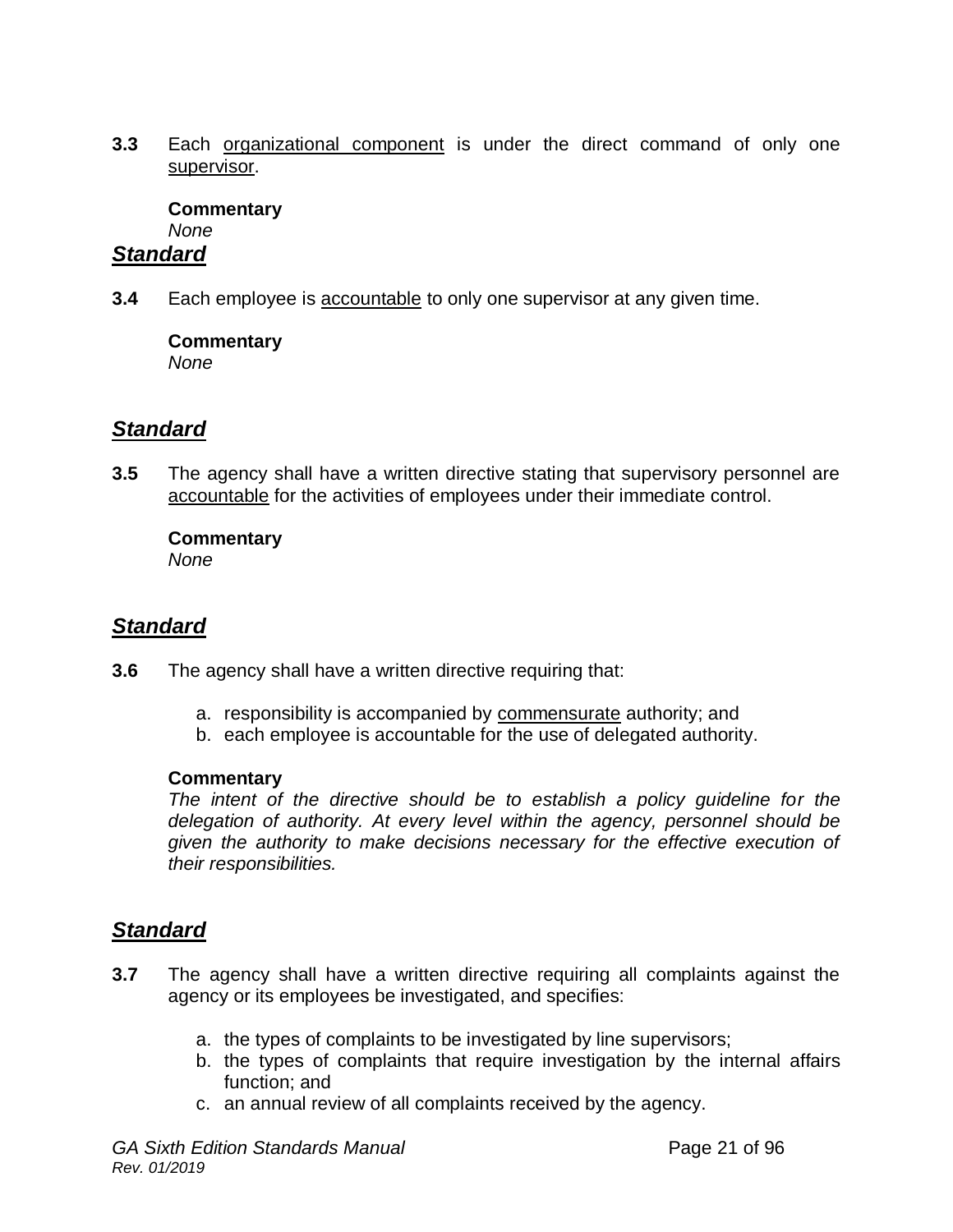**3.3** Each <u>organizational component</u> is under the direct command of only one <u>supervisor</u>.

**Commentary**
*None*

***Standard***

**3.4** Each employee is <u>accountable</u> to only one supervisor at any given time.

**Commentary**
*None*

***Standard***

**3.5** The agency shall have a written directive stating that supervisory personnel are <u>accountable</u> for the activities of employees under their immediate control.

**Commentary**
*None*

***Standard***

**3.6** The agency shall have a written directive requiring that:

a. responsibility is accompanied by <u>commensurate</u> authority; and
b. each employee is accountable for the use of delegated authority.

**Commentary**
*The intent of the directive should be to establish a policy guideline for the delegation of authority. At every level within the agency, personnel should be given the authority to make decisions necessary for the effective execution of their responsibilities.*

***Standard***

**3.7** The agency shall have a written directive requiring all complaints against the agency or its employees be investigated, and specifies:

a. the types of complaints to be investigated by line supervisors;
b. the types of complaints that require investigation by the internal affairs function; and
c. an annual review of all complaints received by the agency.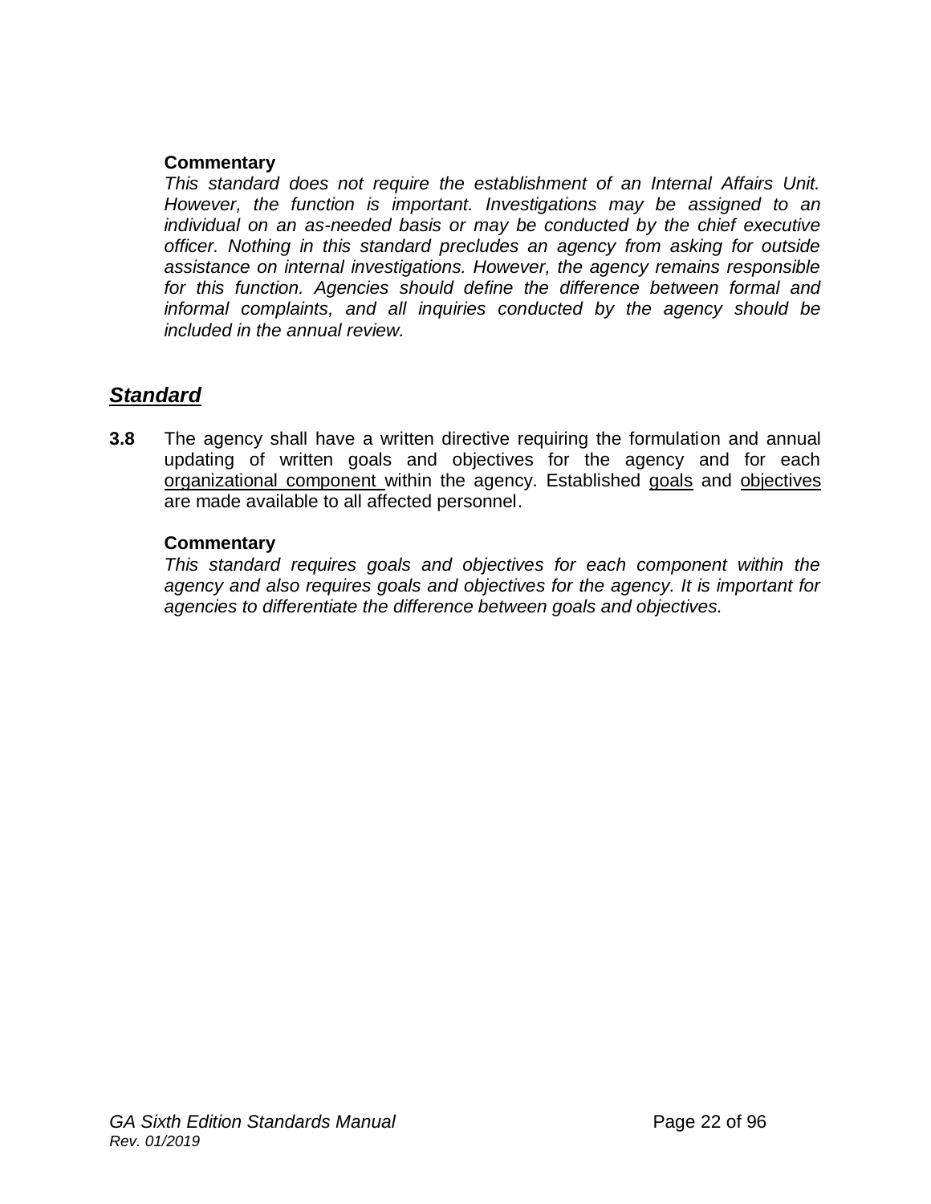**Commentary**

*This standard does not require the establishment of an Internal Affairs Unit. However, the function is important. Investigations may be assigned to an individual on an as-needed basis or may be conducted by the chief executive officer. Nothing in this standard precludes an agency from asking for outside assistance on internal investigations. However, the agency remains responsible for this function. Agencies should define the difference between formal and informal complaints, and all inquiries conducted by the agency should be included in the annual review.*

## ***Standard***

**3.8** The agency shall have a written directive requiring the formulation and annual updating of written goals and objectives for the agency and for each organizational component within the agency. Established goals and objectives are made available to all affected personnel.

**Commentary**

*This standard requires goals and objectives for each component within the agency and also requires goals and objectives for the agency. It is important for agencies to differentiate the difference between goals and objectives.*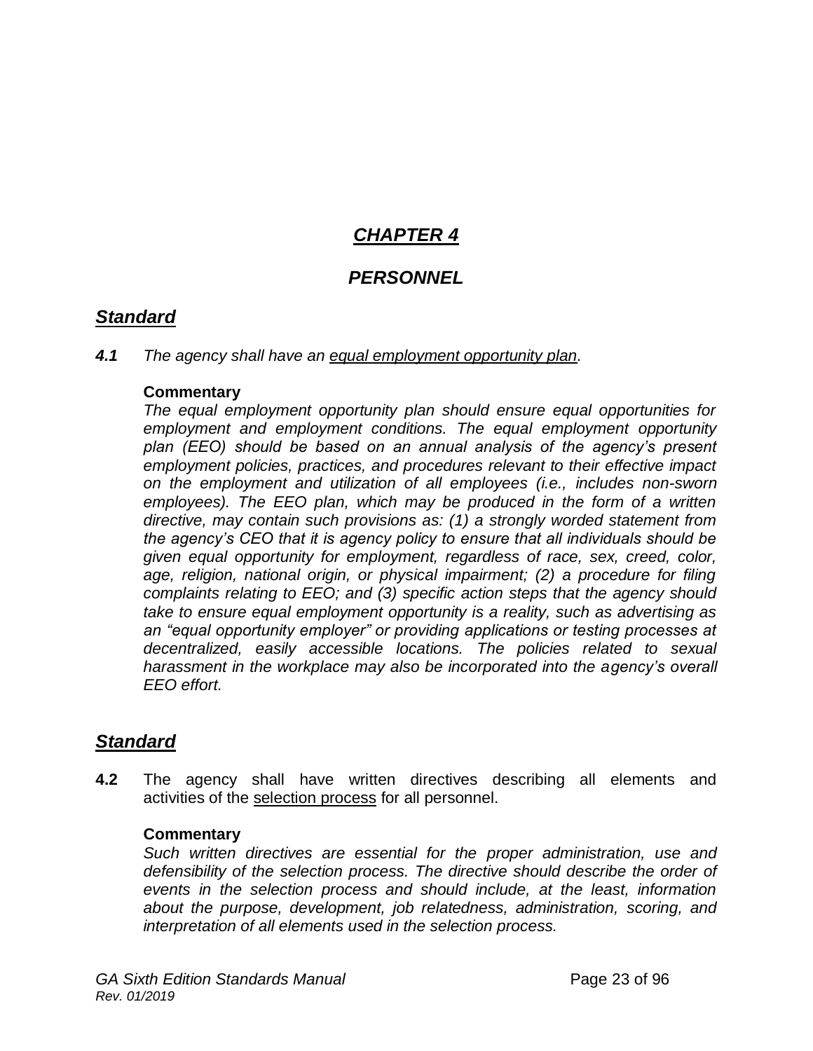# ***CHAPTER 4***

## ***PERSONNEL***

### ***Standard***

***4.1*** *The agency shall have an equal employment opportunity plan.*

**Commentary**

*The equal employment opportunity plan should ensure equal opportunities for employment and employment conditions. The equal employment opportunity plan (EEO) should be based on an annual analysis of the agency's present employment policies, practices, and procedures relevant to their effective impact on the employment and utilization of all employees (i.e., includes non-sworn employees). The EEO plan, which may be produced in the form of a written directive, may contain such provisions as: (1) a strongly worded statement from the agency's CEO that it is agency policy to ensure that all individuals should be given equal opportunity for employment, regardless of race, sex, creed, color, age, religion, national origin, or physical impairment; (2) a procedure for filing complaints relating to EEO; and (3) specific action steps that the agency should take to ensure equal employment opportunity is a reality, such as advertising as an "equal opportunity employer" or providing applications or testing processes at decentralized, easily accessible locations. The policies related to sexual harassment in the workplace may also be incorporated into the agency's overall EEO effort.*

### ***Standard***

**4.2** The agency shall have written directives describing all elements and activities of the selection process for all personnel.

**Commentary**

*Such written directives are essential for the proper administration, use and defensibility of the selection process. The directive should describe the order of events in the selection process and should include, at the least, information about the purpose, development, job relatedness, administration, scoring, and interpretation of all elements used in the selection process.*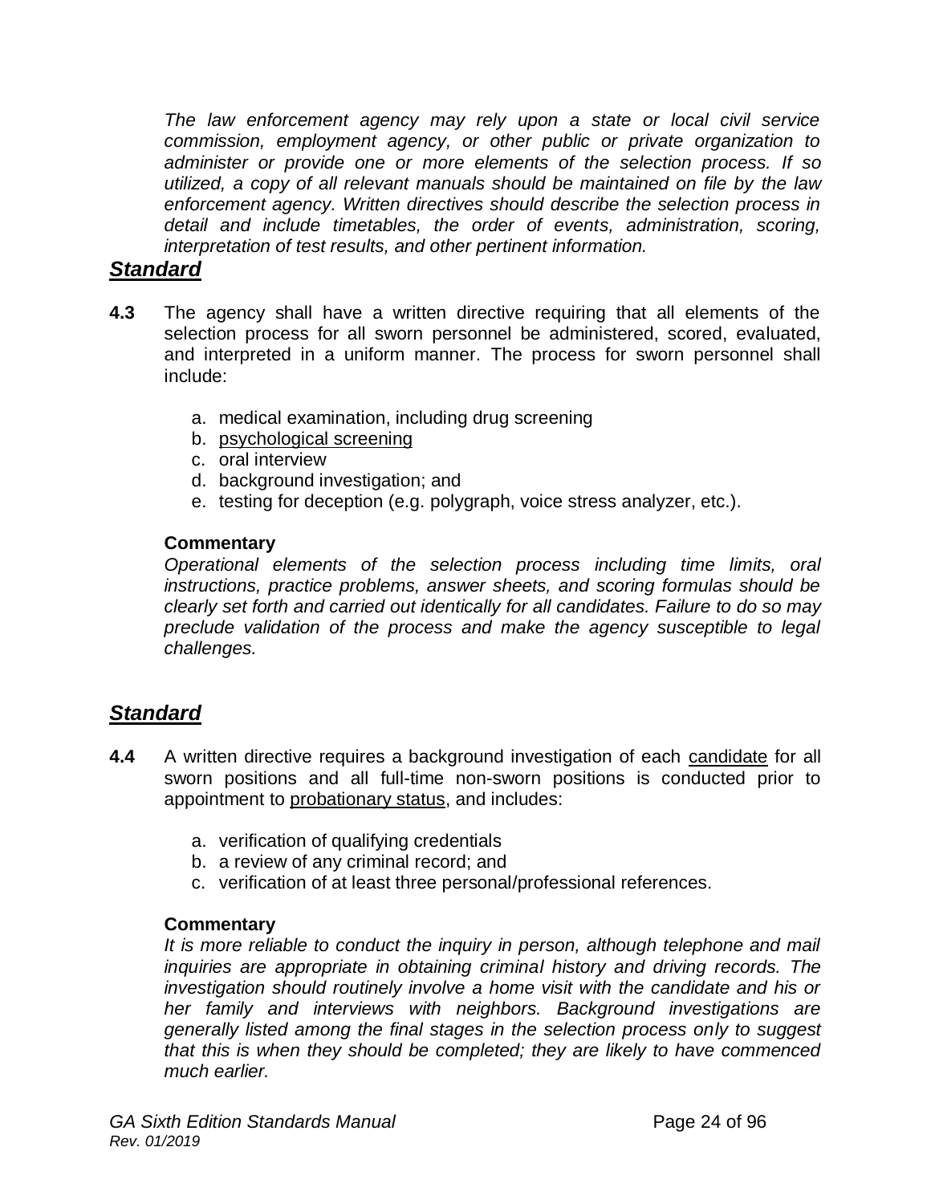*The law enforcement agency may rely upon a state or local civil service commission, employment agency, or other public or private organization to administer or provide one or more elements of the selection process. If so utilized, a copy of all relevant manuals should be maintained on file by the law enforcement agency. Written directives should describe the selection process in detail and include timetables, the order of events, administration, scoring, interpretation of test results, and other pertinent information.*

## ***Standard***

**4.3** The agency shall have a written directive requiring that all elements of the selection process for all sworn personnel be administered, scored, evaluated, and interpreted in a uniform manner. The process for sworn personnel shall include:

a. medical examination, including drug screening
b. <u>psychological screening</u>
c. oral interview
d. background investigation; and
e. testing for deception (e.g. polygraph, voice stress analyzer, etc.).

**Commentary**

*Operational elements of the selection process including time limits, oral instructions, practice problems, answer sheets, and scoring formulas should be clearly set forth and carried out identically for all candidates. Failure to do so may preclude validation of the process and make the agency susceptible to legal challenges.*

## ***Standard***

**4.4** A written directive requires a background investigation of each <u>candidate</u> for all sworn positions and all full-time non-sworn positions is conducted prior to appointment to <u>probationary status</u>, and includes:

a. verification of qualifying credentials
b. a review of any criminal record; and
c. verification of at least three personal/professional references.

**Commentary**

*It is more reliable to conduct the inquiry in person, although telephone and mail inquiries are appropriate in obtaining criminal history and driving records. The investigation should routinely involve a home visit with the candidate and his or her family and interviews with neighbors. Background investigations are generally listed among the final stages in the selection process only to suggest that this is when they should be completed; they are likely to have commenced much earlier.*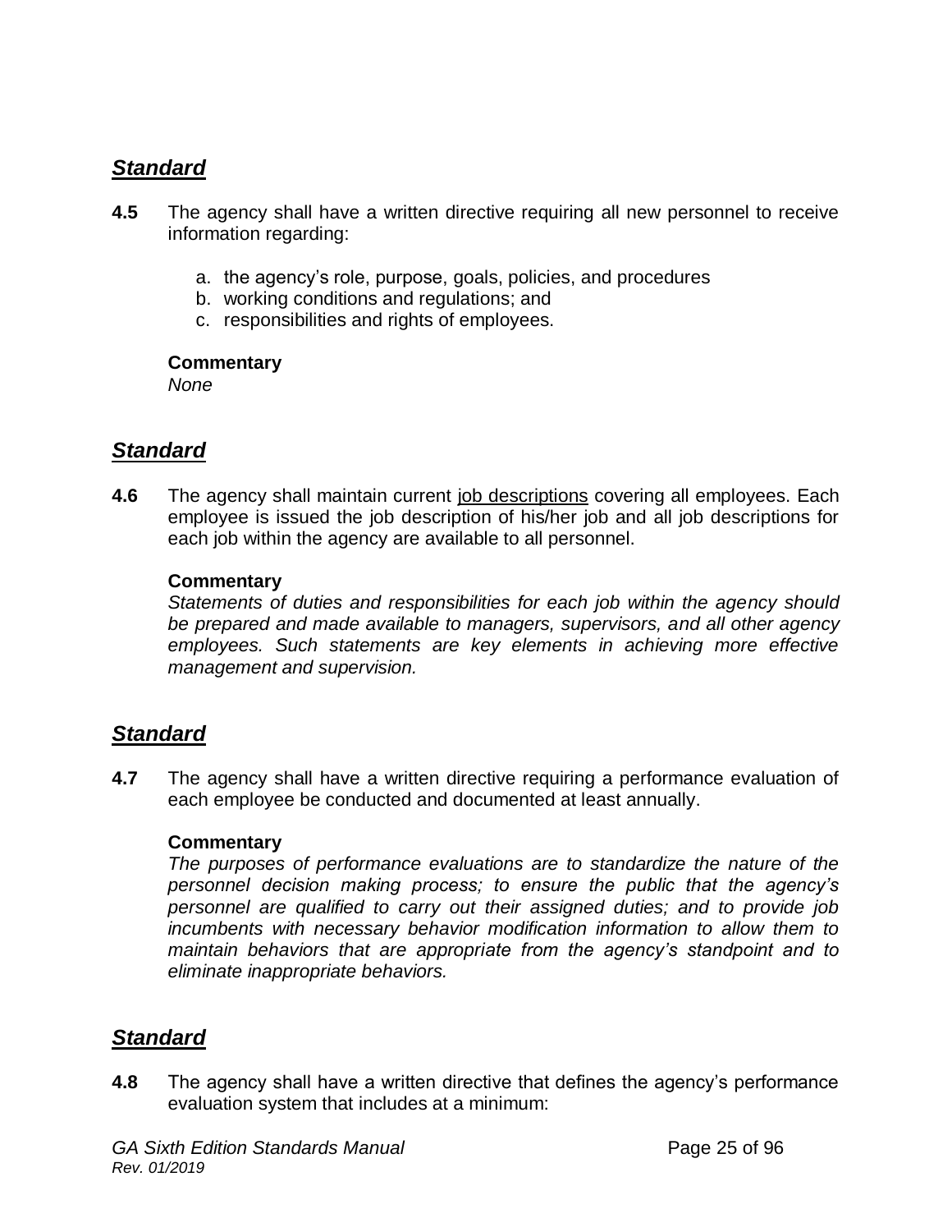## *Standard*

**4.5** The agency shall have a written directive requiring all new personnel to receive information regarding:

a. the agency's role, purpose, goals, policies, and procedures
b. working conditions and regulations; and
c. responsibilities and rights of employees.

**Commentary**
*None*

## *Standard*

**4.6** The agency shall maintain current job descriptions covering all employees. Each employee is issued the job description of his/her job and all job descriptions for each job within the agency are available to all personnel.

**Commentary**
*Statements of duties and responsibilities for each job within the agency should be prepared and made available to managers, supervisors, and all other agency employees. Such statements are key elements in achieving more effective management and supervision.*

## *Standard*

**4.7** The agency shall have a written directive requiring a performance evaluation of each employee be conducted and documented at least annually.

**Commentary**
*The purposes of performance evaluations are to standardize the nature of the personnel decision making process; to ensure the public that the agency's personnel are qualified to carry out their assigned duties; and to provide job incumbents with necessary behavior modification information to allow them to maintain behaviors that are appropriate from the agency's standpoint and to eliminate inappropriate behaviors.*

## *Standard*

**4.8** The agency shall have a written directive that defines the agency's performance evaluation system that includes at a minimum: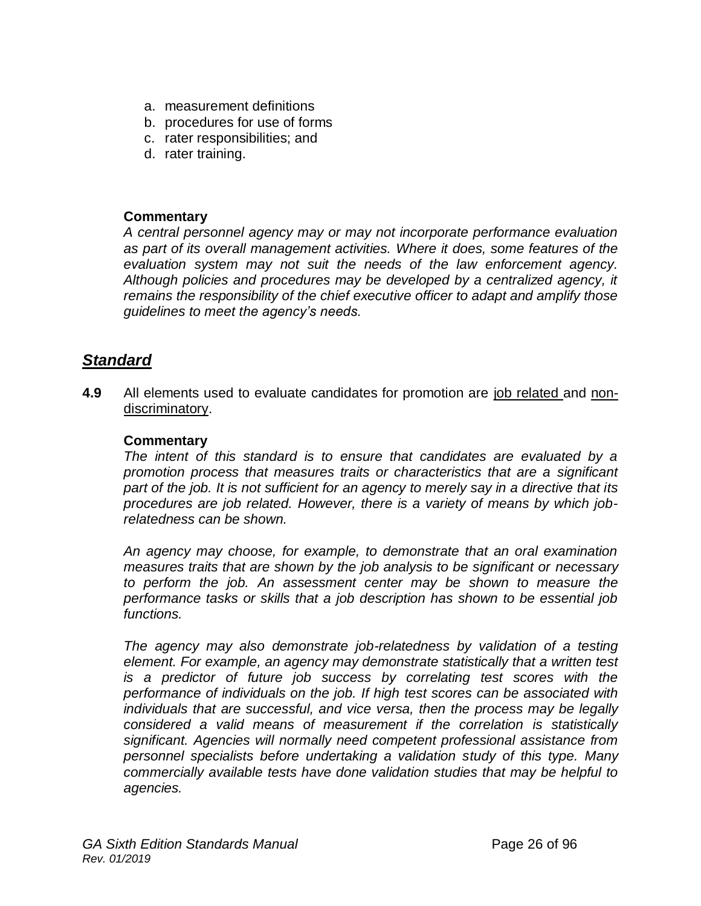a. measurement definitions
b. procedures for use of forms
c. rater responsibilities; and
d. rater training.

**Commentary**

*A central personnel agency may or may not incorporate performance evaluation as part of its overall management activities. Where it does, some features of the evaluation system may not suit the needs of the law enforcement agency. Although policies and procedures may be developed by a centralized agency, it remains the responsibility of the chief executive officer to adapt and amplify those guidelines to meet the agency's needs.*

## ***Standard***

**4.9** All elements used to evaluate candidates for promotion are <u>job related</u> and <u>non-discriminatory</u>.

**Commentary**

*The intent of this standard is to ensure that candidates are evaluated by a promotion process that measures traits or characteristics that are a significant part of the job. It is not sufficient for an agency to merely say in a directive that its procedures are job related. However, there is a variety of means by which job-relatedness can be shown.*

*An agency may choose, for example, to demonstrate that an oral examination measures traits that are shown by the job analysis to be significant or necessary to perform the job. An assessment center may be shown to measure the performance tasks or skills that a job description has shown to be essential job functions.*

*The agency may also demonstrate job-relatedness by validation of a testing element. For example, an agency may demonstrate statistically that a written test is a predictor of future job success by correlating test scores with the performance of individuals on the job. If high test scores can be associated with individuals that are successful, and vice versa, then the process may be legally considered a valid means of measurement if the correlation is statistically significant. Agencies will normally need competent professional assistance from personnel specialists before undertaking a validation study of this type. Many commercially available tests have done validation studies that may be helpful to agencies.*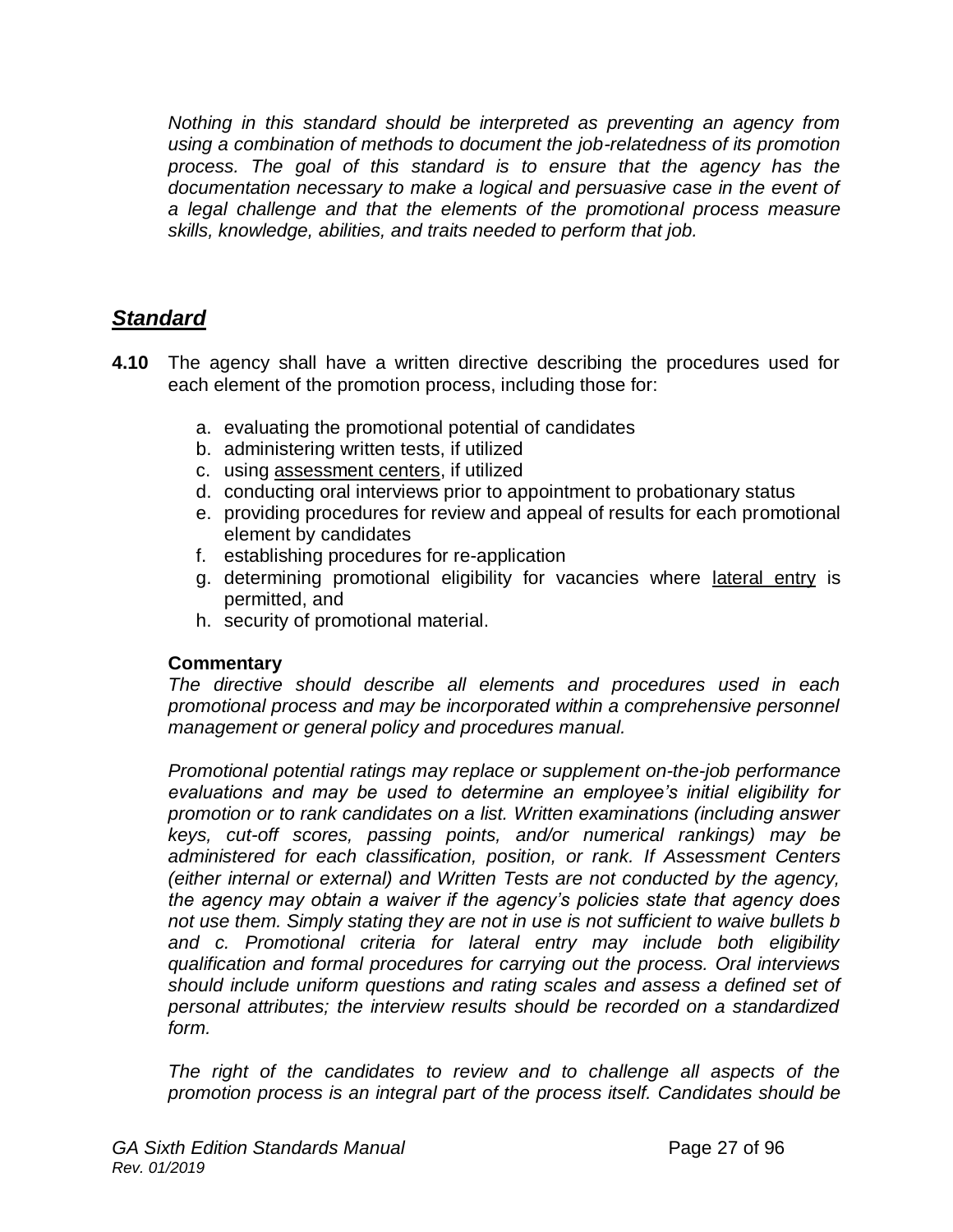*Nothing in this standard should be interpreted as preventing an agency from using a combination of methods to document the job-relatedness of its promotion process. The goal of this standard is to ensure that the agency has the documentation necessary to make a logical and persuasive case in the event of a legal challenge and that the elements of the promotional process measure skills, knowledge, abilities, and traits needed to perform that job.*

## ***Standard***

**4.10** The agency shall have a written directive describing the procedures used for each element of the promotion process, including those for:

a. evaluating the promotional potential of candidates
b. administering written tests, if utilized
c. using assessment centers, if utilized
d. conducting oral interviews prior to appointment to probationary status
e. providing procedures for review and appeal of results for each promotional element by candidates
f. establishing procedures for re-application
g. determining promotional eligibility for vacancies where lateral entry is permitted, and
h. security of promotional material.

**Commentary**

*The directive should describe all elements and procedures used in each promotional process and may be incorporated within a comprehensive personnel management or general policy and procedures manual.*

*Promotional potential ratings may replace or supplement on-the-job performance evaluations and may be used to determine an employee's initial eligibility for promotion or to rank candidates on a list. Written examinations (including answer keys, cut-off scores, passing points, and/or numerical rankings) may be administered for each classification, position, or rank. If Assessment Centers (either internal or external) and Written Tests are not conducted by the agency, the agency may obtain a waiver if the agency's policies state that agency does not use them. Simply stating they are not in use is not sufficient to waive bullets b and c. Promotional criteria for lateral entry may include both eligibility qualification and formal procedures for carrying out the process. Oral interviews should include uniform questions and rating scales and assess a defined set of personal attributes; the interview results should be recorded on a standardized form.*

*The right of the candidates to review and to challenge all aspects of the promotion process is an integral part of the process itself. Candidates should be*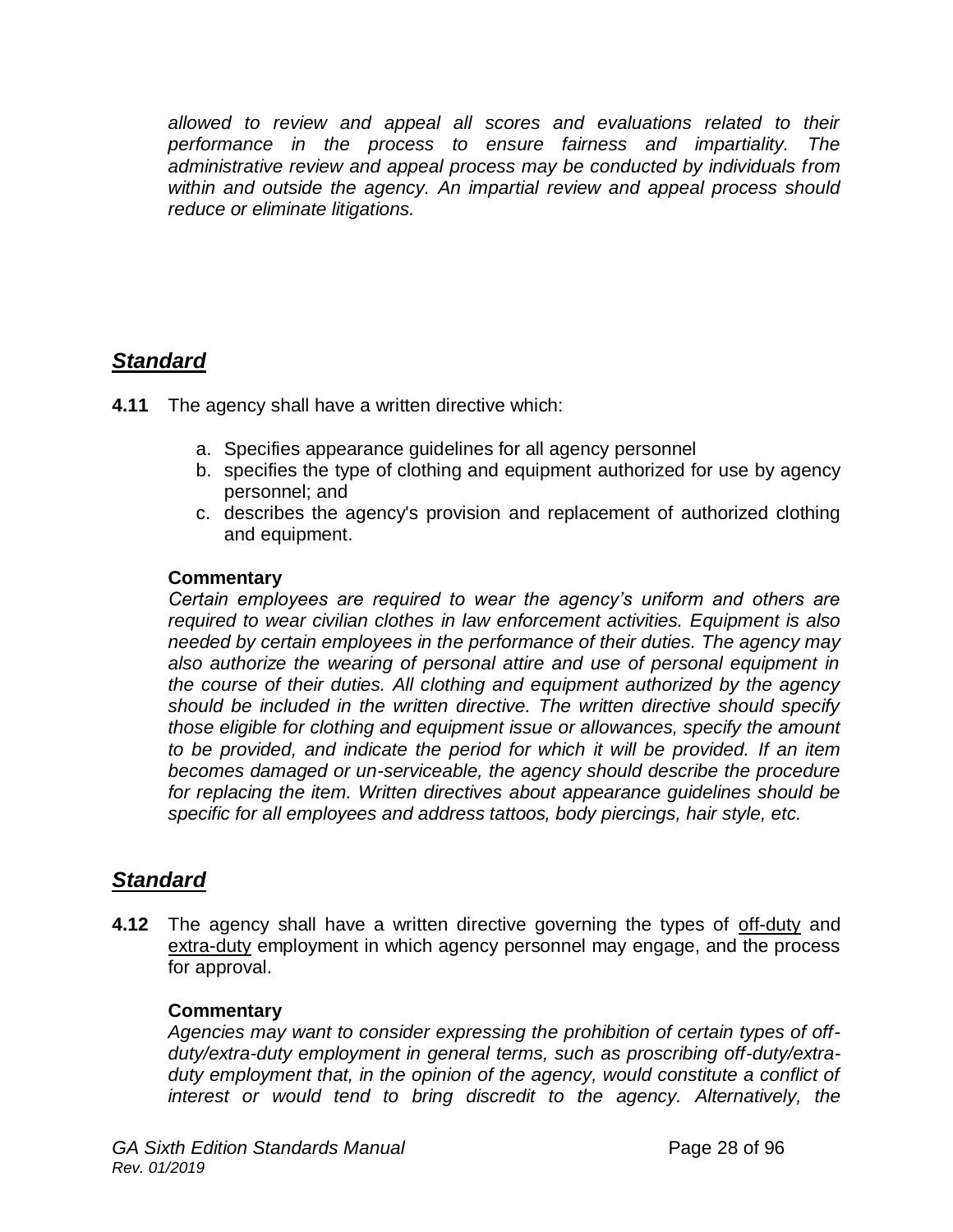*allowed to review and appeal all scores and evaluations related to their performance in the process to ensure fairness and impartiality. The administrative review and appeal process may be conducted by individuals from within and outside the agency. An impartial review and appeal process should reduce or eliminate litigations.*

## ***Standard***

**4.11** The agency shall have a written directive which:

a. Specifies appearance guidelines for all agency personnel
b. specifies the type of clothing and equipment authorized for use by agency personnel; and
c. describes the agency's provision and replacement of authorized clothing and equipment.

**Commentary**

*Certain employees are required to wear the agency's uniform and others are required to wear civilian clothes in law enforcement activities. Equipment is also needed by certain employees in the performance of their duties. The agency may also authorize the wearing of personal attire and use of personal equipment in the course of their duties. All clothing and equipment authorized by the agency should be included in the written directive. The written directive should specify those eligible for clothing and equipment issue or allowances, specify the amount to be provided, and indicate the period for which it will be provided. If an item becomes damaged or un-serviceable, the agency should describe the procedure for replacing the item. Written directives about appearance guidelines should be specific for all employees and address tattoos, body piercings, hair style, etc.*

## ***Standard***

**4.12** The agency shall have a written directive governing the types of off-duty and extra-duty employment in which agency personnel may engage, and the process for approval.

**Commentary**

*Agencies may want to consider expressing the prohibition of certain types of off-duty/extra-duty employment in general terms, such as proscribing off-duty/extra-duty employment that, in the opinion of the agency, would constitute a conflict of interest or would tend to bring discredit to the agency. Alternatively, the*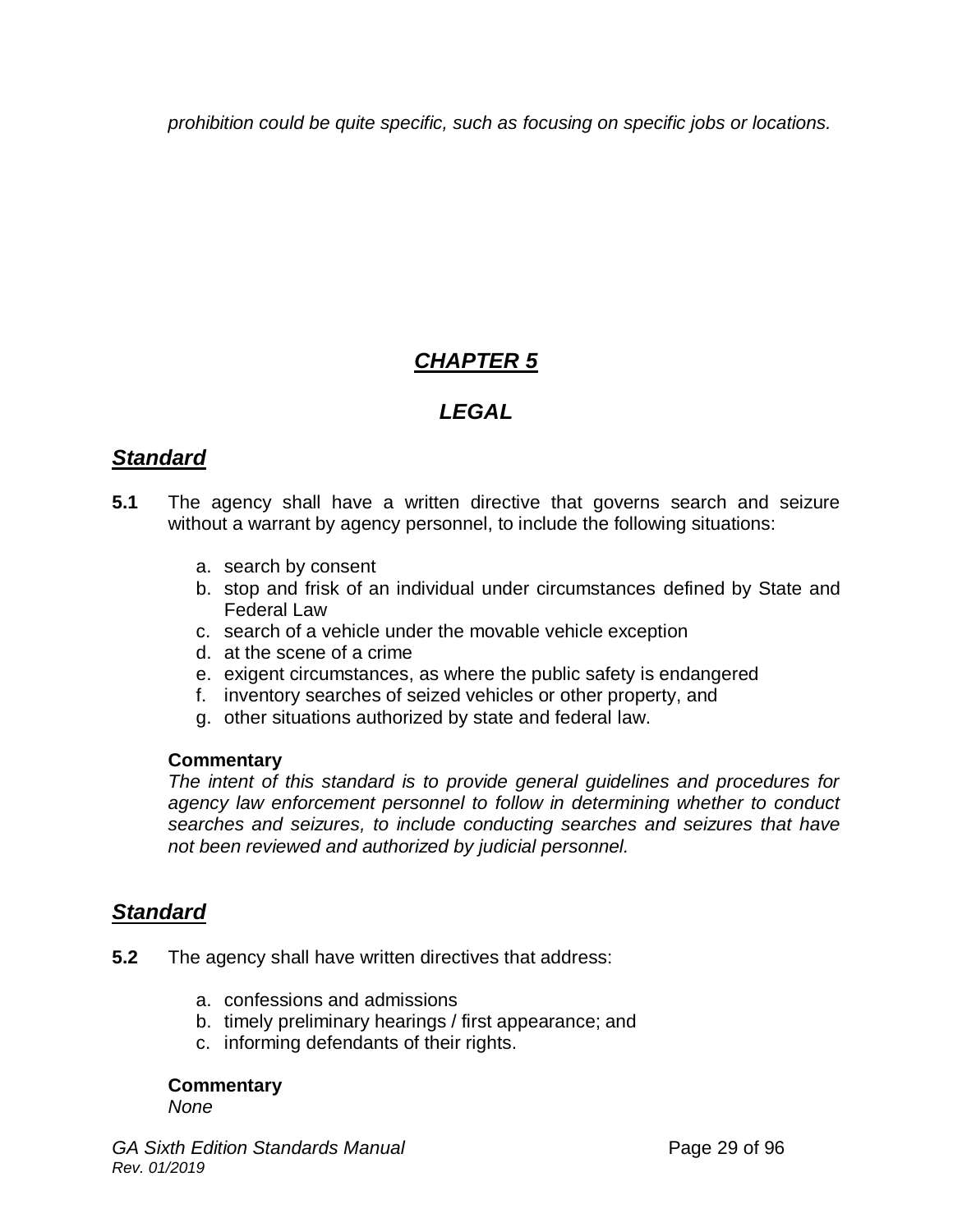*prohibition could be quite specific, such as focusing on specific jobs or locations.*

# ***CHAPTER 5***

## ***LEGAL***

### ***Standard***

**5.1** The agency shall have a written directive that governs search and seizure without a warrant by agency personnel, to include the following situations:

a. search by consent
b. stop and frisk of an individual under circumstances defined by State and Federal Law
c. search of a vehicle under the movable vehicle exception
d. at the scene of a crime
e. exigent circumstances, as where the public safety is endangered
f. inventory searches of seized vehicles or other property, and
g. other situations authorized by state and federal law.

**Commentary**
*The intent of this standard is to provide general guidelines and procedures for agency law enforcement personnel to follow in determining whether to conduct searches and seizures, to include conducting searches and seizures that have not been reviewed and authorized by judicial personnel.*

### ***Standard***

**5.2** The agency shall have written directives that address:

a. confessions and admissions
b. timely preliminary hearings / first appearance; and
c. informing defendants of their rights.

**Commentary**
*None*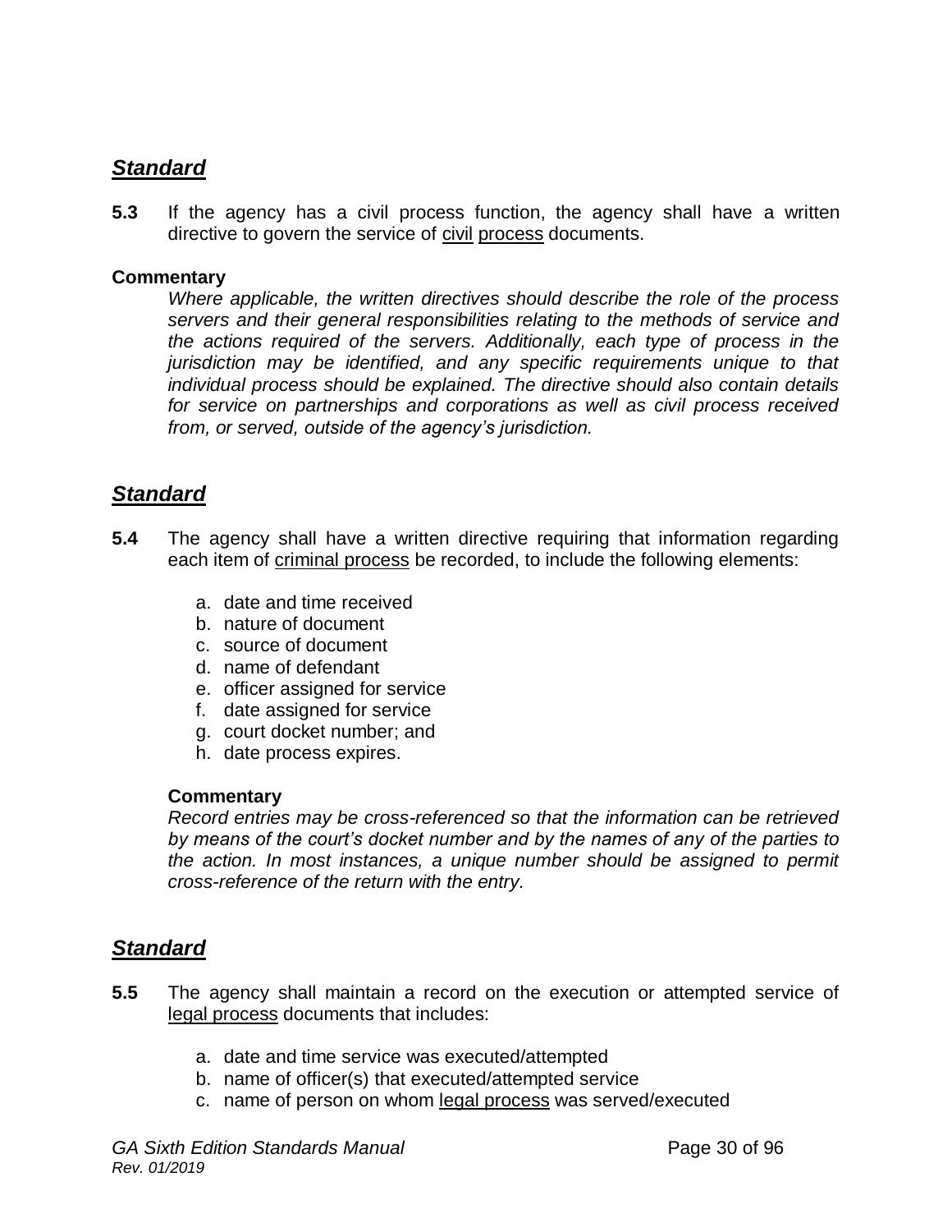## ***Standard***

**5.3** If the agency has a civil process function, the agency shall have a written directive to govern the service of <u>civil process</u> documents.

**Commentary**

*Where applicable, the written directives should describe the role of the process servers and their general responsibilities relating to the methods of service and the actions required of the servers. Additionally, each type of process in the jurisdiction may be identified, and any specific requirements unique to that individual process should be explained. The directive should also contain details for service on partnerships and corporations as well as civil process received from, or served, outside of the agency's jurisdiction.*

## ***Standard***

**5.4** The agency shall have a written directive requiring that information regarding each item of <u>criminal process</u> be recorded, to include the following elements:

a. date and time received
b. nature of document
c. source of document
d. name of defendant
e. officer assigned for service
f. date assigned for service
g. court docket number; and
h. date process expires.

**Commentary**

*Record entries may be cross-referenced so that the information can be retrieved by means of the court's docket number and by the names of any of the parties to the action. In most instances, a unique number should be assigned to permit cross-reference of the return with the entry.*

## ***Standard***

**5.5** The agency shall maintain a record on the execution or attempted service of <u>legal process</u> documents that includes:

a. date and time service was executed/attempted
b. name of officer(s) that executed/attempted service
c. name of person on whom <u>legal process</u> was served/executed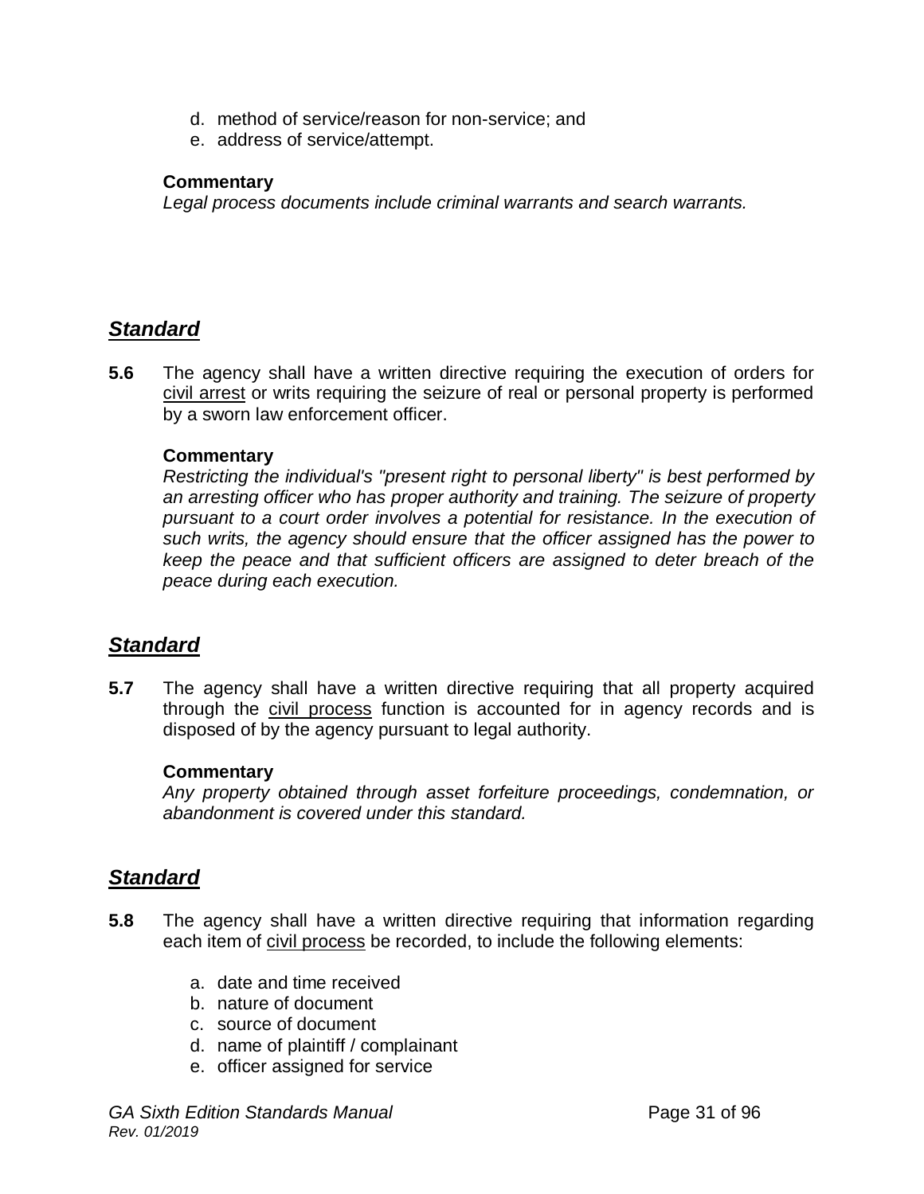d. method of service/reason for non-service; and
e. address of service/attempt.

**Commentary**
*Legal process documents include criminal warrants and search warrants.*

## ***Standard***

**5.6** The agency shall have a written directive requiring the execution of orders for civil arrest or writs requiring the seizure of real or personal property is performed by a sworn law enforcement officer.

**Commentary**
*Restricting the individual's "present right to personal liberty" is best performed by an arresting officer who has proper authority and training. The seizure of property pursuant to a court order involves a potential for resistance. In the execution of such writs, the agency should ensure that the officer assigned has the power to keep the peace and that sufficient officers are assigned to deter breach of the peace during each execution.*

## ***Standard***

**5.7** The agency shall have a written directive requiring that all property acquired through the civil process function is accounted for in agency records and is disposed of by the agency pursuant to legal authority.

**Commentary**
*Any property obtained through asset forfeiture proceedings, condemnation, or abandonment is covered under this standard.*

## ***Standard***

**5.8** The agency shall have a written directive requiring that information regarding each item of civil process be recorded, to include the following elements:

a. date and time received
b. nature of document
c. source of document
d. name of plaintiff / complainant
e. officer assigned for service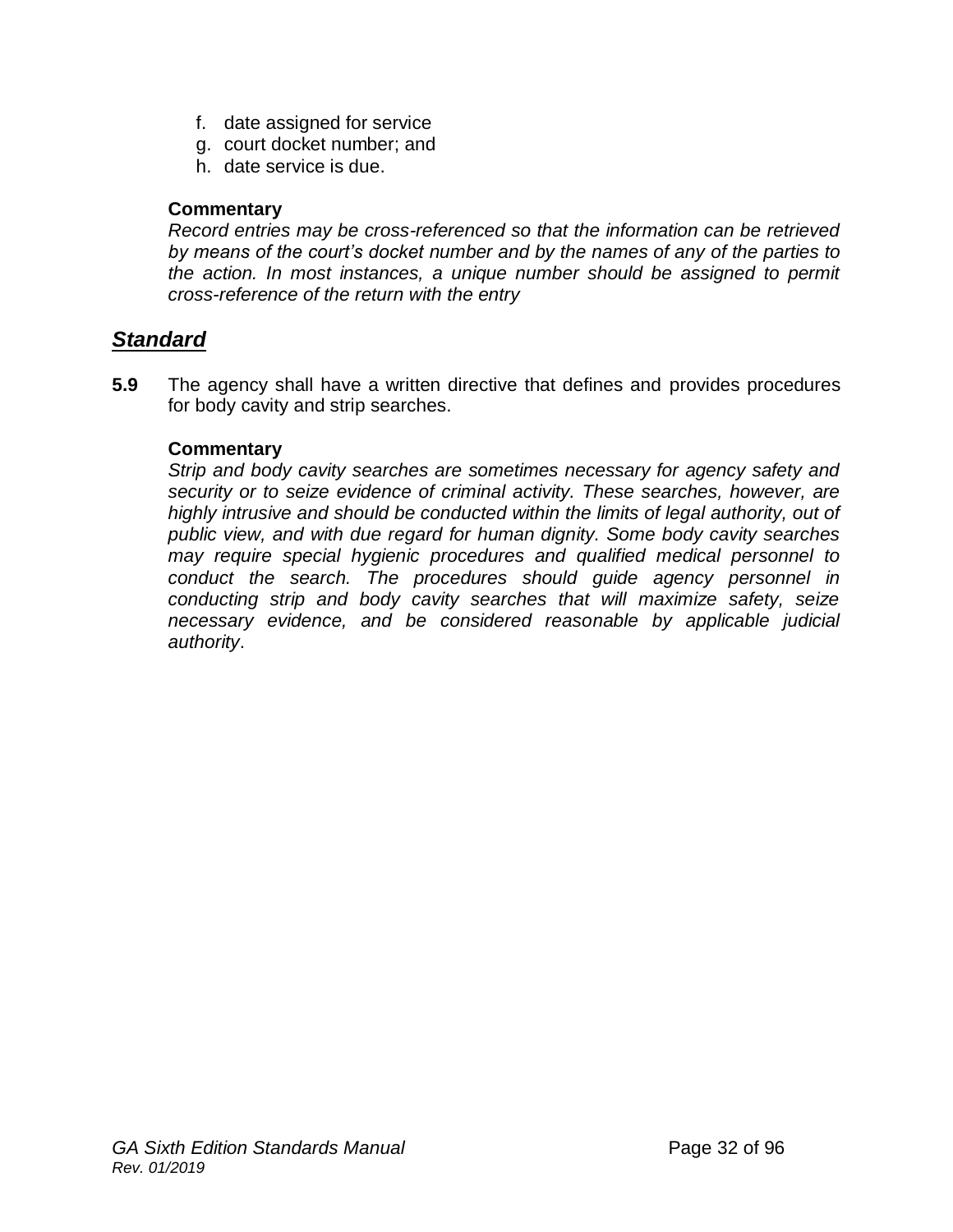f. date assigned for service
g. court docket number; and
h. date service is due.

**Commentary**

*Record entries may be cross-referenced so that the information can be retrieved by means of the court's docket number and by the names of any of the parties to the action. In most instances, a unique number should be assigned to permit cross-reference of the return with the entry*

## ***Standard***

**5.9** The agency shall have a written directive that defines and provides procedures for body cavity and strip searches.

**Commentary**

*Strip and body cavity searches are sometimes necessary for agency safety and security or to seize evidence of criminal activity. These searches, however, are highly intrusive and should be conducted within the limits of legal authority, out of public view, and with due regard for human dignity. Some body cavity searches may require special hygienic procedures and qualified medical personnel to conduct the search. The procedures should guide agency personnel in conducting strip and body cavity searches that will maximize safety, seize necessary evidence, and be considered reasonable by applicable judicial authority*.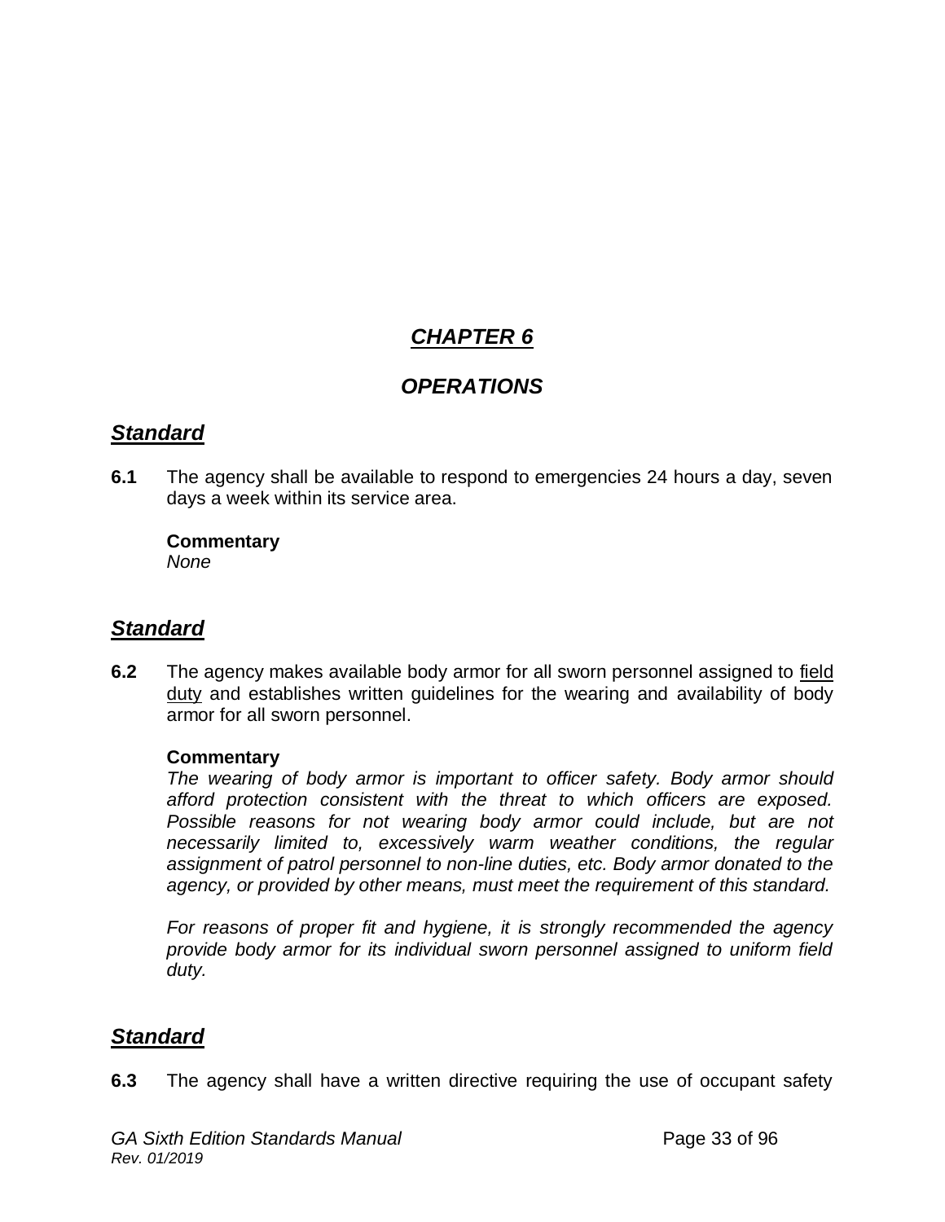# ***CHAPTER 6***

## ***OPERATIONS***

### ***Standard***

**6.1** The agency shall be available to respond to emergencies 24 hours a day, seven days a week within its service area.

**Commentary**
*None*

### ***Standard***

**6.2** The agency makes available body armor for all sworn personnel assigned to field duty and establishes written guidelines for the wearing and availability of body armor for all sworn personnel.

**Commentary**
*The wearing of body armor is important to officer safety. Body armor should afford protection consistent with the threat to which officers are exposed. Possible reasons for not wearing body armor could include, but are not necessarily limited to, excessively warm weather conditions, the regular assignment of patrol personnel to non-line duties, etc. Body armor donated to the agency, or provided by other means, must meet the requirement of this standard.*

*For reasons of proper fit and hygiene, it is strongly recommended the agency provide body armor for its individual sworn personnel assigned to uniform field duty.*

### ***Standard***

**6.3** The agency shall have a written directive requiring the use of occupant safety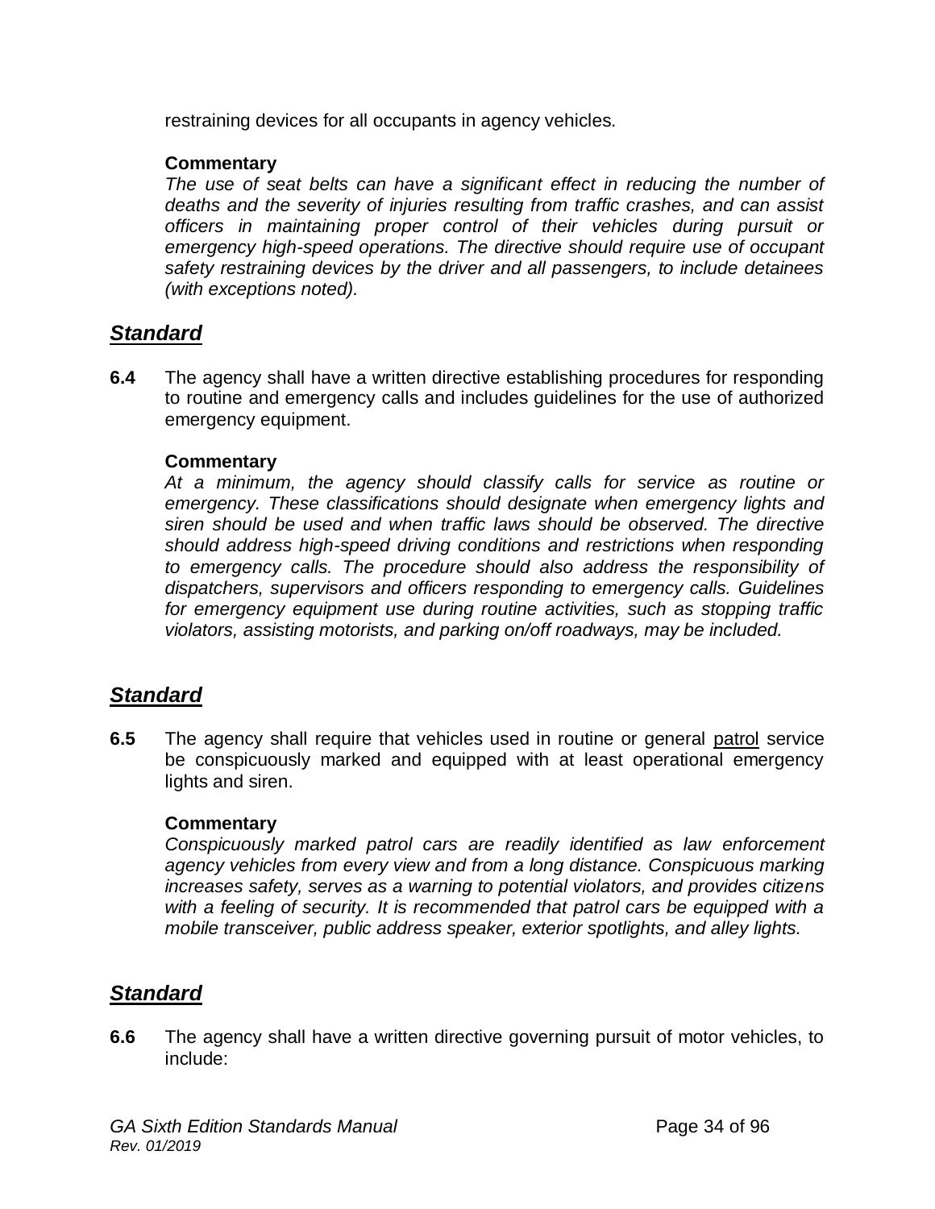restraining devices for all occupants in agency vehicles.

**Commentary**

*The use of seat belts can have a significant effect in reducing the number of deaths and the severity of injuries resulting from traffic crashes, and can assist officers in maintaining proper control of their vehicles during pursuit or emergency high-speed operations. The directive should require use of occupant safety restraining devices by the driver and all passengers, to include detainees (with exceptions noted).*

## ***Standard***

**6.4** The agency shall have a written directive establishing procedures for responding to routine and emergency calls and includes guidelines for the use of authorized emergency equipment.

**Commentary**

*At a minimum, the agency should classify calls for service as routine or emergency. These classifications should designate when emergency lights and siren should be used and when traffic laws should be observed. The directive should address high-speed driving conditions and restrictions when responding to emergency calls. The procedure should also address the responsibility of dispatchers, supervisors and officers responding to emergency calls. Guidelines for emergency equipment use during routine activities, such as stopping traffic violators, assisting motorists, and parking on/off roadways, may be included.*

## ***Standard***

**6.5** The agency shall require that vehicles used in routine or general patrol service be conspicuously marked and equipped with at least operational emergency lights and siren.

**Commentary**

*Conspicuously marked patrol cars are readily identified as law enforcement agency vehicles from every view and from a long distance. Conspicuous marking increases safety, serves as a warning to potential violators, and provides citizens with a feeling of security. It is recommended that patrol cars be equipped with a mobile transceiver, public address speaker, exterior spotlights, and alley lights.*

## ***Standard***

**6.6** The agency shall have a written directive governing pursuit of motor vehicles, to include: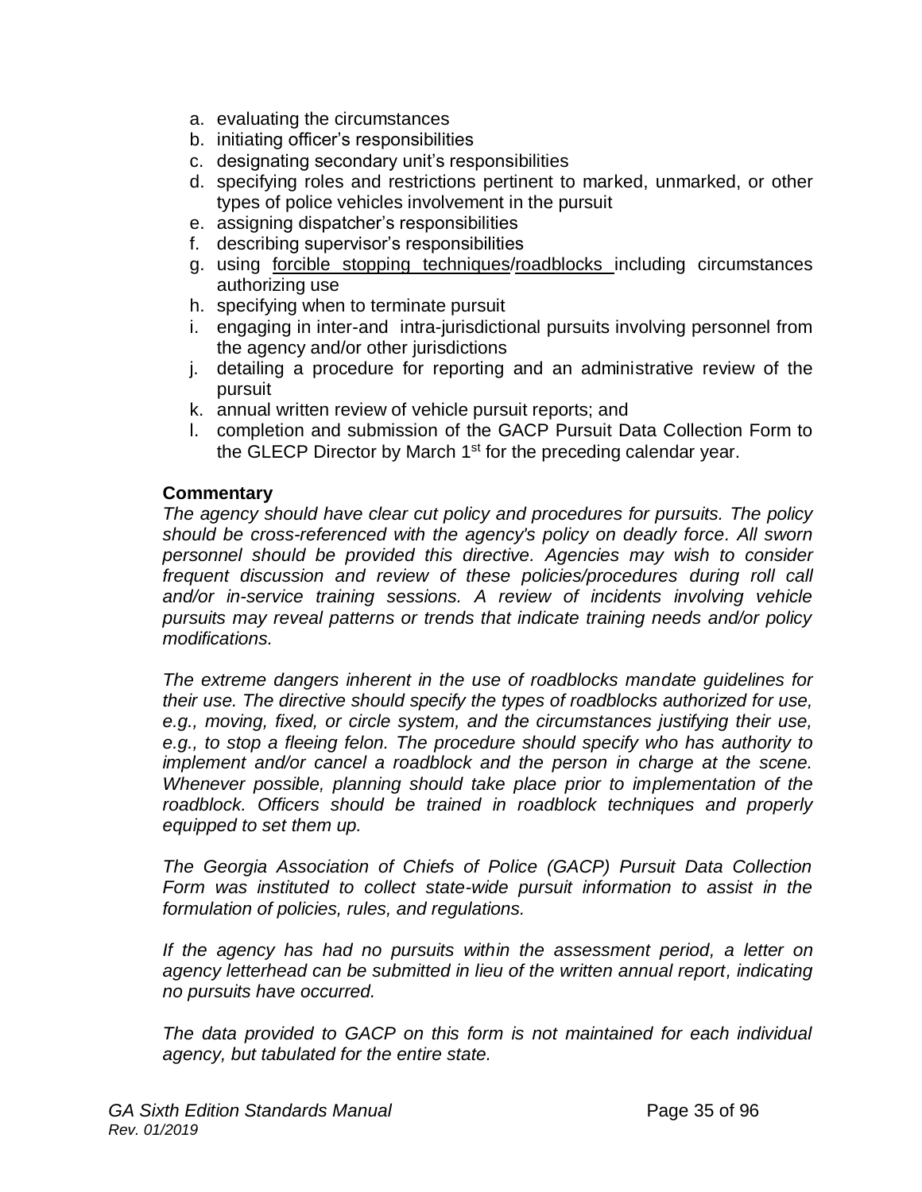a. evaluating the circumstances
b. initiating officer's responsibilities
c. designating secondary unit's responsibilities
d. specifying roles and restrictions pertinent to marked, unmarked, or other types of police vehicles involvement in the pursuit
e. assigning dispatcher's responsibilities
f. describing supervisor's responsibilities
g. using <u>forcible stopping techniques</u>/<u>roadblocks</u> including circumstances authorizing use
h. specifying when to terminate pursuit
i. engaging in inter-and intra-jurisdictional pursuits involving personnel from the agency and/or other jurisdictions
j. detailing a procedure for reporting and an administrative review of the pursuit
k. annual written review of vehicle pursuit reports; and
l. completion and submission of the GACP Pursuit Data Collection Form to the GLECP Director by March 1st for the preceding calendar year.

**Commentary**

*The agency should have clear cut policy and procedures for pursuits. The policy should be cross-referenced with the agency's policy on deadly force. All sworn personnel should be provided this directive. Agencies may wish to consider frequent discussion and review of these policies/procedures during roll call and/or in-service training sessions. A review of incidents involving vehicle pursuits may reveal patterns or trends that indicate training needs and/or policy modifications.*

*The extreme dangers inherent in the use of roadblocks mandate guidelines for their use. The directive should specify the types of roadblocks authorized for use, e.g., moving, fixed, or circle system, and the circumstances justifying their use, e.g., to stop a fleeing felon. The procedure should specify who has authority to implement and/or cancel a roadblock and the person in charge at the scene. Whenever possible, planning should take place prior to implementation of the roadblock. Officers should be trained in roadblock techniques and properly equipped to set them up.*

*The Georgia Association of Chiefs of Police (GACP) Pursuit Data Collection Form was instituted to collect state-wide pursuit information to assist in the formulation of policies, rules, and regulations.*

*If the agency has had no pursuits within the assessment period, a letter on agency letterhead can be submitted in lieu of the written annual report, indicating no pursuits have occurred.*

*The data provided to GACP on this form is not maintained for each individual agency, but tabulated for the entire state.*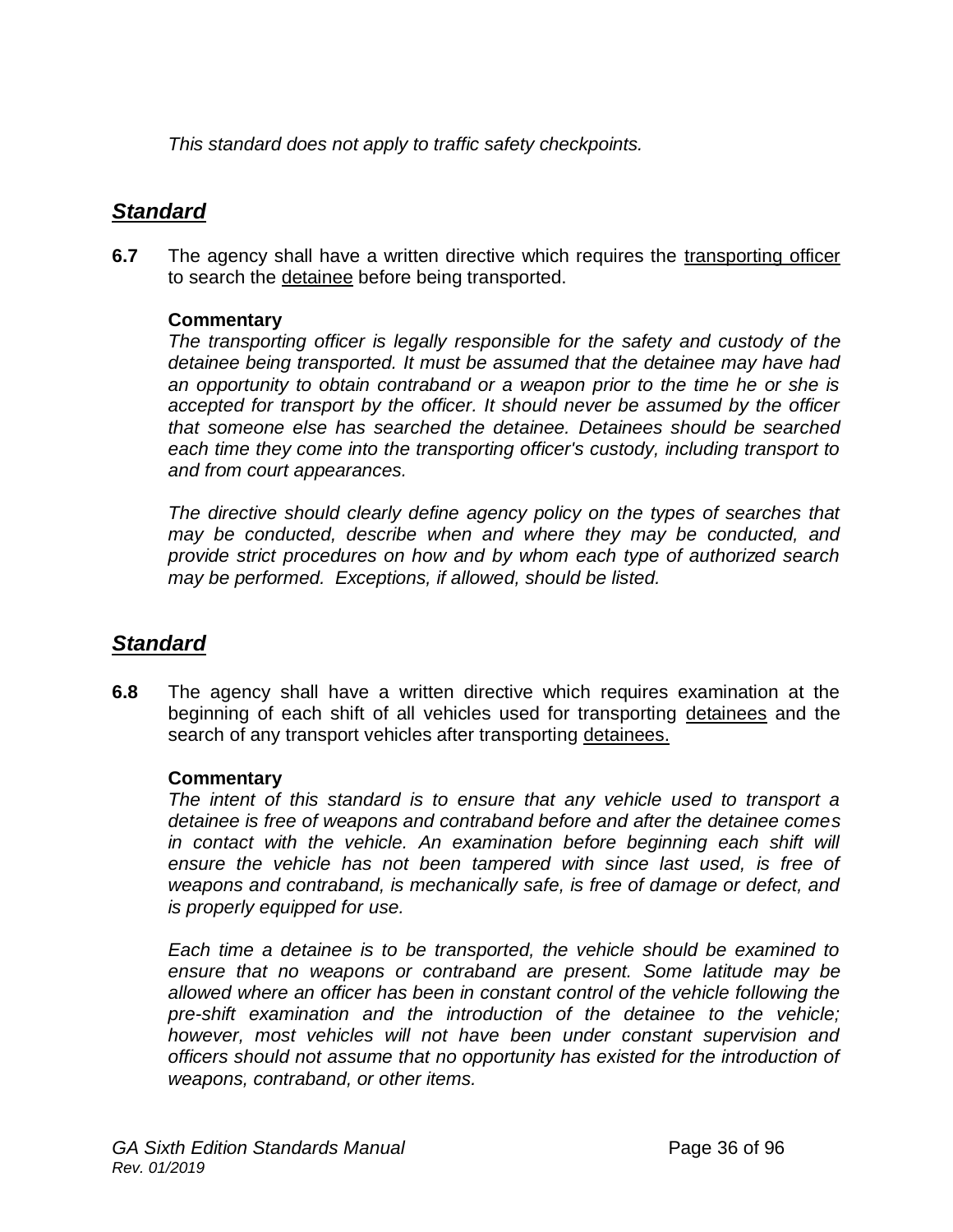*This standard does not apply to traffic safety checkpoints.*

## ***Standard***

**6.7** The agency shall have a written directive which requires the transporting officer to search the detainee before being transported.

**Commentary**

*The transporting officer is legally responsible for the safety and custody of the detainee being transported. It must be assumed that the detainee may have had an opportunity to obtain contraband or a weapon prior to the time he or she is accepted for transport by the officer. It should never be assumed by the officer that someone else has searched the detainee. Detainees should be searched each time they come into the transporting officer's custody, including transport to and from court appearances.*

*The directive should clearly define agency policy on the types of searches that may be conducted, describe when and where they may be conducted, and provide strict procedures on how and by whom each type of authorized search may be performed. Exceptions, if allowed, should be listed.*

## ***Standard***

**6.8** The agency shall have a written directive which requires examination at the beginning of each shift of all vehicles used for transporting detainees and the search of any transport vehicles after transporting detainees.

**Commentary**

*The intent of this standard is to ensure that any vehicle used to transport a detainee is free of weapons and contraband before and after the detainee comes in contact with the vehicle. An examination before beginning each shift will ensure the vehicle has not been tampered with since last used, is free of weapons and contraband, is mechanically safe, is free of damage or defect, and is properly equipped for use.*

*Each time a detainee is to be transported, the vehicle should be examined to ensure that no weapons or contraband are present. Some latitude may be allowed where an officer has been in constant control of the vehicle following the pre-shift examination and the introduction of the detainee to the vehicle; however, most vehicles will not have been under constant supervision and officers should not assume that no opportunity has existed for the introduction of weapons, contraband, or other items.*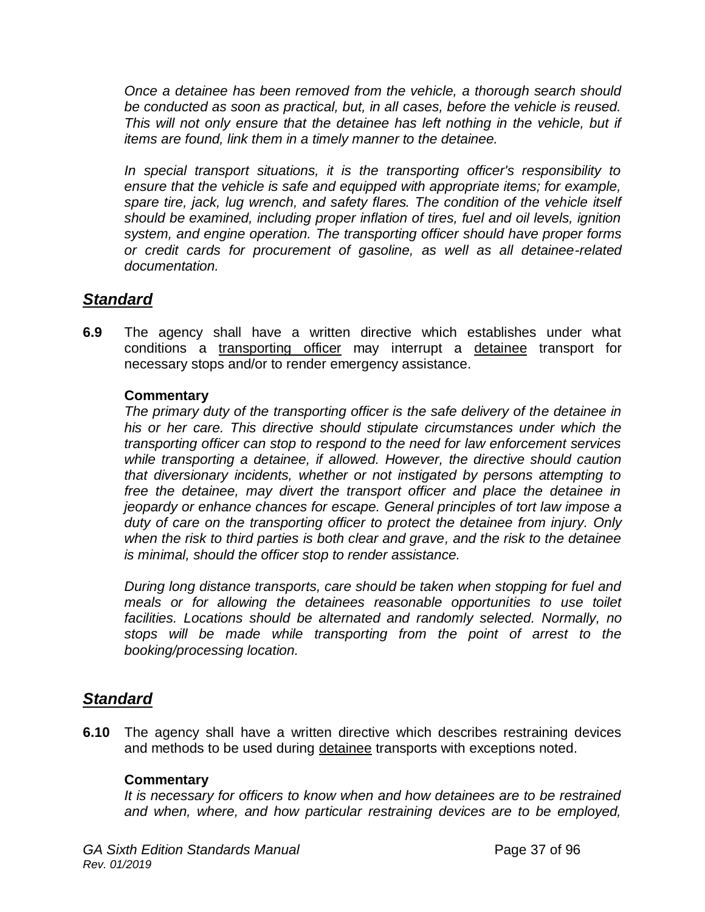*Once a detainee has been removed from the vehicle, a thorough search should be conducted as soon as practical, but, in all cases, before the vehicle is reused. This will not only ensure that the detainee has left nothing in the vehicle, but if items are found, link them in a timely manner to the detainee.*

*In special transport situations, it is the transporting officer's responsibility to ensure that the vehicle is safe and equipped with appropriate items; for example, spare tire, jack, lug wrench, and safety flares. The condition of the vehicle itself should be examined, including proper inflation of tires, fuel and oil levels, ignition system, and engine operation. The transporting officer should have proper forms or credit cards for procurement of gasoline, as well as all detainee-related documentation.*

## ***Standard***

**6.9** The agency shall have a written directive which establishes under what conditions a transporting officer may interrupt a detainee transport for necessary stops and/or to render emergency assistance.

**Commentary**

*The primary duty of the transporting officer is the safe delivery of the detainee in his or her care. This directive should stipulate circumstances under which the transporting officer can stop to respond to the need for law enforcement services while transporting a detainee, if allowed. However, the directive should caution that diversionary incidents, whether or not instigated by persons attempting to free the detainee, may divert the transport officer and place the detainee in jeopardy or enhance chances for escape. General principles of tort law impose a duty of care on the transporting officer to protect the detainee from injury. Only when the risk to third parties is both clear and grave, and the risk to the detainee is minimal, should the officer stop to render assistance.*

*During long distance transports, care should be taken when stopping for fuel and meals or for allowing the detainees reasonable opportunities to use toilet facilities. Locations should be alternated and randomly selected. Normally, no stops will be made while transporting from the point of arrest to the booking/processing location.*

## ***Standard***

**6.10** The agency shall have a written directive which describes restraining devices and methods to be used during detainee transports with exceptions noted.

**Commentary**

*It is necessary for officers to know when and how detainees are to be restrained and when, where, and how particular restraining devices are to be employed,*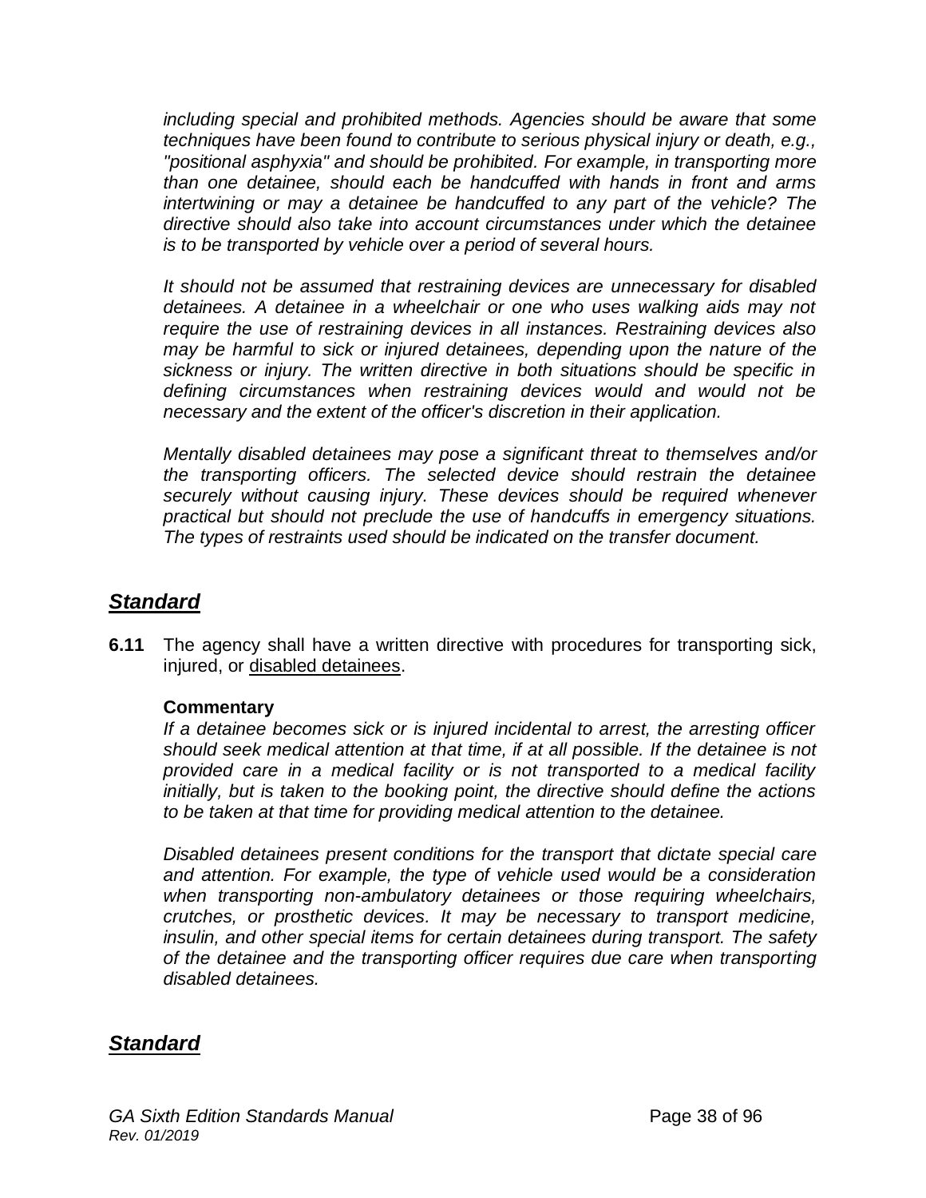*including special and prohibited methods. Agencies should be aware that some techniques have been found to contribute to serious physical injury or death, e.g., "positional asphyxia" and should be prohibited. For example, in transporting more than one detainee, should each be handcuffed with hands in front and arms intertwining or may a detainee be handcuffed to any part of the vehicle? The directive should also take into account circumstances under which the detainee is to be transported by vehicle over a period of several hours.*

*It should not be assumed that restraining devices are unnecessary for disabled detainees. A detainee in a wheelchair or one who uses walking aids may not require the use of restraining devices in all instances. Restraining devices also may be harmful to sick or injured detainees, depending upon the nature of the sickness or injury. The written directive in both situations should be specific in defining circumstances when restraining devices would and would not be necessary and the extent of the officer's discretion in their application.*

*Mentally disabled detainees may pose a significant threat to themselves and/or the transporting officers. The selected device should restrain the detainee securely without causing injury. These devices should be required whenever practical but should not preclude the use of handcuffs in emergency situations. The types of restraints used should be indicated on the transfer document.*

## ***Standard***

**6.11** The agency shall have a written directive with procedures for transporting sick, injured, or disabled detainees.

**Commentary**

*If a detainee becomes sick or is injured incidental to arrest, the arresting officer should seek medical attention at that time, if at all possible. If the detainee is not provided care in a medical facility or is not transported to a medical facility initially, but is taken to the booking point, the directive should define the actions to be taken at that time for providing medical attention to the detainee.*

*Disabled detainees present conditions for the transport that dictate special care and attention. For example, the type of vehicle used would be a consideration when transporting non-ambulatory detainees or those requiring wheelchairs, crutches, or prosthetic devices. It may be necessary to transport medicine, insulin, and other special items for certain detainees during transport. The safety of the detainee and the transporting officer requires due care when transporting disabled detainees.*

## ***Standard***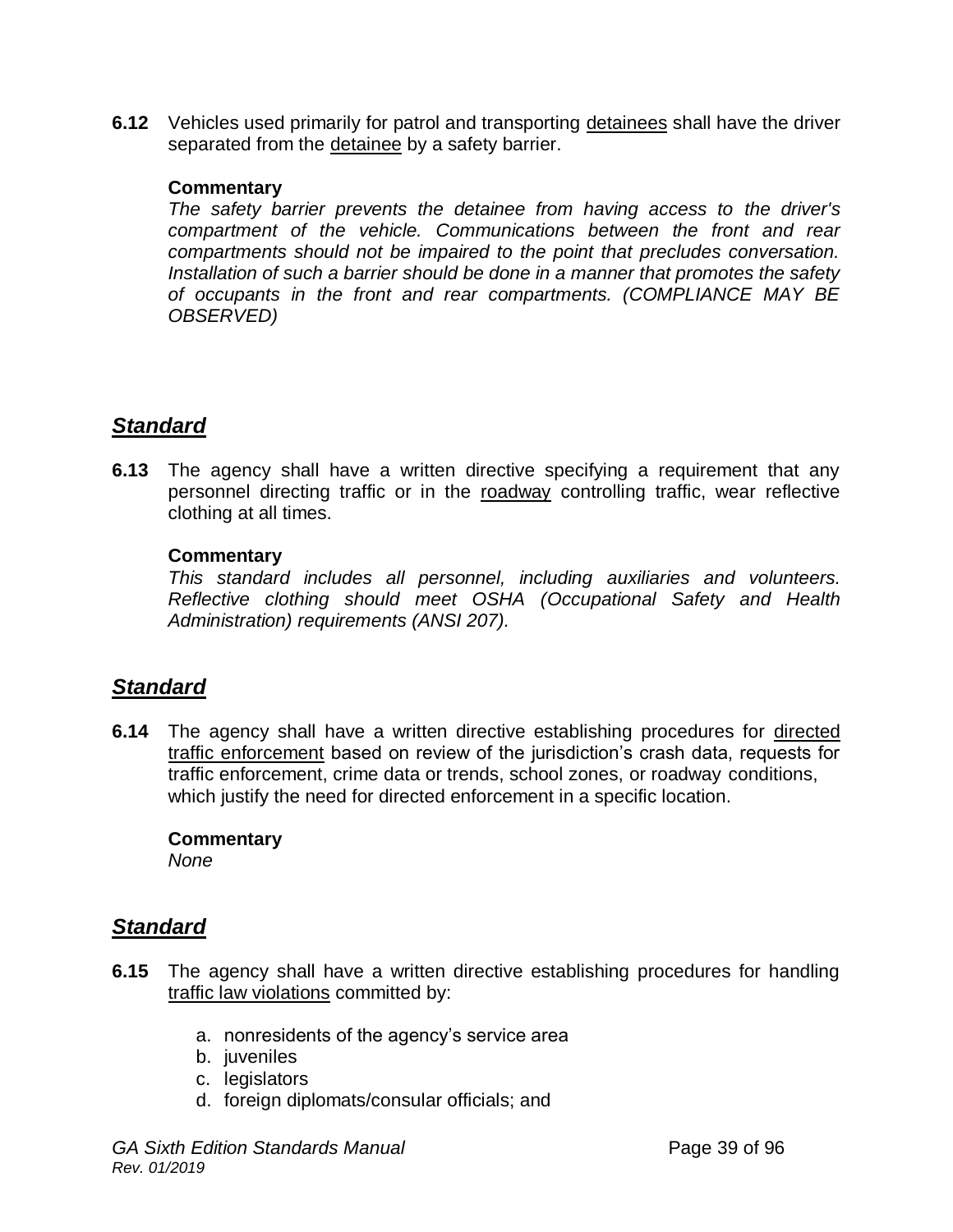**6.12** Vehicles used primarily for patrol and transporting <u>detainees</u> shall have the driver separated from the <u>detainee</u> by a safety barrier.

**Commentary**

*The safety barrier prevents the detainee from having access to the driver's compartment of the vehicle. Communications between the front and rear compartments should not be impaired to the point that precludes conversation. Installation of such a barrier should be done in a manner that promotes the safety of occupants in the front and rear compartments. (COMPLIANCE MAY BE OBSERVED)*

## ***Standard***

**6.13** The agency shall have a written directive specifying a requirement that any personnel directing traffic or in the <u>roadway</u> controlling traffic, wear reflective clothing at all times.

**Commentary**

*This standard includes all personnel, including auxiliaries and volunteers. Reflective clothing should meet OSHA (Occupational Safety and Health Administration) requirements (ANSI 207).*

## ***Standard***

**6.14** The agency shall have a written directive establishing procedures for <u>directed traffic enforcement</u> based on review of the jurisdiction's crash data, requests for traffic enforcement, crime data or trends, school zones, or roadway conditions, which justify the need for directed enforcement in a specific location.

**Commentary**

*None*

## ***Standard***

**6.15** The agency shall have a written directive establishing procedures for handling <u>traffic law violations</u> committed by:

a. nonresidents of the agency's service area
b. juveniles
c. legislators
d. foreign diplomats/consular officials; and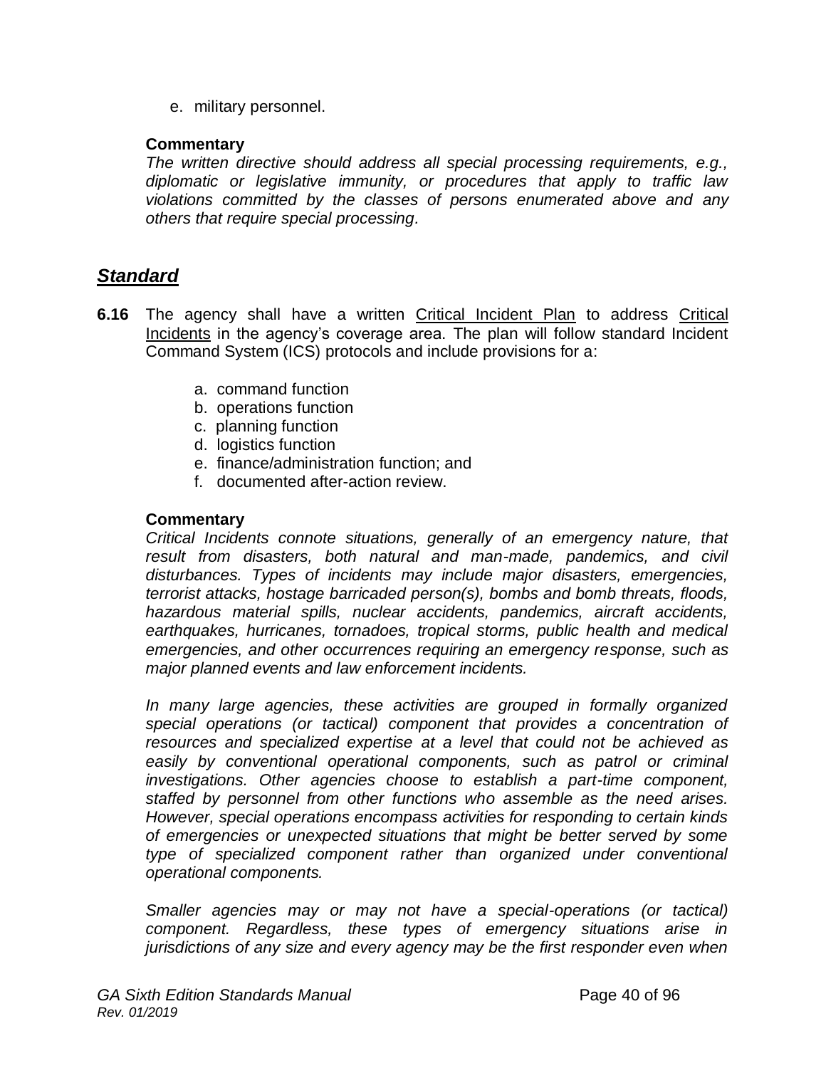e. military personnel.

**Commentary**

*The written directive should address all special processing requirements, e.g., diplomatic or legislative immunity, or procedures that apply to traffic law violations committed by the classes of persons enumerated above and any others that require special processing.*

## ***Standard***

**6.16** The agency shall have a written Critical Incident Plan to address Critical Incidents in the agency's coverage area. The plan will follow standard Incident Command System (ICS) protocols and include provisions for a:

a. command function
b. operations function
c. planning function
d. logistics function
e. finance/administration function; and
f. documented after-action review.

**Commentary**

*Critical Incidents connote situations, generally of an emergency nature, that result from disasters, both natural and man-made, pandemics, and civil disturbances. Types of incidents may include major disasters, emergencies, terrorist attacks, hostage barricaded person(s), bombs and bomb threats, floods, hazardous material spills, nuclear accidents, pandemics, aircraft accidents, earthquakes, hurricanes, tornadoes, tropical storms, public health and medical emergencies, and other occurrences requiring an emergency response, such as major planned events and law enforcement incidents.*

*In many large agencies, these activities are grouped in formally organized special operations (or tactical) component that provides a concentration of resources and specialized expertise at a level that could not be achieved as easily by conventional operational components, such as patrol or criminal investigations. Other agencies choose to establish a part-time component, staffed by personnel from other functions who assemble as the need arises. However, special operations encompass activities for responding to certain kinds of emergencies or unexpected situations that might be better served by some type of specialized component rather than organized under conventional operational components.*

*Smaller agencies may or may not have a special-operations (or tactical) component. Regardless, these types of emergency situations arise in jurisdictions of any size and every agency may be the first responder even when*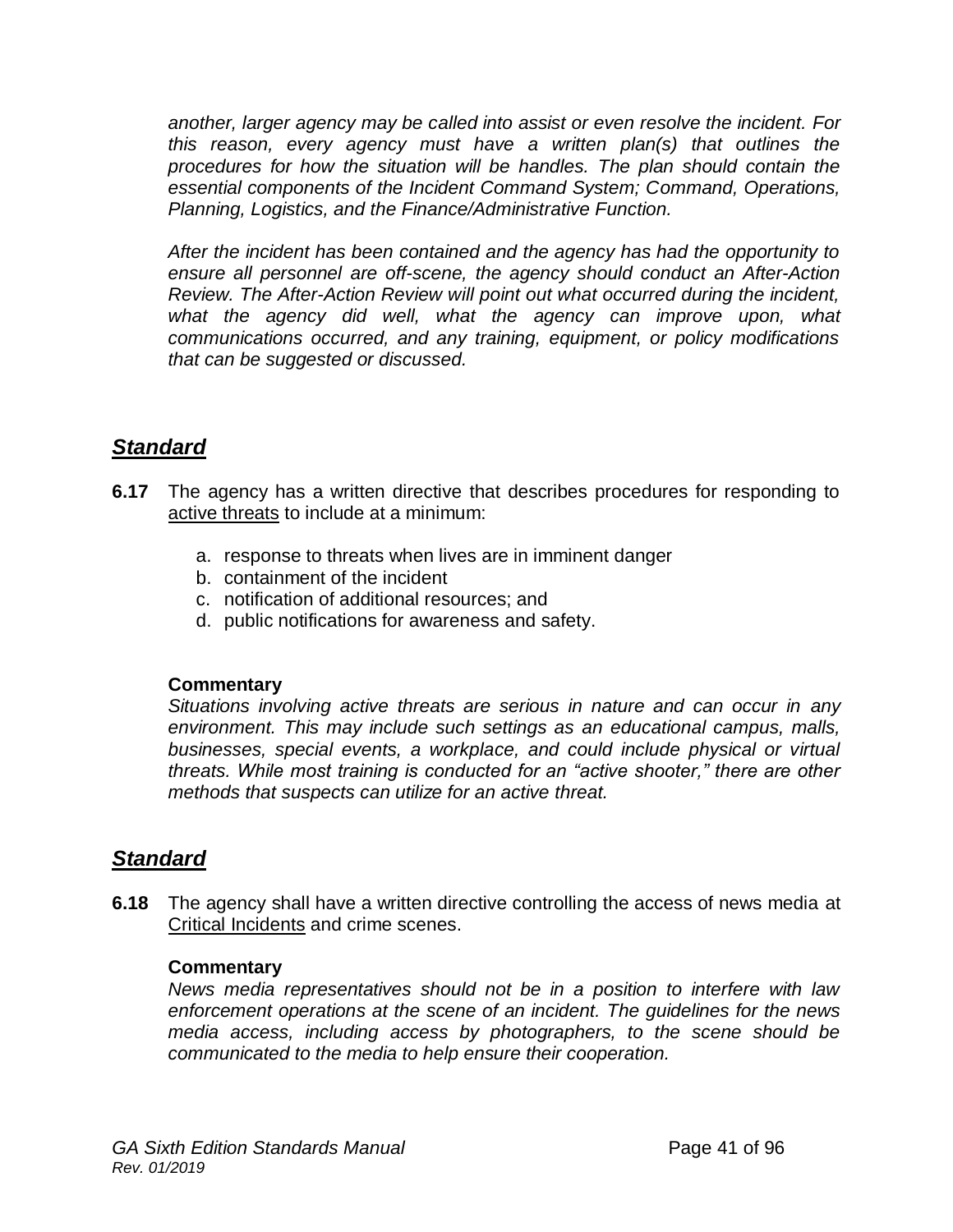*another, larger agency may be called into assist or even resolve the incident. For this reason, every agency must have a written plan(s) that outlines the procedures for how the situation will be handles. The plan should contain the essential components of the Incident Command System; Command, Operations, Planning, Logistics, and the Finance/Administrative Function.*

*After the incident has been contained and the agency has had the opportunity to ensure all personnel are off-scene, the agency should conduct an After-Action Review. The After-Action Review will point out what occurred during the incident, what the agency did well, what the agency can improve upon, what communications occurred, and any training, equipment, or policy modifications that can be suggested or discussed.*

## ***Standard***

**6.17** The agency has a written directive that describes procedures for responding to active threats to include at a minimum:

a. response to threats when lives are in imminent danger
b. containment of the incident
c. notification of additional resources; and
d. public notifications for awareness and safety.

**Commentary**

*Situations involving active threats are serious in nature and can occur in any environment. This may include such settings as an educational campus, malls, businesses, special events, a workplace, and could include physical or virtual threats. While most training is conducted for an "active shooter," there are other methods that suspects can utilize for an active threat.*

## ***Standard***

**6.18** The agency shall have a written directive controlling the access of news media at Critical Incidents and crime scenes.

**Commentary**

*News media representatives should not be in a position to interfere with law enforcement operations at the scene of an incident. The guidelines for the news media access, including access by photographers, to the scene should be communicated to the media to help ensure their cooperation.*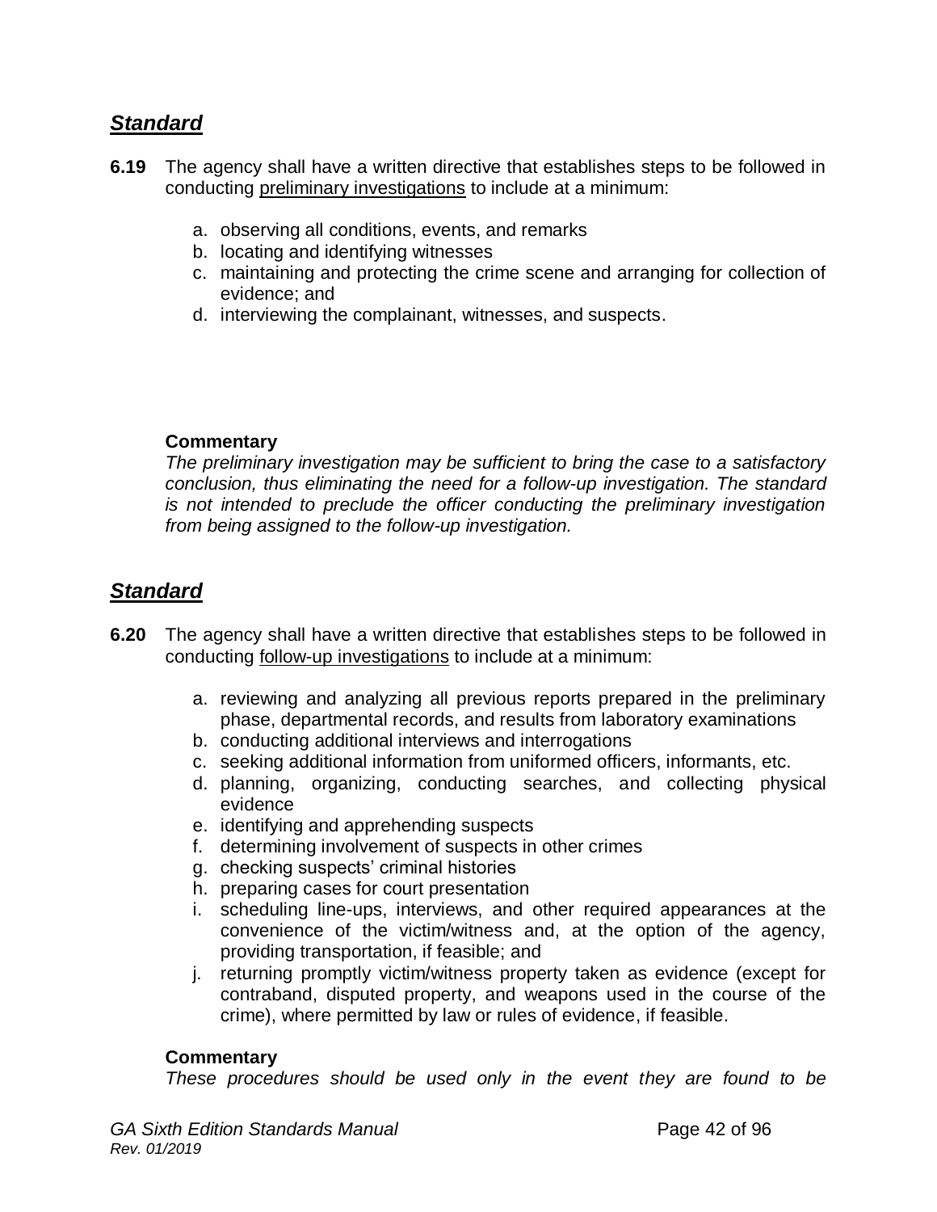## ***Standard***

**6.19** The agency shall have a written directive that establishes steps to be followed in conducting preliminary investigations to include at a minimum:

a. observing all conditions, events, and remarks
b. locating and identifying witnesses
c. maintaining and protecting the crime scene and arranging for collection of evidence; and
d. interviewing the complainant, witnesses, and suspects.

**Commentary**
*The preliminary investigation may be sufficient to bring the case to a satisfactory conclusion, thus eliminating the need for a follow-up investigation. The standard is not intended to preclude the officer conducting the preliminary investigation from being assigned to the follow-up investigation.*

## ***Standard***

**6.20** The agency shall have a written directive that establishes steps to be followed in conducting follow-up investigations to include at a minimum:

a. reviewing and analyzing all previous reports prepared in the preliminary phase, departmental records, and results from laboratory examinations
b. conducting additional interviews and interrogations
c. seeking additional information from uniformed officers, informants, etc.
d. planning, organizing, conducting searches, and collecting physical evidence
e. identifying and apprehending suspects
f. determining involvement of suspects in other crimes
g. checking suspects' criminal histories
h. preparing cases for court presentation
i. scheduling line-ups, interviews, and other required appearances at the convenience of the victim/witness and, at the option of the agency, providing transportation, if feasible; and
j. returning promptly victim/witness property taken as evidence (except for contraband, disputed property, and weapons used in the course of the crime), where permitted by law or rules of evidence, if feasible.

**Commentary**
*These procedures should be used only in the event they are found to be*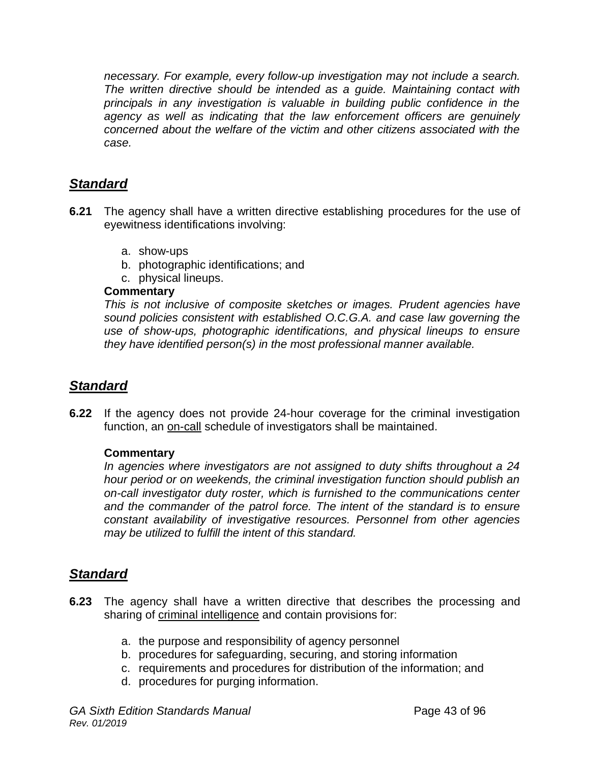*necessary. For example, every follow-up investigation may not include a search. The written directive should be intended as a guide. Maintaining contact with principals in any investigation is valuable in building public confidence in the agency as well as indicating that the law enforcement officers are genuinely concerned about the welfare of the victim and other citizens associated with the case.*

## ***Standard***

**6.21** The agency shall have a written directive establishing procedures for the use of eyewitness identifications involving:

a. show-ups
b. photographic identifications; and
c. physical lineups.

**Commentary**

*This is not inclusive of composite sketches or images. Prudent agencies have sound policies consistent with established O.C.G.A. and case law governing the use of show-ups, photographic identifications, and physical lineups to ensure they have identified person(s) in the most professional manner available.*

## ***Standard***

**6.22** If the agency does not provide 24-hour coverage for the criminal investigation function, an on-call schedule of investigators shall be maintained.

**Commentary**

*In agencies where investigators are not assigned to duty shifts throughout a 24 hour period or on weekends, the criminal investigation function should publish an on-call investigator duty roster, which is furnished to the communications center and the commander of the patrol force. The intent of the standard is to ensure constant availability of investigative resources. Personnel from other agencies may be utilized to fulfill the intent of this standard.*

## ***Standard***

**6.23** The agency shall have a written directive that describes the processing and sharing of criminal intelligence and contain provisions for:

a. the purpose and responsibility of agency personnel
b. procedures for safeguarding, securing, and storing information
c. requirements and procedures for distribution of the information; and
d. procedures for purging information.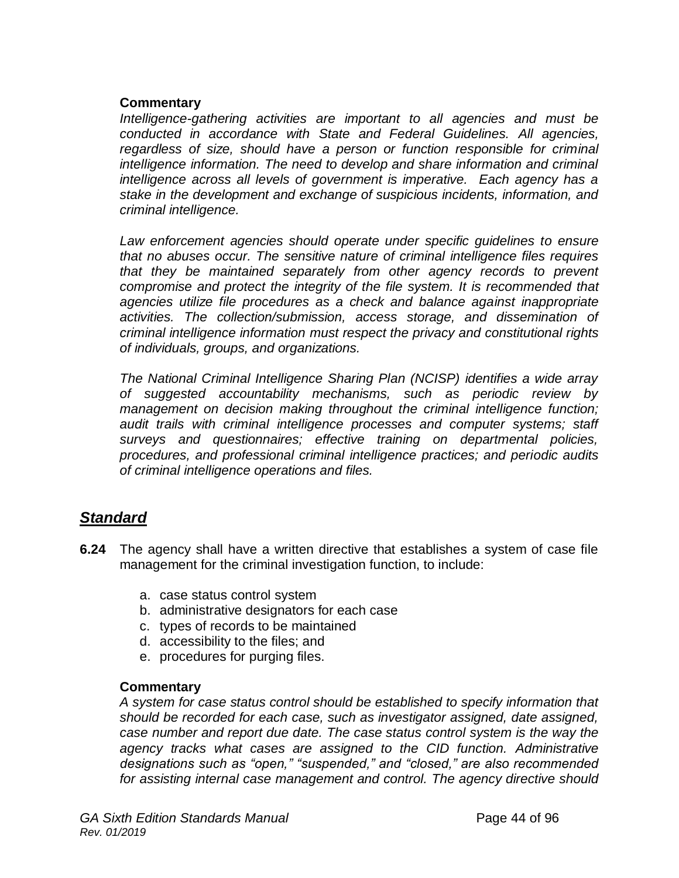**Commentary**

*Intelligence-gathering activities are important to all agencies and must be conducted in accordance with State and Federal Guidelines. All agencies, regardless of size, should have a person or function responsible for criminal intelligence information. The need to develop and share information and criminal intelligence across all levels of government is imperative. Each agency has a stake in the development and exchange of suspicious incidents, information, and criminal intelligence.*

*Law enforcement agencies should operate under specific guidelines to ensure that no abuses occur. The sensitive nature of criminal intelligence files requires that they be maintained separately from other agency records to prevent compromise and protect the integrity of the file system. It is recommended that agencies utilize file procedures as a check and balance against inappropriate activities. The collection/submission, access storage, and dissemination of criminal intelligence information must respect the privacy and constitutional rights of individuals, groups, and organizations.*

*The National Criminal Intelligence Sharing Plan (NCISP) identifies a wide array of suggested accountability mechanisms, such as periodic review by management on decision making throughout the criminal intelligence function; audit trails with criminal intelligence processes and computer systems; staff surveys and questionnaires; effective training on departmental policies, procedures, and professional criminal intelligence practices; and periodic audits of criminal intelligence operations and files.*

## ***Standard***

**6.24** The agency shall have a written directive that establishes a system of case file management for the criminal investigation function, to include:

a. case status control system
b. administrative designators for each case
c. types of records to be maintained
d. accessibility to the files; and
e. procedures for purging files.

**Commentary**

*A system for case status control should be established to specify information that should be recorded for each case, such as investigator assigned, date assigned, case number and report due date. The case status control system is the way the agency tracks what cases are assigned to the CID function. Administrative designations such as "open," "suspended," and "closed," are also recommended for assisting internal case management and control. The agency directive should*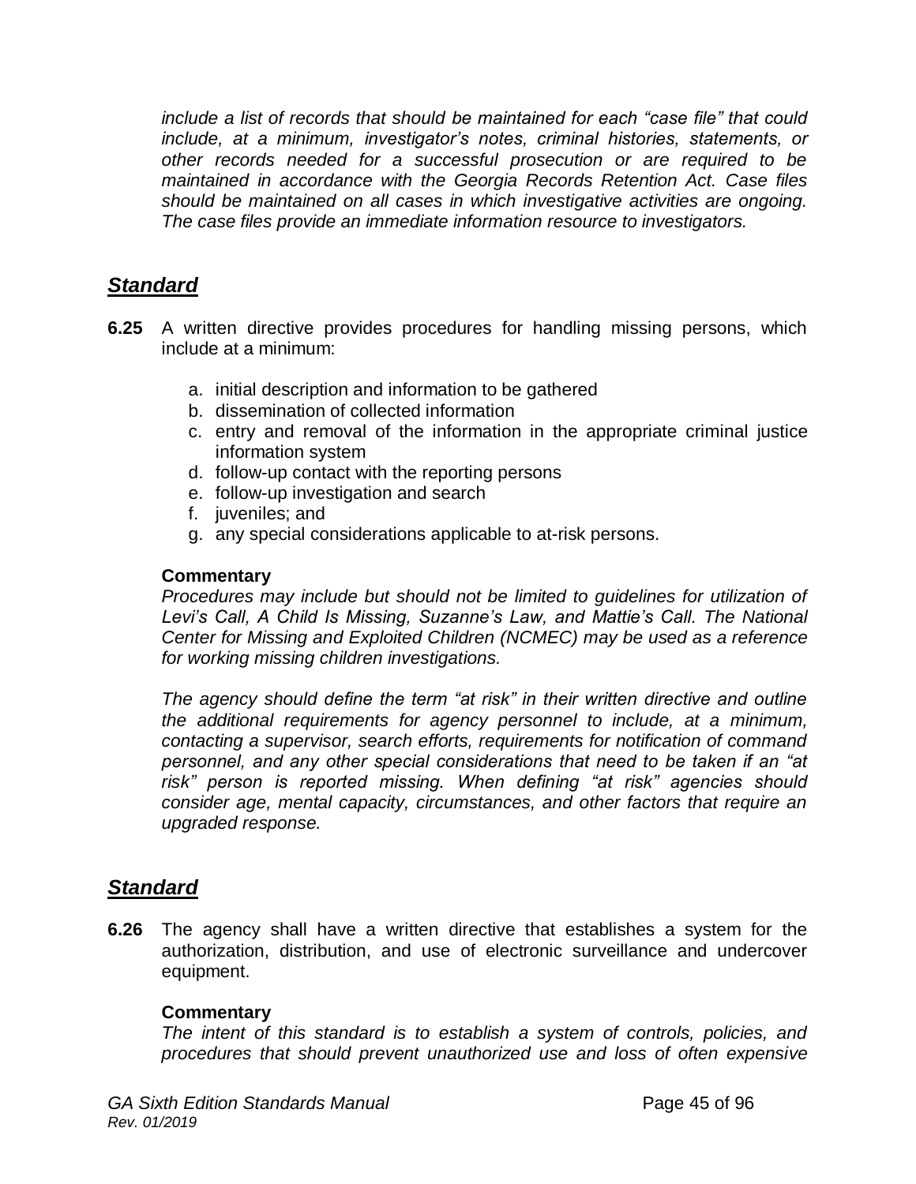*include a list of records that should be maintained for each "case file" that could include, at a minimum, investigator's notes, criminal histories, statements, or other records needed for a successful prosecution or are required to be maintained in accordance with the Georgia Records Retention Act. Case files should be maintained on all cases in which investigative activities are ongoing. The case files provide an immediate information resource to investigators.*

## ***Standard***

**6.25** A written directive provides procedures for handling missing persons, which include at a minimum:

a. initial description and information to be gathered
b. dissemination of collected information
c. entry and removal of the information in the appropriate criminal justice information system
d. follow-up contact with the reporting persons
e. follow-up investigation and search
f. juveniles; and
g. any special considerations applicable to at-risk persons.

**Commentary**
*Procedures may include but should not be limited to guidelines for utilization of Levi's Call, A Child Is Missing, Suzanne's Law, and Mattie's Call. The National Center for Missing and Exploited Children (NCMEC) may be used as a reference for working missing children investigations.*

*The agency should define the term "at risk" in their written directive and outline the additional requirements for agency personnel to include, at a minimum, contacting a supervisor, search efforts, requirements for notification of command personnel, and any other special considerations that need to be taken if an "at risk" person is reported missing. When defining "at risk" agencies should consider age, mental capacity, circumstances, and other factors that require an upgraded response.*

## ***Standard***

**6.26** The agency shall have a written directive that establishes a system for the authorization, distribution, and use of electronic surveillance and undercover equipment.

**Commentary**
*The intent of this standard is to establish a system of controls, policies, and procedures that should prevent unauthorized use and loss of often expensive*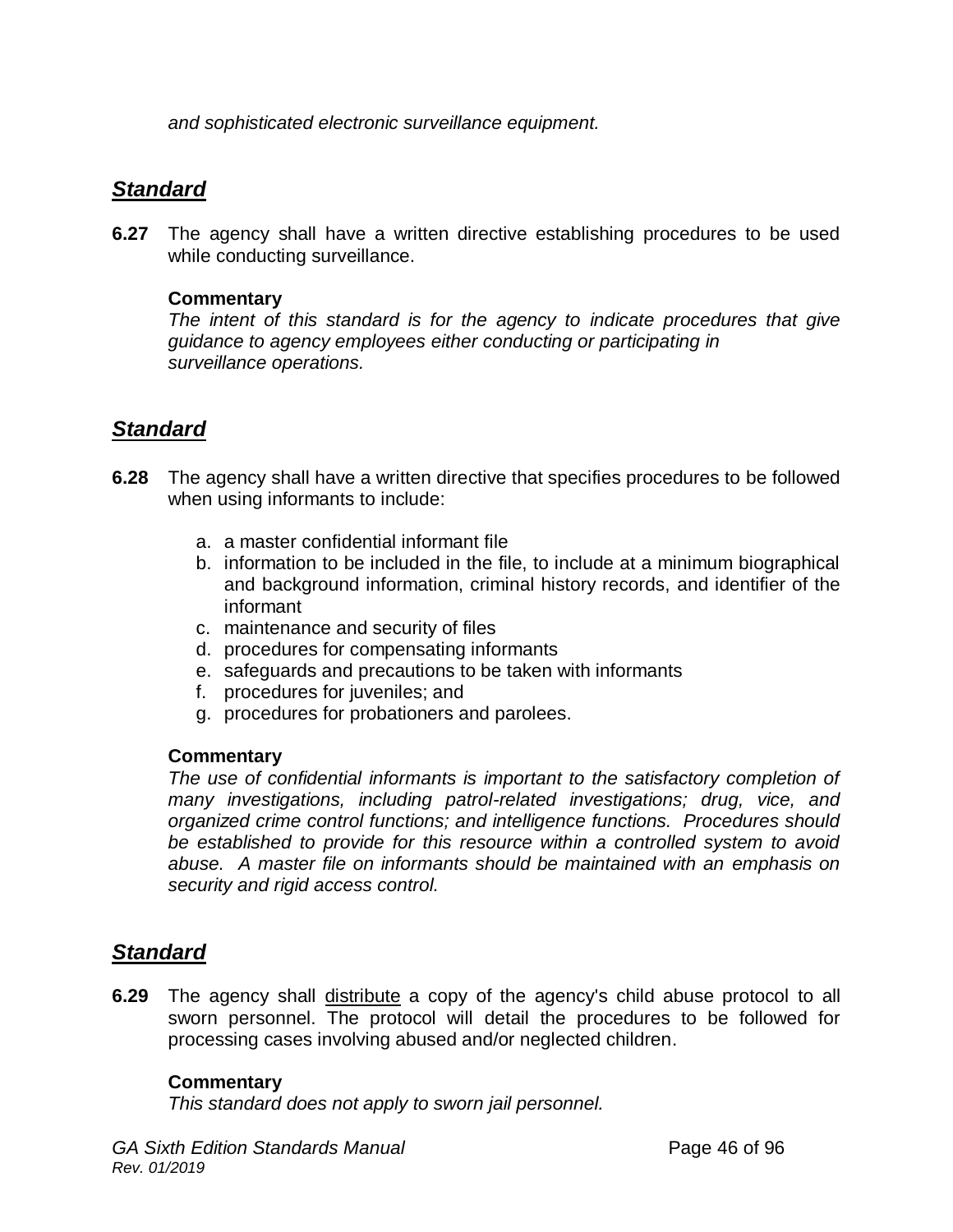*and sophisticated electronic surveillance equipment.*

## ***Standard***

**6.27** The agency shall have a written directive establishing procedures to be used while conducting surveillance.

**Commentary**
*The intent of this standard is for the agency to indicate procedures that give guidance to agency employees either conducting or participating in surveillance operations.*

## ***Standard***

**6.28** The agency shall have a written directive that specifies procedures to be followed when using informants to include:

a. a master confidential informant file
b. information to be included in the file, to include at a minimum biographical and background information, criminal history records, and identifier of the informant
c. maintenance and security of files
d. procedures for compensating informants
e. safeguards and precautions to be taken with informants
f. procedures for juveniles; and
g. procedures for probationers and parolees.

**Commentary**
*The use of confidential informants is important to the satisfactory completion of many investigations, including patrol-related investigations; drug, vice, and organized crime control functions; and intelligence functions. Procedures should be established to provide for this resource within a controlled system to avoid abuse. A master file on informants should be maintained with an emphasis on security and rigid access control.*

## ***Standard***

**6.29** The agency shall <u>distribute</u> a copy of the agency's child abuse protocol to all sworn personnel. The protocol will detail the procedures to be followed for processing cases involving abused and/or neglected children.

**Commentary**
*This standard does not apply to sworn jail personnel.*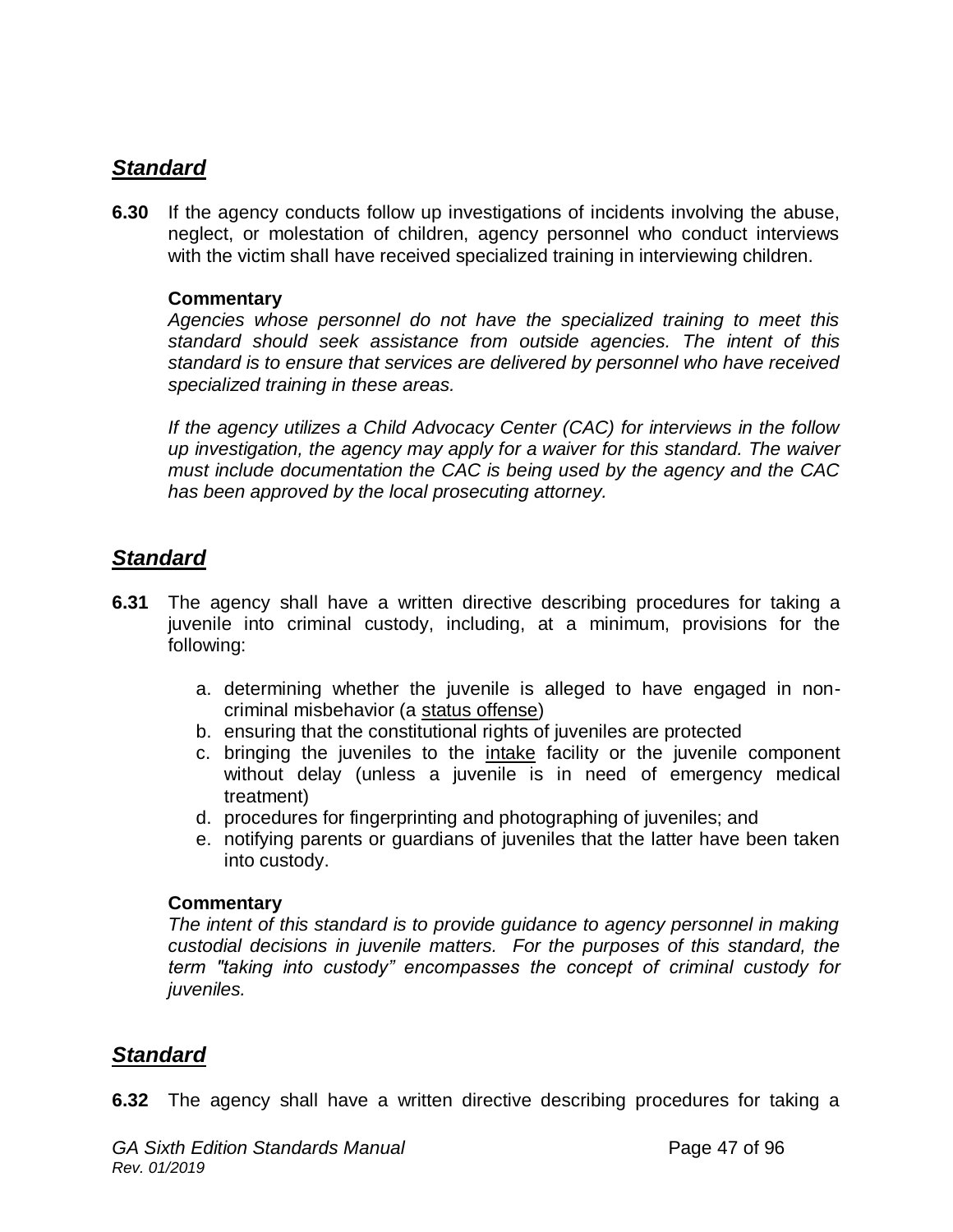## ***Standard***

**6.30** If the agency conducts follow up investigations of incidents involving the abuse, neglect, or molestation of children, agency personnel who conduct interviews with the victim shall have received specialized training in interviewing children.

**Commentary**

*Agencies whose personnel do not have the specialized training to meet this standard should seek assistance from outside agencies. The intent of this standard is to ensure that services are delivered by personnel who have received specialized training in these areas.*

*If the agency utilizes a Child Advocacy Center (CAC) for interviews in the follow up investigation, the agency may apply for a waiver for this standard. The waiver must include documentation the CAC is being used by the agency and the CAC has been approved by the local prosecuting attorney.*

## ***Standard***

**6.31** The agency shall have a written directive describing procedures for taking a juvenile into criminal custody, including, at a minimum, provisions for the following:

a. determining whether the juvenile is alleged to have engaged in non-criminal misbehavior (a status offense)
b. ensuring that the constitutional rights of juveniles are protected
c. bringing the juveniles to the intake facility or the juvenile component without delay (unless a juvenile is in need of emergency medical treatment)
d. procedures for fingerprinting and photographing of juveniles; and
e. notifying parents or guardians of juveniles that the latter have been taken into custody.

**Commentary**

*The intent of this standard is to provide guidance to agency personnel in making custodial decisions in juvenile matters. For the purposes of this standard, the term "taking into custody" encompasses the concept of criminal custody for juveniles.*

## ***Standard***

**6.32** The agency shall have a written directive describing procedures for taking a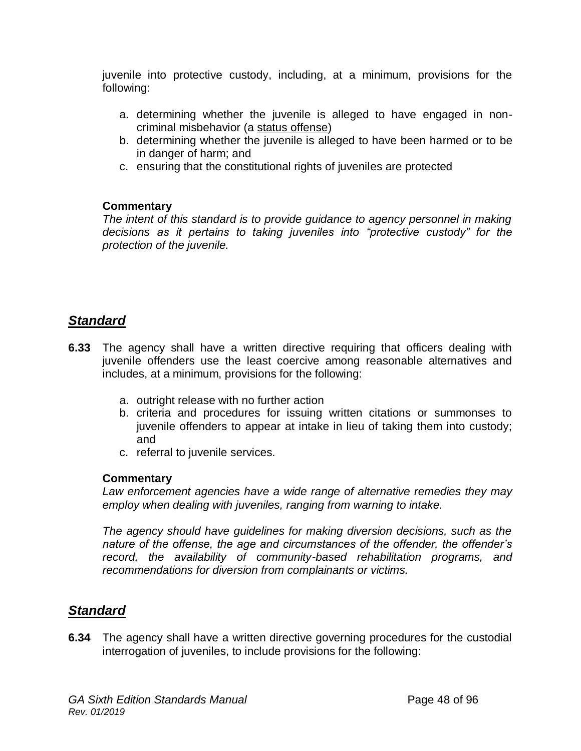juvenile into protective custody, including, at a minimum, provisions for the following:

a. determining whether the juvenile is alleged to have engaged in non-criminal misbehavior (a status offense)
b. determining whether the juvenile is alleged to have been harmed or to be in danger of harm; and
c. ensuring that the constitutional rights of juveniles are protected

**Commentary**

*The intent of this standard is to provide guidance to agency personnel in making decisions as it pertains to taking juveniles into "protective custody" for the protection of the juvenile.*

## ***Standard***

**6.33** The agency shall have a written directive requiring that officers dealing with juvenile offenders use the least coercive among reasonable alternatives and includes, at a minimum, provisions for the following:

a. outright release with no further action
b. criteria and procedures for issuing written citations or summonses to juvenile offenders to appear at intake in lieu of taking them into custody; and
c. referral to juvenile services.

**Commentary**

*Law enforcement agencies have a wide range of alternative remedies they may employ when dealing with juveniles, ranging from warning to intake.*

*The agency should have guidelines for making diversion decisions, such as the nature of the offense, the age and circumstances of the offender, the offender's record, the availability of community-based rehabilitation programs, and recommendations for diversion from complainants or victims.*

## ***Standard***

**6.34** The agency shall have a written directive governing procedures for the custodial interrogation of juveniles, to include provisions for the following: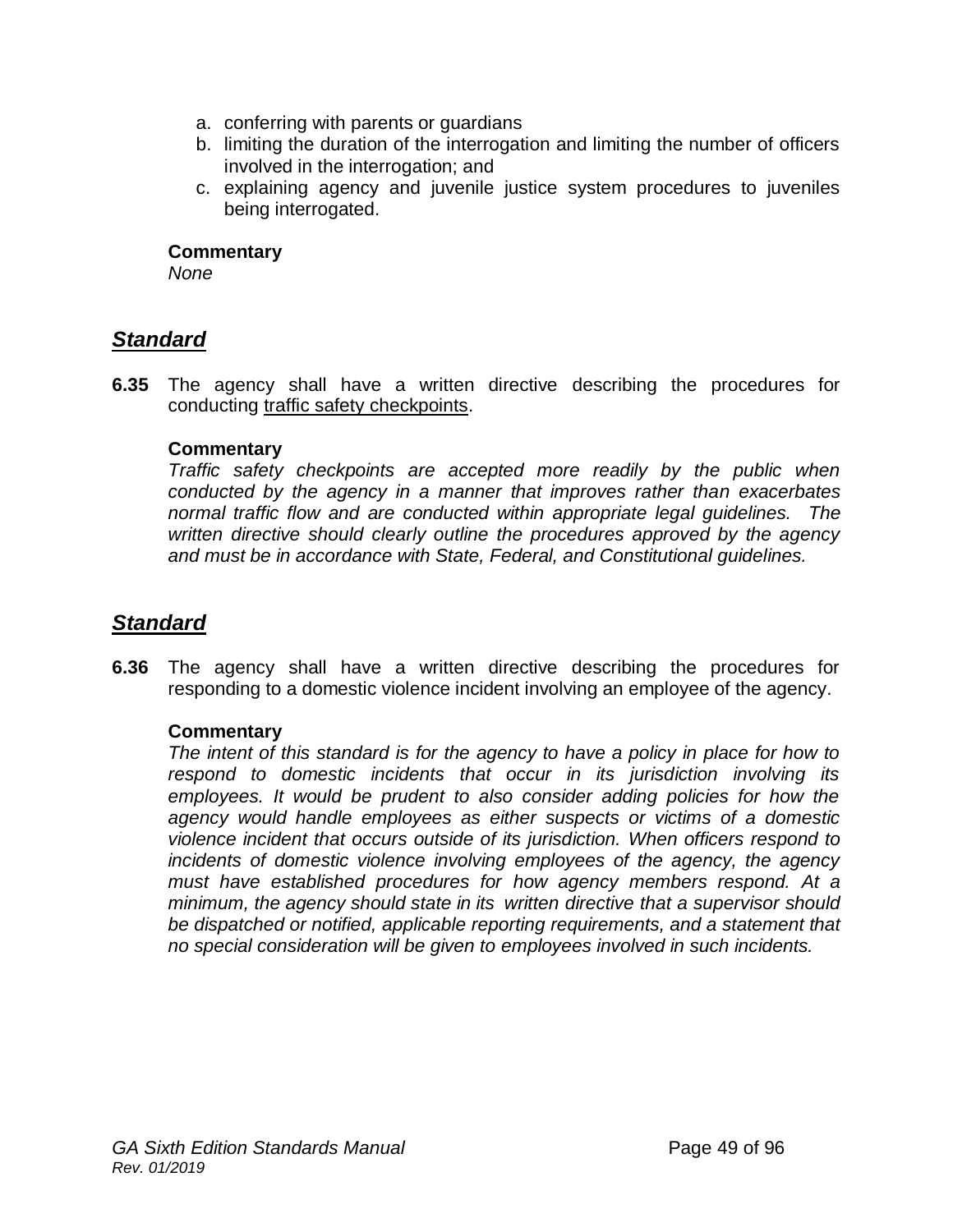a. conferring with parents or guardians
b. limiting the duration of the interrogation and limiting the number of officers involved in the interrogation; and
c. explaining agency and juvenile justice system procedures to juveniles being interrogated.

**Commentary**
*None*

## ***Standard***

**6.35** The agency shall have a written directive describing the procedures for conducting traffic safety checkpoints.

**Commentary**
*Traffic safety checkpoints are accepted more readily by the public when conducted by the agency in a manner that improves rather than exacerbates normal traffic flow and are conducted within appropriate legal guidelines. The written directive should clearly outline the procedures approved by the agency and must be in accordance with State, Federal, and Constitutional guidelines.*

## ***Standard***

**6.36** The agency shall have a written directive describing the procedures for responding to a domestic violence incident involving an employee of the agency.

**Commentary**
*The intent of this standard is for the agency to have a policy in place for how to respond to domestic incidents that occur in its jurisdiction involving its employees. It would be prudent to also consider adding policies for how the agency would handle employees as either suspects or victims of a domestic violence incident that occurs outside of its jurisdiction. When officers respond to incidents of domestic violence involving employees of the agency, the agency must have established procedures for how agency members respond. At a minimum, the agency should state in its written directive that a supervisor should be dispatched or notified, applicable reporting requirements, and a statement that no special consideration will be given to employees involved in such incidents.*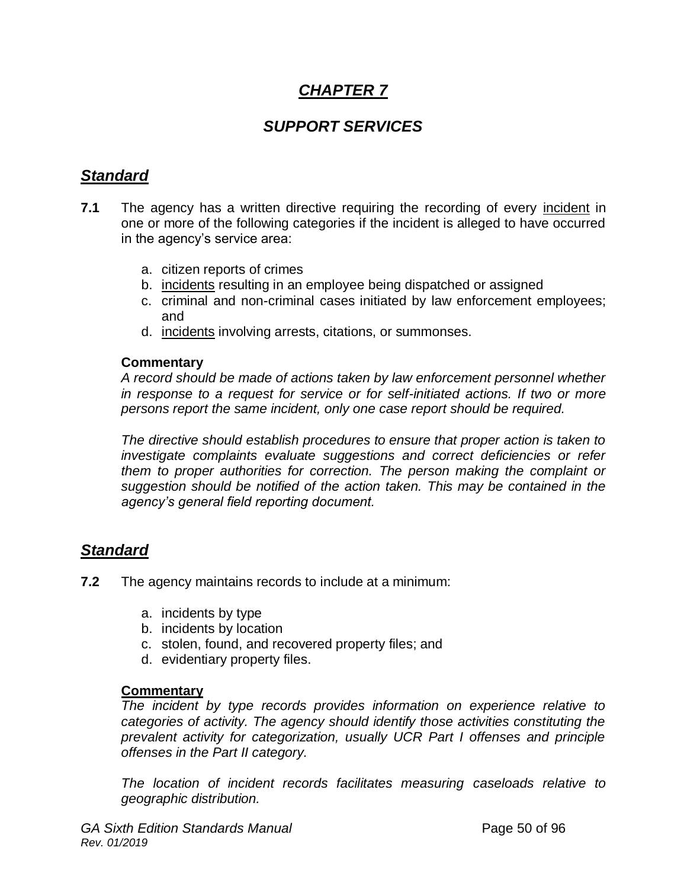# *CHAPTER 7*

## *SUPPORT SERVICES*

### *Standard*

**7.1** The agency has a written directive requiring the recording of every incident in one or more of the following categories if the incident is alleged to have occurred in the agency's service area:

a. citizen reports of crimes
b. incidents resulting in an employee being dispatched or assigned
c. criminal and non-criminal cases initiated by law enforcement employees; and
d. incidents involving arrests, citations, or summonses.

**Commentary**

*A record should be made of actions taken by law enforcement personnel whether in response to a request for service or for self-initiated actions. If two or more persons report the same incident, only one case report should be required.*

*The directive should establish procedures to ensure that proper action is taken to investigate complaints evaluate suggestions and correct deficiencies or refer them to proper authorities for correction. The person making the complaint or suggestion should be notified of the action taken. This may be contained in the agency's general field reporting document.*

### *Standard*

**7.2** The agency maintains records to include at a minimum:

a. incidents by type
b. incidents by location
c. stolen, found, and recovered property files; and
d. evidentiary property files.

**Commentary**

*The incident by type records provides information on experience relative to categories of activity. The agency should identify those activities constituting the prevalent activity for categorization, usually UCR Part I offenses and principle offenses in the Part II category.*

*The location of incident records facilitates measuring caseloads relative to geographic distribution.*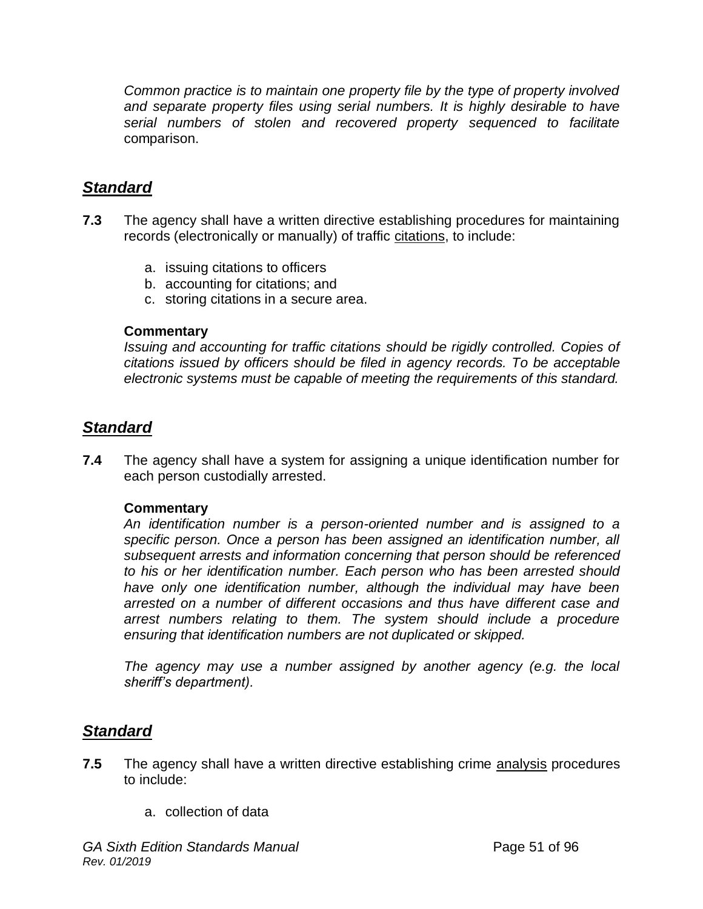*Common practice is to maintain one property file by the type of property involved and separate property files using serial numbers. It is highly desirable to have serial numbers of stolen and recovered property sequenced to facilitate* comparison.

## ***Standard***

**7.3** The agency shall have a written directive establishing procedures for maintaining records (electronically or manually) of traffic citations, to include:

a. issuing citations to officers
b. accounting for citations; and
c. storing citations in a secure area.

**Commentary**
*Issuing and accounting for traffic citations should be rigidly controlled. Copies of citations issued by officers should be filed in agency records. To be acceptable electronic systems must be capable of meeting the requirements of this standard.*

## ***Standard***

**7.4** The agency shall have a system for assigning a unique identification number for each person custodially arrested.

**Commentary**
*An identification number is a person-oriented number and is assigned to a specific person. Once a person has been assigned an identification number, all subsequent arrests and information concerning that person should be referenced to his or her identification number. Each person who has been arrested should have only one identification number, although the individual may have been arrested on a number of different occasions and thus have different case and arrest numbers relating to them. The system should include a procedure ensuring that identification numbers are not duplicated or skipped.*

*The agency may use a number assigned by another agency (e.g. the local sheriff's department).*

## ***Standard***

**7.5** The agency shall have a written directive establishing crime analysis procedures to include:

a. collection of data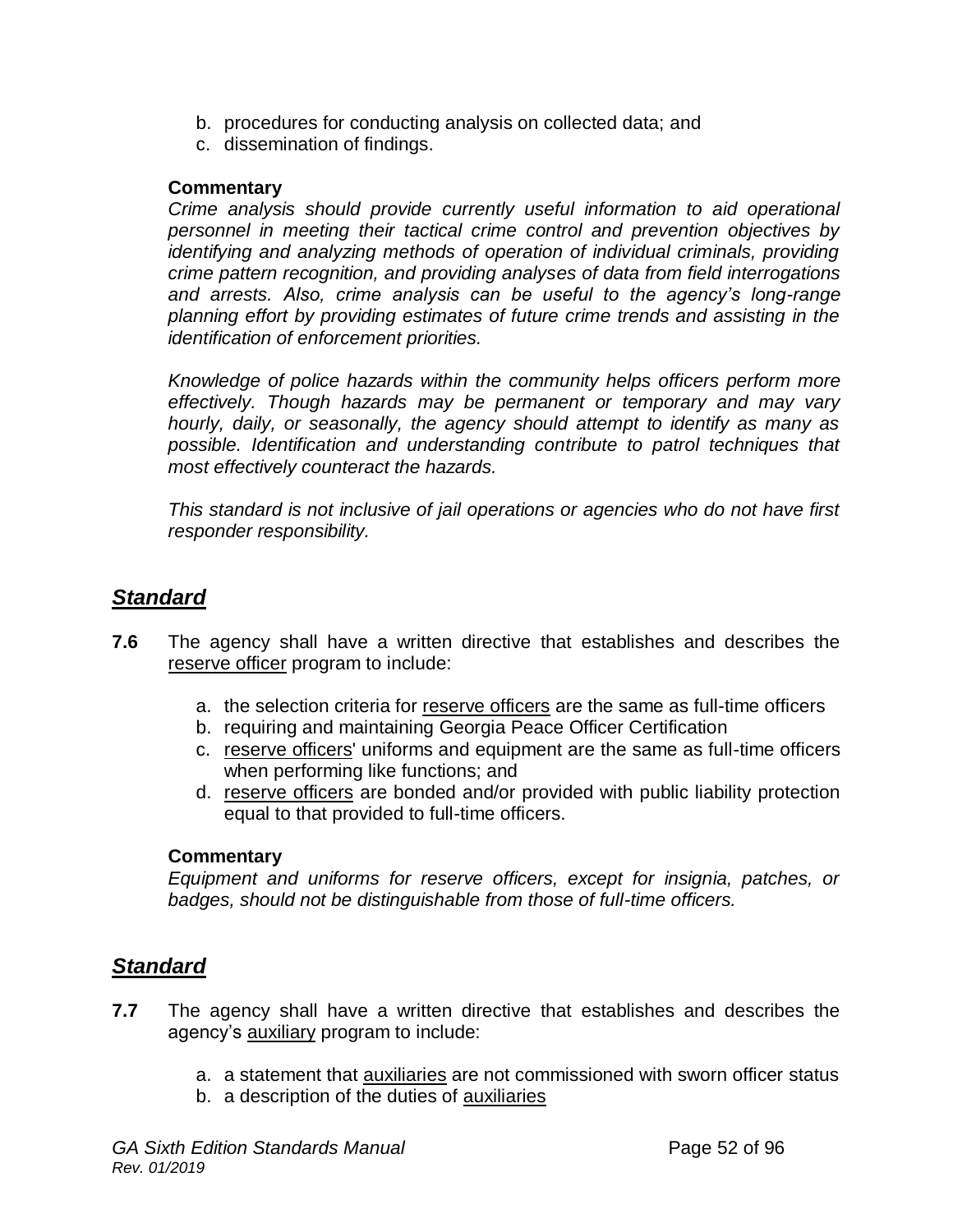b. procedures for conducting analysis on collected data; and
c. dissemination of findings.

**Commentary**

*Crime analysis should provide currently useful information to aid operational personnel in meeting their tactical crime control and prevention objectives by identifying and analyzing methods of operation of individual criminals, providing crime pattern recognition, and providing analyses of data from field interrogations and arrests. Also, crime analysis can be useful to the agency's long-range planning effort by providing estimates of future crime trends and assisting in the identification of enforcement priorities.*

*Knowledge of police hazards within the community helps officers perform more effectively. Though hazards may be permanent or temporary and may vary hourly, daily, or seasonally, the agency should attempt to identify as many as possible. Identification and understanding contribute to patrol techniques that most effectively counteract the hazards.*

*This standard is not inclusive of jail operations or agencies who do not have first responder responsibility.*

## ***Standard***

**7.6** The agency shall have a written directive that establishes and describes the reserve officer program to include:

a. the selection criteria for reserve officers are the same as full-time officers
b. requiring and maintaining Georgia Peace Officer Certification
c. reserve officers' uniforms and equipment are the same as full-time officers when performing like functions; and
d. reserve officers are bonded and/or provided with public liability protection equal to that provided to full-time officers.

**Commentary**

*Equipment and uniforms for reserve officers, except for insignia, patches, or badges, should not be distinguishable from those of full-time officers.*

## ***Standard***

**7.7** The agency shall have a written directive that establishes and describes the agency's auxiliary program to include:

a. a statement that auxiliaries are not commissioned with sworn officer status
b. a description of the duties of auxiliaries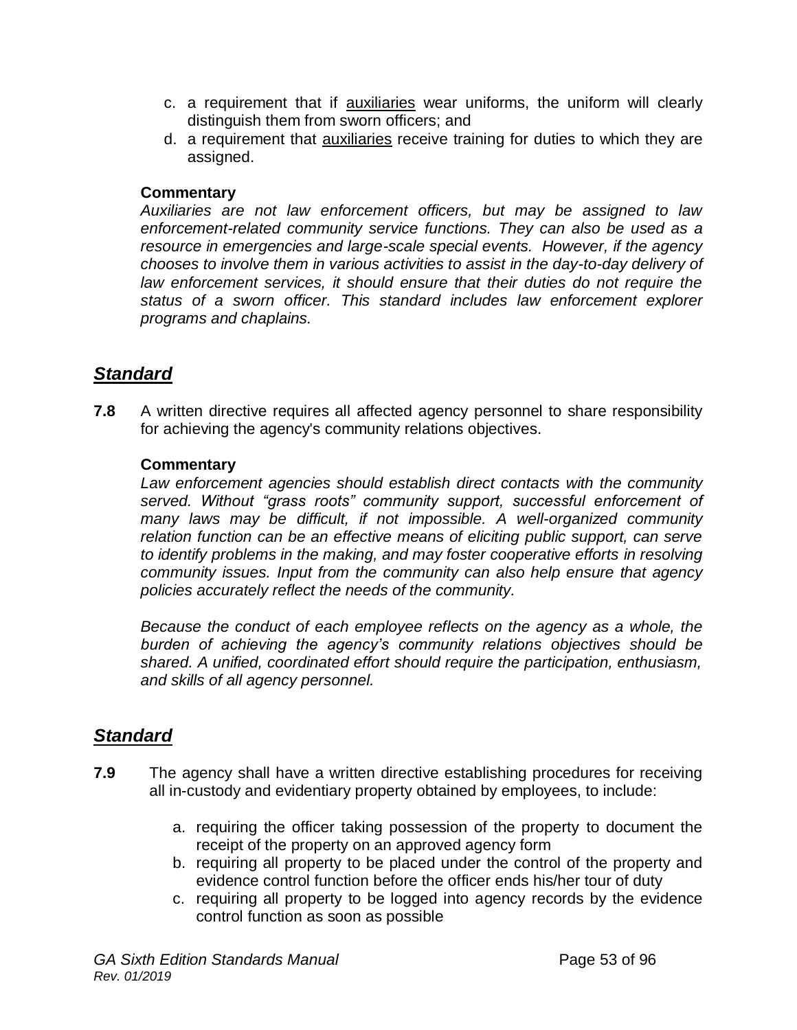c. a requirement that if <u>auxiliaries</u> wear uniforms, the uniform will clearly distinguish them from sworn officers; and
d. a requirement that <u>auxiliaries</u> receive training for duties to which they are assigned.

**Commentary**

*Auxiliaries are not law enforcement officers, but may be assigned to law enforcement-related community service functions. They can also be used as a resource in emergencies and large-scale special events. However, if the agency chooses to involve them in various activities to assist in the day-to-day delivery of law enforcement services, it should ensure that their duties do not require the status of a sworn officer. This standard includes law enforcement explorer programs and chaplains.*

## ***Standard***

**7.8** A written directive requires all affected agency personnel to share responsibility for achieving the agency's community relations objectives.

**Commentary**

*Law enforcement agencies should establish direct contacts with the community served. Without "grass roots" community support, successful enforcement of many laws may be difficult, if not impossible. A well-organized community relation function can be an effective means of eliciting public support, can serve to identify problems in the making, and may foster cooperative efforts in resolving community issues. Input from the community can also help ensure that agency policies accurately reflect the needs of the community.*

*Because the conduct of each employee reflects on the agency as a whole, the burden of achieving the agency's community relations objectives should be shared. A unified, coordinated effort should require the participation, enthusiasm, and skills of all agency personnel.*

## ***Standard***

**7.9** The agency shall have a written directive establishing procedures for receiving all in-custody and evidentiary property obtained by employees, to include:

a. requiring the officer taking possession of the property to document the receipt of the property on an approved agency form
b. requiring all property to be placed under the control of the property and evidence control function before the officer ends his/her tour of duty
c. requiring all property to be logged into agency records by the evidence control function as soon as possible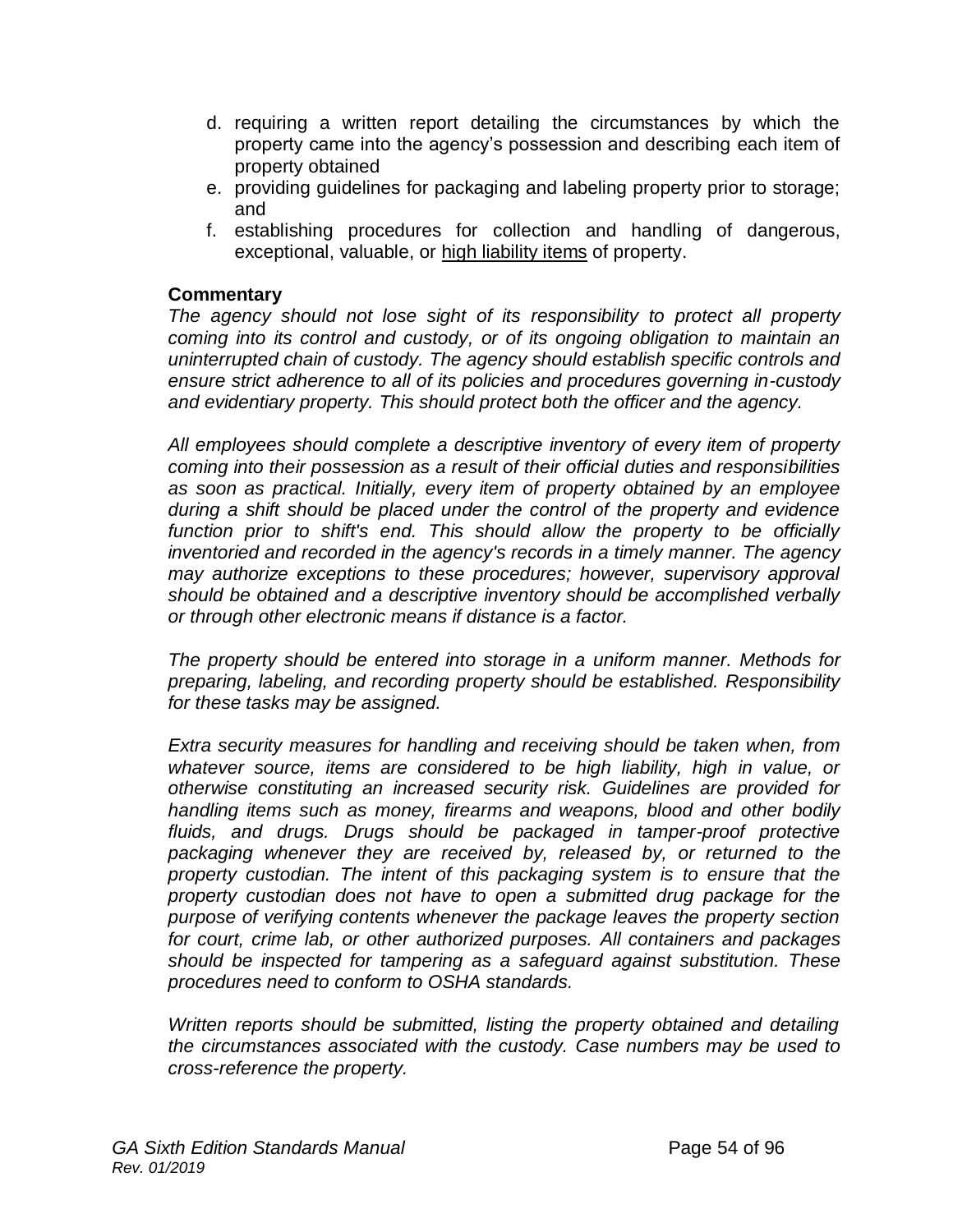d. requiring a written report detailing the circumstances by which the property came into the agency's possession and describing each item of property obtained
e. providing guidelines for packaging and labeling property prior to storage; and
f. establishing procedures for collection and handling of dangerous, exceptional, valuable, or <u>high liability items</u> of property.

**Commentary**

*The agency should not lose sight of its responsibility to protect all property coming into its control and custody, or of its ongoing obligation to maintain an uninterrupted chain of custody. The agency should establish specific controls and ensure strict adherence to all of its policies and procedures governing in-custody and evidentiary property. This should protect both the officer and the agency.*

*All employees should complete a descriptive inventory of every item of property coming into their possession as a result of their official duties and responsibilities as soon as practical. Initially, every item of property obtained by an employee during a shift should be placed under the control of the property and evidence function prior to shift's end. This should allow the property to be officially inventoried and recorded in the agency's records in a timely manner. The agency may authorize exceptions to these procedures; however, supervisory approval should be obtained and a descriptive inventory should be accomplished verbally or through other electronic means if distance is a factor.*

*The property should be entered into storage in a uniform manner. Methods for preparing, labeling, and recording property should be established. Responsibility for these tasks may be assigned.*

*Extra security measures for handling and receiving should be taken when, from whatever source, items are considered to be high liability, high in value, or otherwise constituting an increased security risk. Guidelines are provided for handling items such as money, firearms and weapons, blood and other bodily fluids, and drugs. Drugs should be packaged in tamper-proof protective packaging whenever they are received by, released by, or returned to the property custodian. The intent of this packaging system is to ensure that the property custodian does not have to open a submitted drug package for the purpose of verifying contents whenever the package leaves the property section for court, crime lab, or other authorized purposes. All containers and packages should be inspected for tampering as a safeguard against substitution. These procedures need to conform to OSHA standards.*

*Written reports should be submitted, listing the property obtained and detailing the circumstances associated with the custody. Case numbers may be used to cross-reference the property.*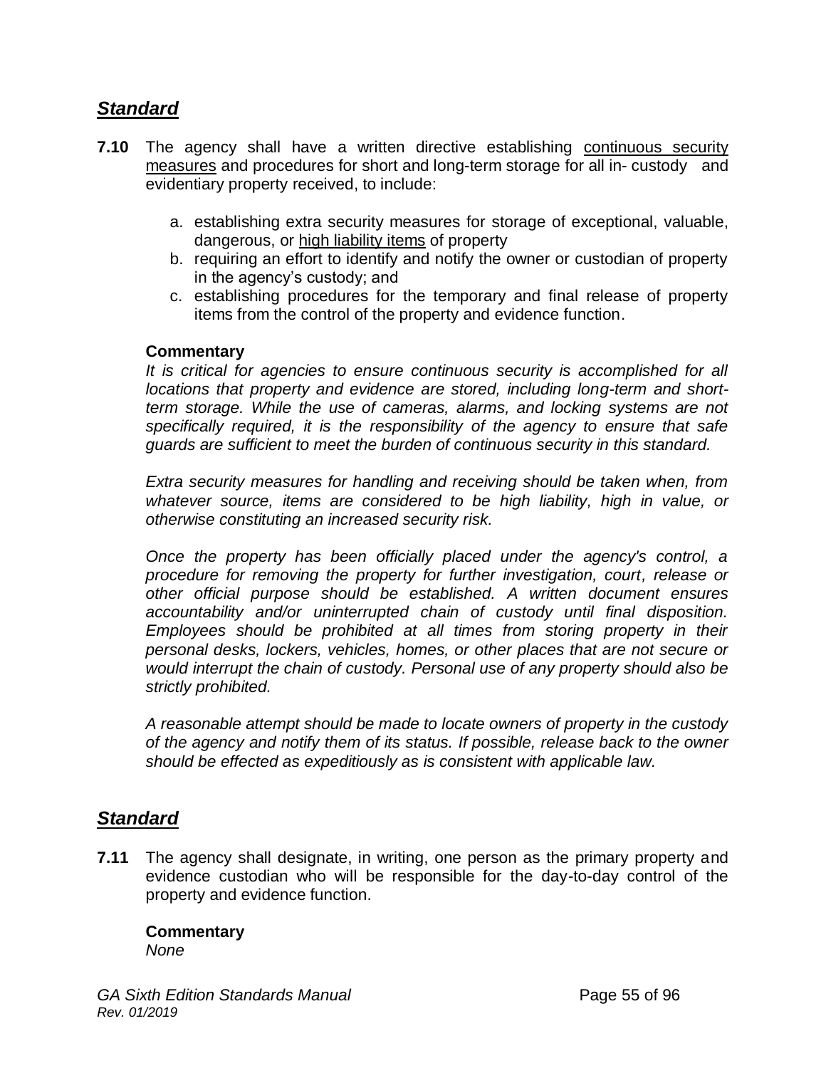## ***Standard***

**7.10** The agency shall have a written directive establishing <u>continuous security measures</u> and procedures for short and long-term storage for all in- custody and evidentiary property received, to include:

a. establishing extra security measures for storage of exceptional, valuable, dangerous, or <u>high liability items</u> of property
b. requiring an effort to identify and notify the owner or custodian of property in the agency's custody; and
c. establishing procedures for the temporary and final release of property items from the control of the property and evidence function.

**Commentary**

*It is critical for agencies to ensure continuous security is accomplished for all locations that property and evidence are stored, including long-term and short-term storage. While the use of cameras, alarms, and locking systems are not specifically required, it is the responsibility of the agency to ensure that safe guards are sufficient to meet the burden of continuous security in this standard.*

*Extra security measures for handling and receiving should be taken when, from whatever source, items are considered to be high liability, high in value, or otherwise constituting an increased security risk.*

*Once the property has been officially placed under the agency's control, a procedure for removing the property for further investigation, court, release or other official purpose should be established. A written document ensures accountability and/or uninterrupted chain of custody until final disposition. Employees should be prohibited at all times from storing property in their personal desks, lockers, vehicles, homes, or other places that are not secure or would interrupt the chain of custody. Personal use of any property should also be strictly prohibited.*

*A reasonable attempt should be made to locate owners of property in the custody of the agency and notify them of its status. If possible, release back to the owner should be effected as expeditiously as is consistent with applicable law.*

## ***Standard***

**7.11** The agency shall designate, in writing, one person as the primary property and evidence custodian who will be responsible for the day-to-day control of the property and evidence function.

**Commentary**

*None*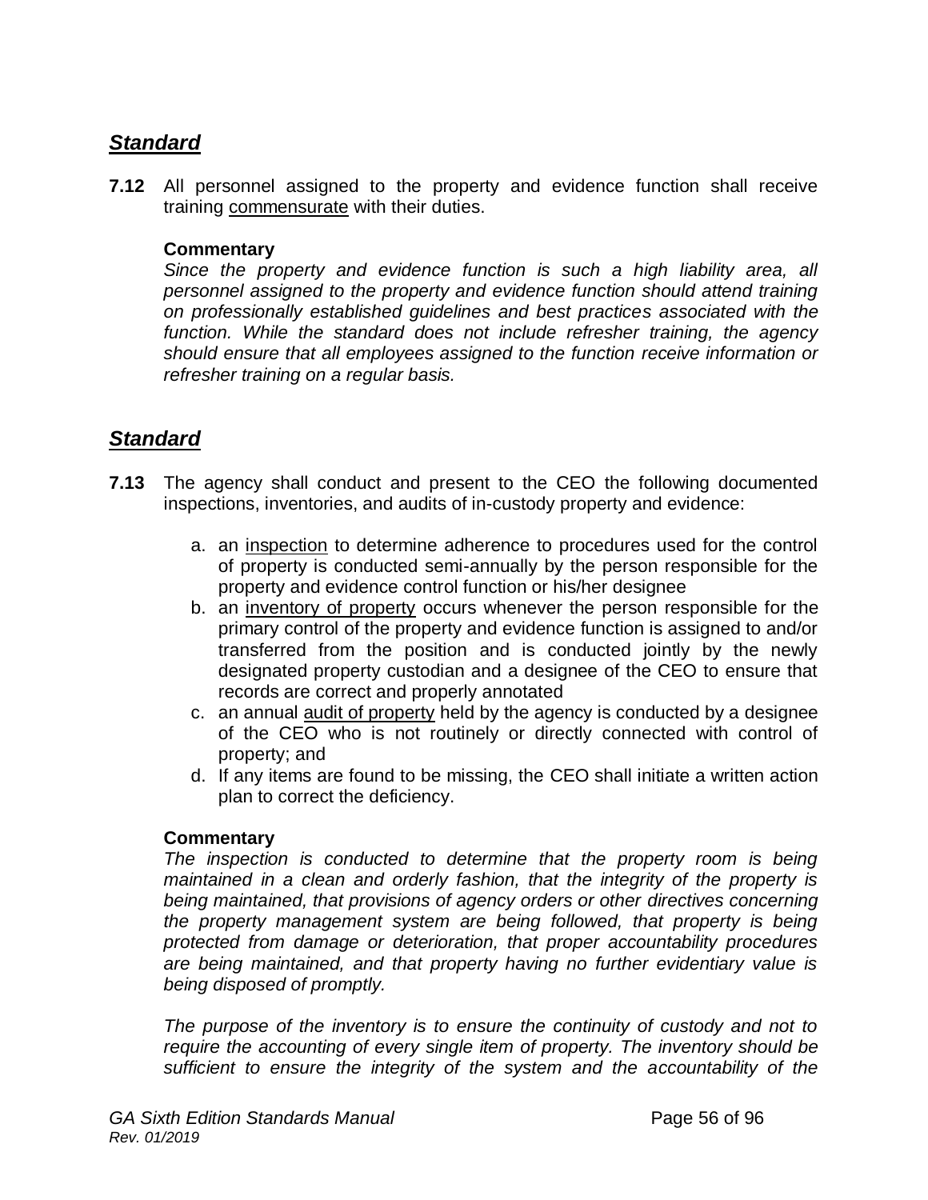## ***Standard***

**7.12** All personnel assigned to the property and evidence function shall receive training <u>commensurate</u> with their duties.

**Commentary**
*Since the property and evidence function is such a high liability area, all personnel assigned to the property and evidence function should attend training on professionally established guidelines and best practices associated with the function. While the standard does not include refresher training, the agency should ensure that all employees assigned to the function receive information or refresher training on a regular basis.*

## ***Standard***

**7.13** The agency shall conduct and present to the CEO the following documented inspections, inventories, and audits of in-custody property and evidence:

a. an <u>inspection</u> to determine adherence to procedures used for the control of property is conducted semi-annually by the person responsible for the property and evidence control function or his/her designee
b. an <u>inventory of property</u> occurs whenever the person responsible for the primary control of the property and evidence function is assigned to and/or transferred from the position and is conducted jointly by the newly designated property custodian and a designee of the CEO to ensure that records are correct and properly annotated
c. an annual <u>audit of property</u> held by the agency is conducted by a designee of the CEO who is not routinely or directly connected with control of property; and
d. If any items are found to be missing, the CEO shall initiate a written action plan to correct the deficiency.

**Commentary**
*The inspection is conducted to determine that the property room is being maintained in a clean and orderly fashion, that the integrity of the property is being maintained, that provisions of agency orders or other directives concerning the property management system are being followed, that property is being protected from damage or deterioration, that proper accountability procedures are being maintained, and that property having no further evidentiary value is being disposed of promptly.*

*The purpose of the inventory is to ensure the continuity of custody and not to require the accounting of every single item of property. The inventory should be sufficient to ensure the integrity of the system and the accountability of the*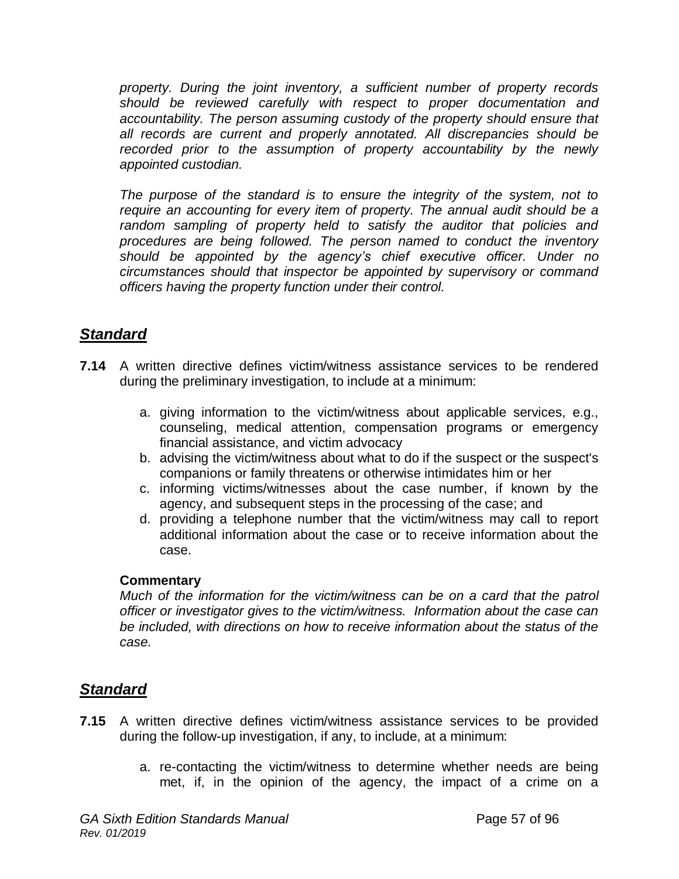*property. During the joint inventory, a sufficient number of property records should be reviewed carefully with respect to proper documentation and accountability. The person assuming custody of the property should ensure that all records are current and properly annotated. All discrepancies should be recorded prior to the assumption of property accountability by the newly appointed custodian.*

*The purpose of the standard is to ensure the integrity of the system, not to require an accounting for every item of property. The annual audit should be a random sampling of property held to satisfy the auditor that policies and procedures are being followed. The person named to conduct the inventory should be appointed by the agency's chief executive officer. Under no circumstances should that inspector be appointed by supervisory or command officers having the property function under their control.*

## ***Standard***

**7.14** A written directive defines victim/witness assistance services to be rendered during the preliminary investigation, to include at a minimum:

a. giving information to the victim/witness about applicable services, e.g., counseling, medical attention, compensation programs or emergency financial assistance, and victim advocacy
b. advising the victim/witness about what to do if the suspect or the suspect's companions or family threatens or otherwise intimidates him or her
c. informing victims/witnesses about the case number, if known by the agency, and subsequent steps in the processing of the case; and
d. providing a telephone number that the victim/witness may call to report additional information about the case or to receive information about the case.

**Commentary**
*Much of the information for the victim/witness can be on a card that the patrol officer or investigator gives to the victim/witness. Information about the case can be included, with directions on how to receive information about the status of the case.*

## ***Standard***

**7.15** A written directive defines victim/witness assistance services to be provided during the follow-up investigation, if any, to include, at a minimum:

a. re-contacting the victim/witness to determine whether needs are being met, if, in the opinion of the agency, the impact of a crime on a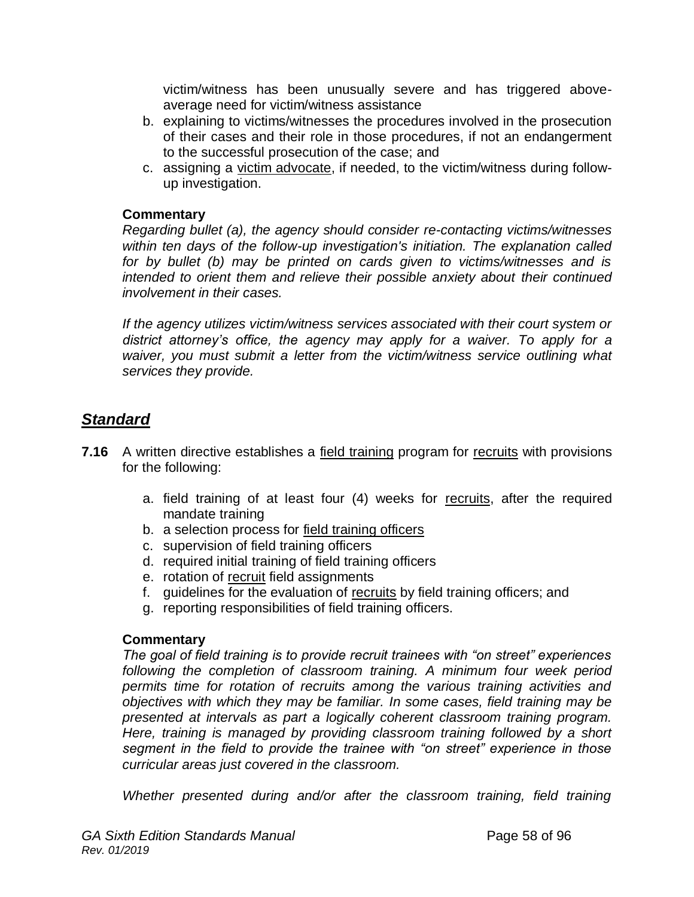victim/witness has been unusually severe and has triggered above-average need for victim/witness assistance

b. explaining to victims/witnesses the procedures involved in the prosecution of their cases and their role in those procedures, if not an endangerment to the successful prosecution of the case; and
c. assigning a victim advocate, if needed, to the victim/witness during follow-up investigation.

**Commentary**

*Regarding bullet (a), the agency should consider re-contacting victims/witnesses within ten days of the follow-up investigation's initiation. The explanation called for by bullet (b) may be printed on cards given to victims/witnesses and is intended to orient them and relieve their possible anxiety about their continued involvement in their cases.*

*If the agency utilizes victim/witness services associated with their court system or district attorney's office, the agency may apply for a waiver. To apply for a waiver, you must submit a letter from the victim/witness service outlining what services they provide.*

## ***Standard***

**7.16** A written directive establishes a field training program for recruits with provisions for the following:

a. field training of at least four (4) weeks for recruits, after the required mandate training
b. a selection process for field training officers
c. supervision of field training officers
d. required initial training of field training officers
e. rotation of recruit field assignments
f. guidelines for the evaluation of recruits by field training officers; and
g. reporting responsibilities of field training officers.

**Commentary**

*The goal of field training is to provide recruit trainees with "on street" experiences following the completion of classroom training. A minimum four week period permits time for rotation of recruits among the various training activities and objectives with which they may be familiar. In some cases, field training may be presented at intervals as part a logically coherent classroom training program. Here, training is managed by providing classroom training followed by a short segment in the field to provide the trainee with "on street" experience in those curricular areas just covered in the classroom.*

*Whether presented during and/or after the classroom training, field training*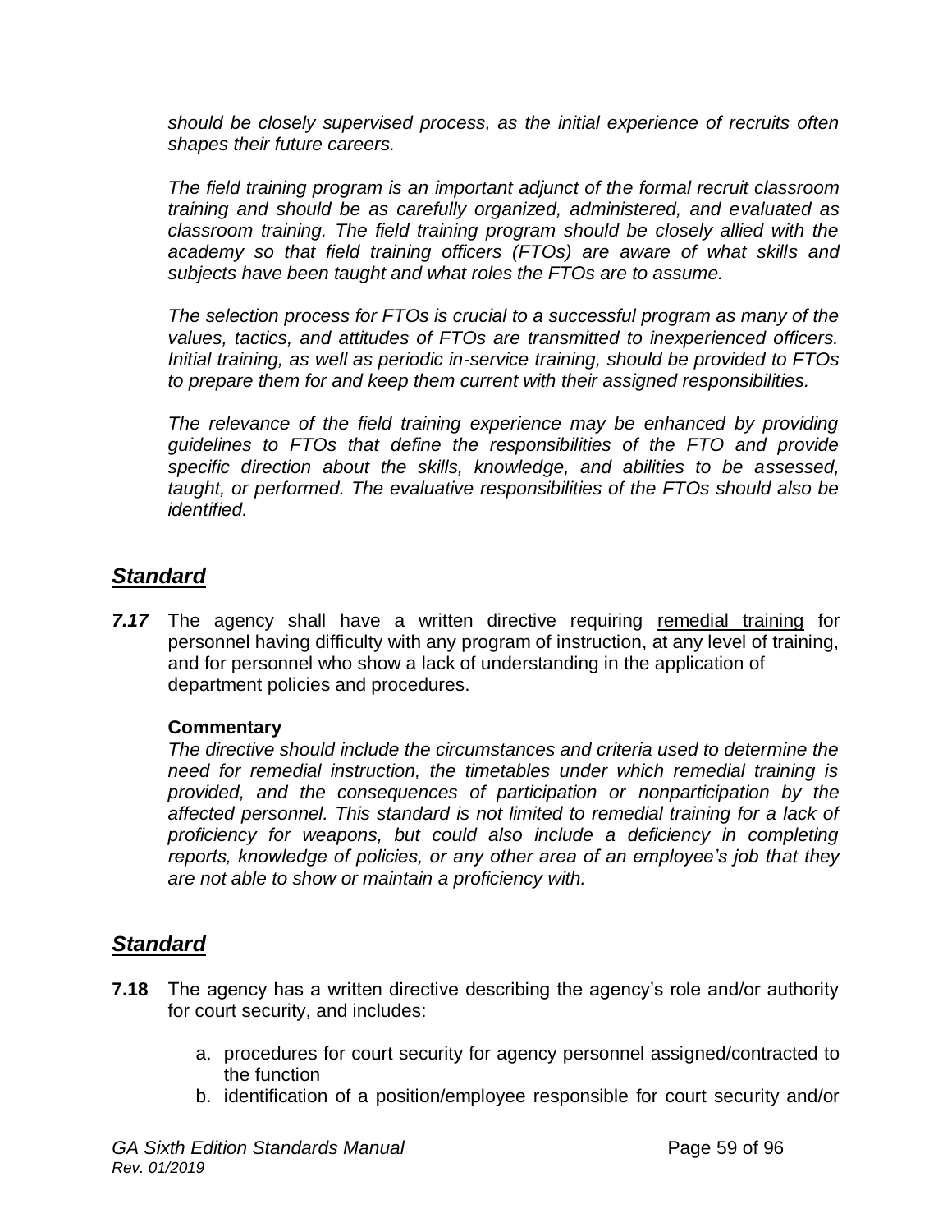*should be closely supervised process, as the initial experience of recruits often shapes their future careers.*

*The field training program is an important adjunct of the formal recruit classroom training and should be as carefully organized, administered, and evaluated as classroom training. The field training program should be closely allied with the academy so that field training officers (FTOs) are aware of what skills and subjects have been taught and what roles the FTOs are to assume.*

*The selection process for FTOs is crucial to a successful program as many of the values, tactics, and attitudes of FTOs are transmitted to inexperienced officers. Initial training, as well as periodic in-service training, should be provided to FTOs to prepare them for and keep them current with their assigned responsibilities.*

*The relevance of the field training experience may be enhanced by providing guidelines to FTOs that define the responsibilities of the FTO and provide specific direction about the skills, knowledge, and abilities to be assessed, taught, or performed. The evaluative responsibilities of the FTOs should also be identified.*

## ***Standard***

***7.17*** The agency shall have a written directive requiring remedial training for personnel having difficulty with any program of instruction, at any level of training, and for personnel who show a lack of understanding in the application of department policies and procedures.

**Commentary**

*The directive should include the circumstances and criteria used to determine the need for remedial instruction, the timetables under which remedial training is provided, and the consequences of participation or nonparticipation by the affected personnel. This standard is not limited to remedial training for a lack of proficiency for weapons, but could also include a deficiency in completing reports, knowledge of policies, or any other area of an employee's job that they are not able to show or maintain a proficiency with.*

## ***Standard***

**7.18** The agency has a written directive describing the agency's role and/or authority for court security, and includes:

a. procedures for court security for agency personnel assigned/contracted to the function
b. identification of a position/employee responsible for court security and/or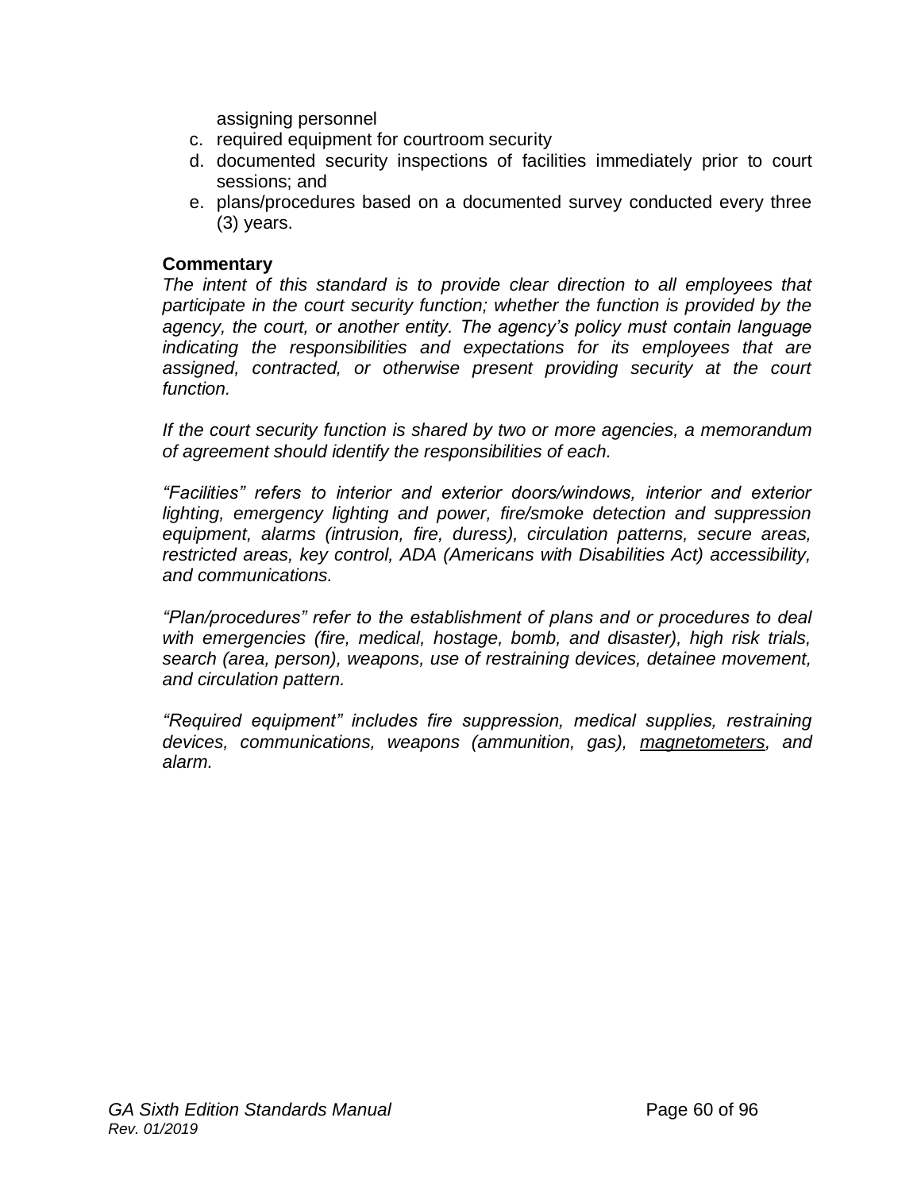assigning personnel

c. required equipment for courtroom security
d. documented security inspections of facilities immediately prior to court sessions; and
e. plans/procedures based on a documented survey conducted every three (3) years.

**Commentary**

*The intent of this standard is to provide clear direction to all employees that participate in the court security function; whether the function is provided by the agency, the court, or another entity. The agency's policy must contain language indicating the responsibilities and expectations for its employees that are assigned, contracted, or otherwise present providing security at the court function.*

*If the court security function is shared by two or more agencies, a memorandum of agreement should identify the responsibilities of each.*

*"Facilities" refers to interior and exterior doors/windows, interior and exterior lighting, emergency lighting and power, fire/smoke detection and suppression equipment, alarms (intrusion, fire, duress), circulation patterns, secure areas, restricted areas, key control, ADA (Americans with Disabilities Act) accessibility, and communications.*

*"Plan/procedures" refer to the establishment of plans and or procedures to deal with emergencies (fire, medical, hostage, bomb, and disaster), high risk trials, search (area, person), weapons, use of restraining devices, detainee movement, and circulation pattern.*

*"Required equipment" includes fire suppression, medical supplies, restraining devices, communications, weapons (ammunition, gas), <u>magnetometers</u>, and alarm.*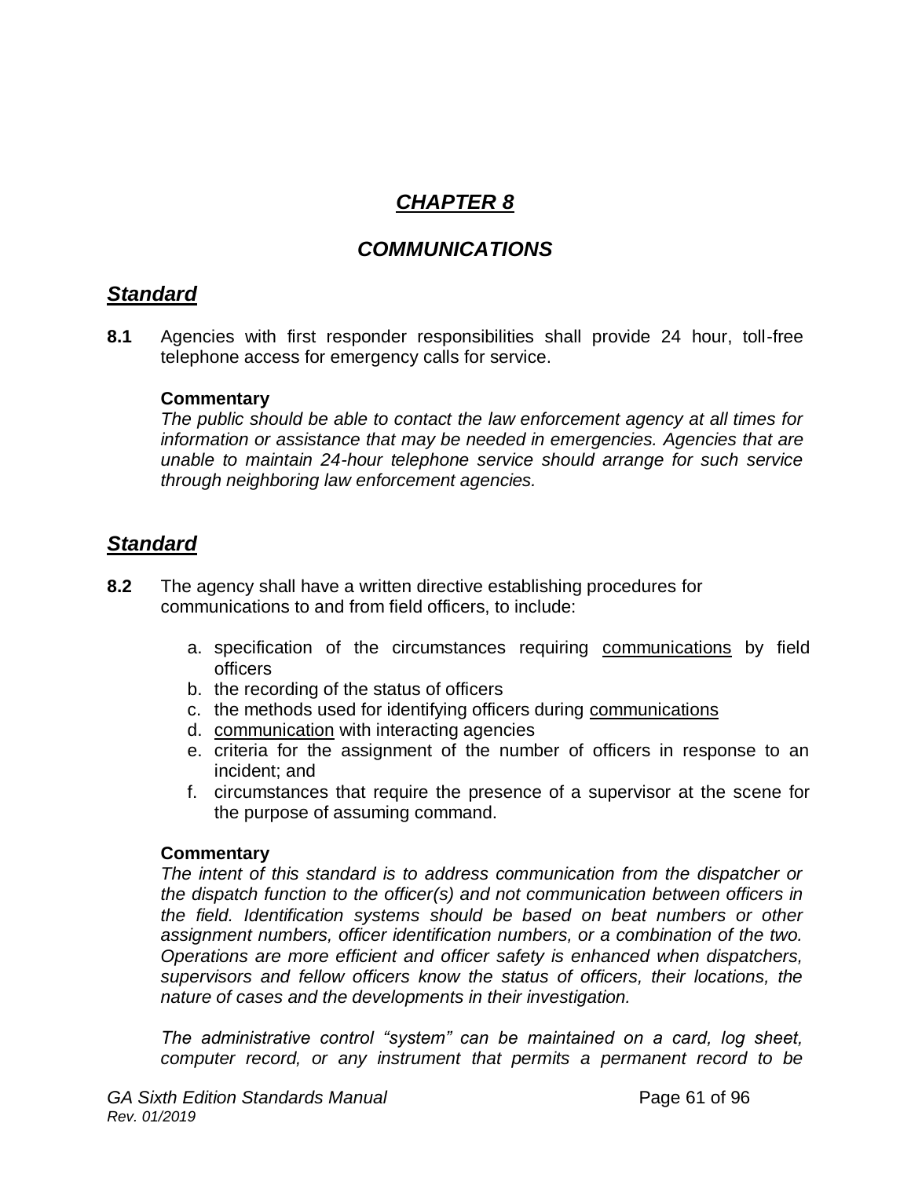# *CHAPTER 8*

## *COMMUNICATIONS*

### *Standard*

**8.1** Agencies with first responder responsibilities shall provide 24 hour, toll-free telephone access for emergency calls for service.

**Commentary**

*The public should be able to contact the law enforcement agency at all times for information or assistance that may be needed in emergencies. Agencies that are unable to maintain 24-hour telephone service should arrange for such service through neighboring law enforcement agencies.*

### *Standard*

**8.2** The agency shall have a written directive establishing procedures for communications to and from field officers, to include:

a. specification of the circumstances requiring communications by field officers
b. the recording of the status of officers
c. the methods used for identifying officers during communications
d. communication with interacting agencies
e. criteria for the assignment of the number of officers in response to an incident; and
f. circumstances that require the presence of a supervisor at the scene for the purpose of assuming command.

**Commentary**

*The intent of this standard is to address communication from the dispatcher or the dispatch function to the officer(s) and not communication between officers in the field. Identification systems should be based on beat numbers or other assignment numbers, officer identification numbers, or a combination of the two. Operations are more efficient and officer safety is enhanced when dispatchers, supervisors and fellow officers know the status of officers, their locations, the nature of cases and the developments in their investigation.*

*The administrative control "system" can be maintained on a card, log sheet, computer record, or any instrument that permits a permanent record to be*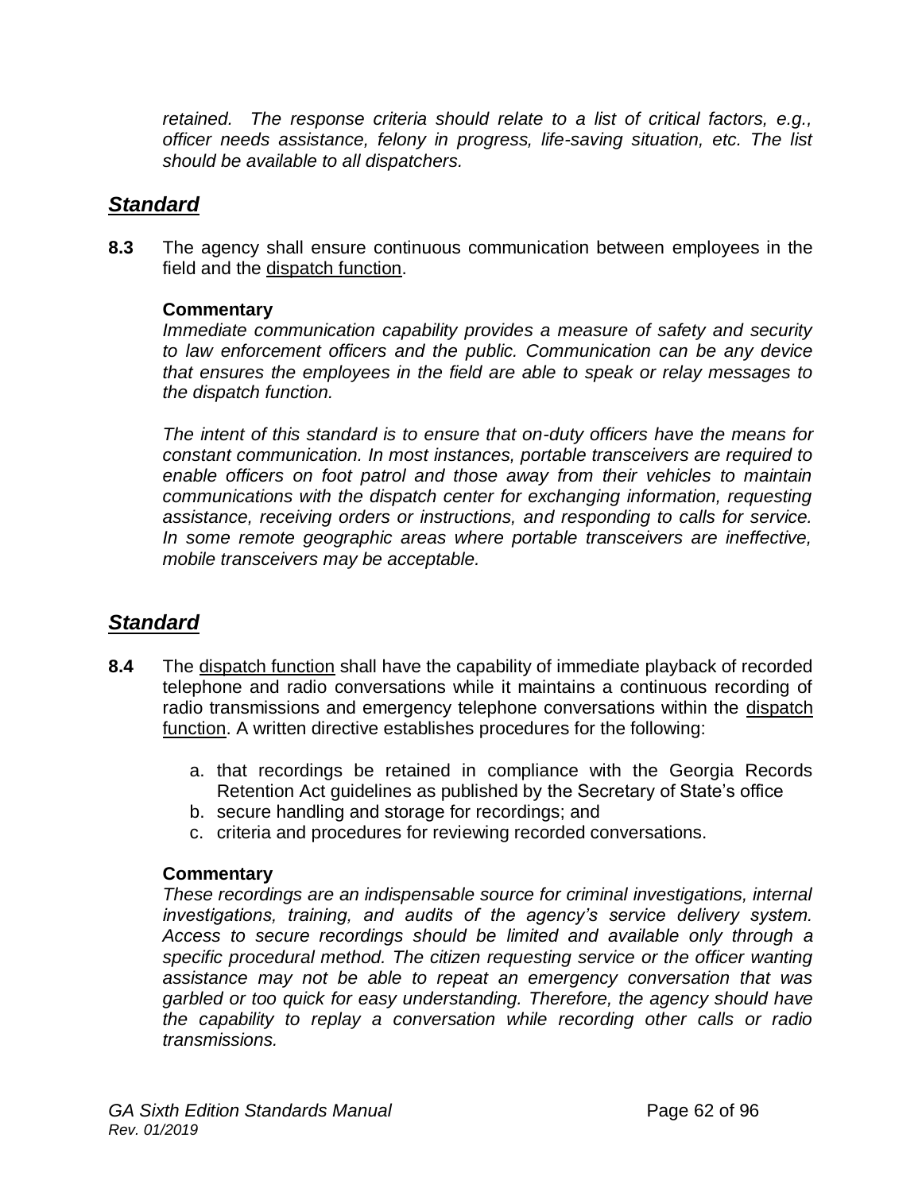*retained. The response criteria should relate to a list of critical factors, e.g., officer needs assistance, felony in progress, life-saving situation, etc. The list should be available to all dispatchers.*

## *Standard*

**8.3** The agency shall ensure continuous communication between employees in the field and the dispatch function.

**Commentary**

*Immediate communication capability provides a measure of safety and security to law enforcement officers and the public. Communication can be any device that ensures the employees in the field are able to speak or relay messages to the dispatch function.*

*The intent of this standard is to ensure that on-duty officers have the means for constant communication. In most instances, portable transceivers are required to enable officers on foot patrol and those away from their vehicles to maintain communications with the dispatch center for exchanging information, requesting assistance, receiving orders or instructions, and responding to calls for service. In some remote geographic areas where portable transceivers are ineffective, mobile transceivers may be acceptable.*

## *Standard*

**8.4** The dispatch function shall have the capability of immediate playback of recorded telephone and radio conversations while it maintains a continuous recording of radio transmissions and emergency telephone conversations within the dispatch function. A written directive establishes procedures for the following:

a. that recordings be retained in compliance with the Georgia Records Retention Act guidelines as published by the Secretary of State's office
b. secure handling and storage for recordings; and
c. criteria and procedures for reviewing recorded conversations.

**Commentary**

*These recordings are an indispensable source for criminal investigations, internal investigations, training, and audits of the agency's service delivery system. Access to secure recordings should be limited and available only through a specific procedural method. The citizen requesting service or the officer wanting assistance may not be able to repeat an emergency conversation that was garbled or too quick for easy understanding. Therefore, the agency should have the capability to replay a conversation while recording other calls or radio transmissions.*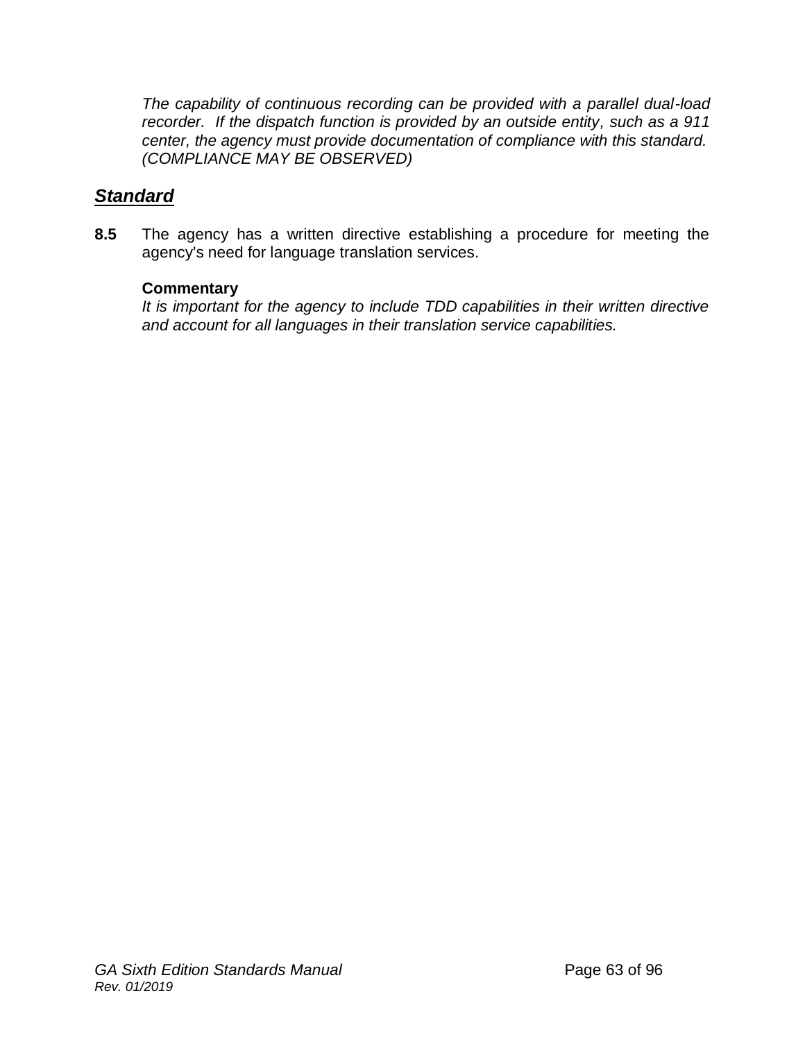*The capability of continuous recording can be provided with a parallel dual-load recorder. If the dispatch function is provided by an outside entity, such as a 911 center, the agency must provide documentation of compliance with this standard. (COMPLIANCE MAY BE OBSERVED)*

## ***Standard***

**8.5** The agency has a written directive establishing a procedure for meeting the agency's need for language translation services.

**Commentary**

*It is important for the agency to include TDD capabilities in their written directive and account for all languages in their translation service capabilities.*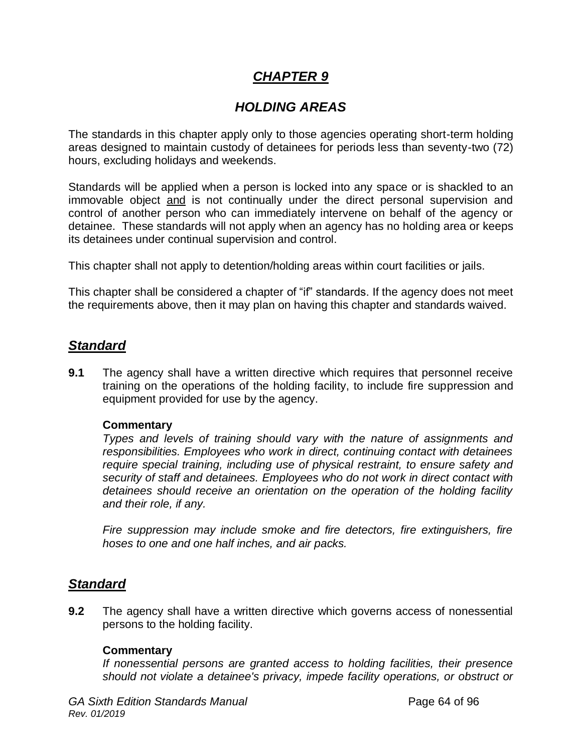# *CHAPTER 9*

## *HOLDING AREAS*

The standards in this chapter apply only to those agencies operating short-term holding areas designed to maintain custody of detainees for periods less than seventy-two (72) hours, excluding holidays and weekends.

Standards will be applied when a person is locked into any space or is shackled to an immovable object and is not continually under the direct personal supervision and control of another person who can immediately intervene on behalf of the agency or detainee. These standards will not apply when an agency has no holding area or keeps its detainees under continual supervision and control.

This chapter shall not apply to detention/holding areas within court facilities or jails.

This chapter shall be considered a chapter of "if" standards. If the agency does not meet the requirements above, then it may plan on having this chapter and standards waived.

### *Standard*

**9.1** The agency shall have a written directive which requires that personnel receive training on the operations of the holding facility, to include fire suppression and equipment provided for use by the agency.

**Commentary**

*Types and levels of training should vary with the nature of assignments and responsibilities. Employees who work in direct, continuing contact with detainees require special training, including use of physical restraint, to ensure safety and security of staff and detainees. Employees who do not work in direct contact with detainees should receive an orientation on the operation of the holding facility and their role, if any.*

*Fire suppression may include smoke and fire detectors, fire extinguishers, fire hoses to one and one half inches, and air packs.*

### *Standard*

**9.2** The agency shall have a written directive which governs access of nonessential persons to the holding facility.

**Commentary**

*If nonessential persons are granted access to holding facilities, their presence should not violate a detainee's privacy, impede facility operations, or obstruct or*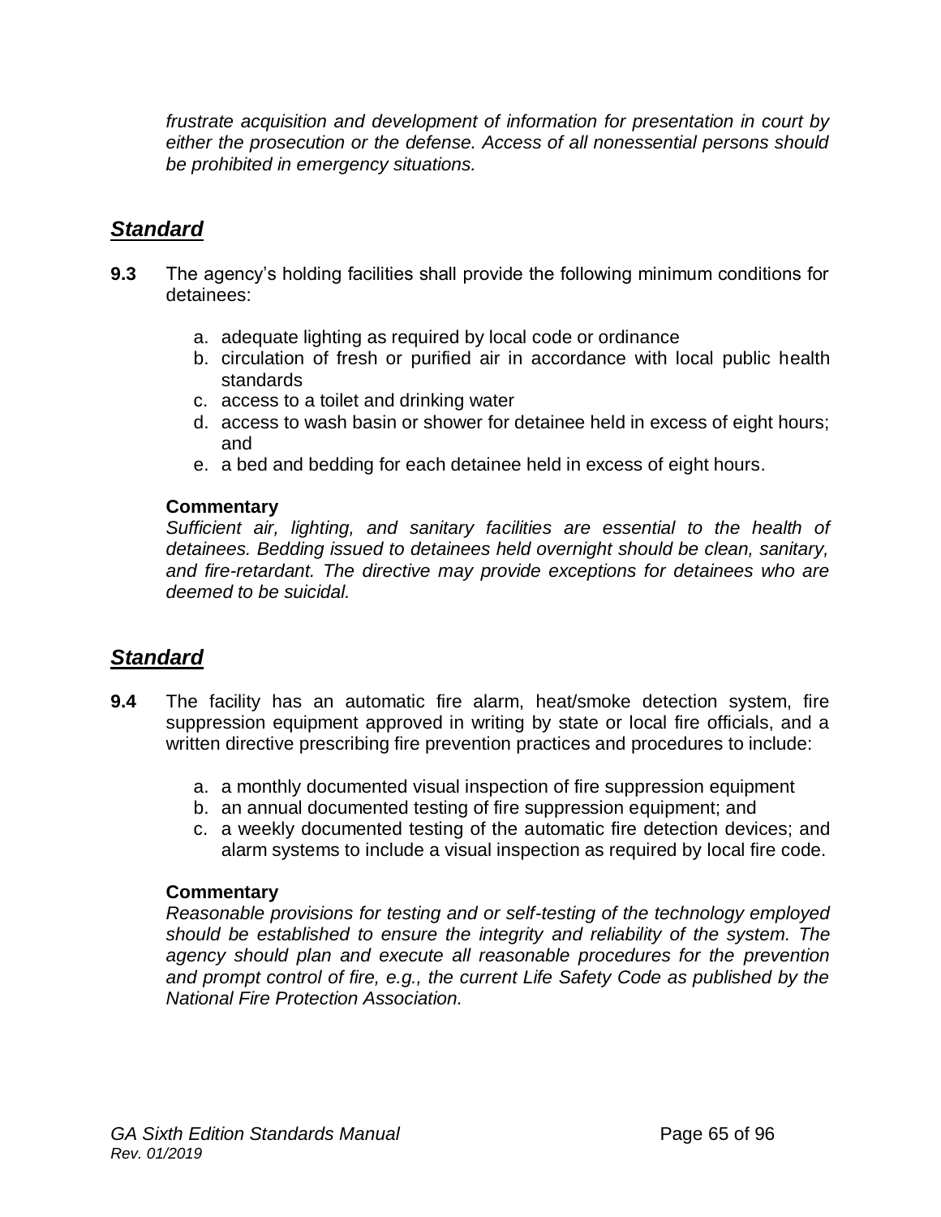*frustrate acquisition and development of information for presentation in court by either the prosecution or the defense. Access of all nonessential persons should be prohibited in emergency situations.*

## ***Standard***

**9.3** The agency's holding facilities shall provide the following minimum conditions for detainees:

a. adequate lighting as required by local code or ordinance
b. circulation of fresh or purified air in accordance with local public health standards
c. access to a toilet and drinking water
d. access to wash basin or shower for detainee held in excess of eight hours; and
e. a bed and bedding for each detainee held in excess of eight hours.

**Commentary**
*Sufficient air, lighting, and sanitary facilities are essential to the health of detainees. Bedding issued to detainees held overnight should be clean, sanitary, and fire-retardant. The directive may provide exceptions for detainees who are deemed to be suicidal.*

## ***Standard***

**9.4** The facility has an automatic fire alarm, heat/smoke detection system, fire suppression equipment approved in writing by state or local fire officials, and a written directive prescribing fire prevention practices and procedures to include:

a. a monthly documented visual inspection of fire suppression equipment
b. an annual documented testing of fire suppression equipment; and
c. a weekly documented testing of the automatic fire detection devices; and alarm systems to include a visual inspection as required by local fire code.

**Commentary**
*Reasonable provisions for testing and or self-testing of the technology employed should be established to ensure the integrity and reliability of the system. The agency should plan and execute all reasonable procedures for the prevention and prompt control of fire, e.g., the current Life Safety Code as published by the National Fire Protection Association.*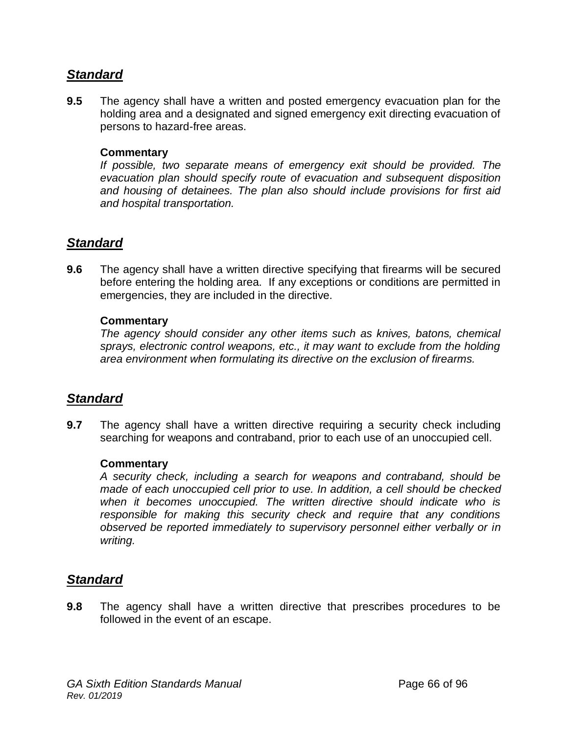## ***Standard***

**9.5** The agency shall have a written and posted emergency evacuation plan for the holding area and a designated and signed emergency exit directing evacuation of persons to hazard-free areas.

**Commentary**

*If possible, two separate means of emergency exit should be provided. The evacuation plan should specify route of evacuation and subsequent disposition and housing of detainees. The plan also should include provisions for first aid and hospital transportation.*

## ***Standard***

**9.6** The agency shall have a written directive specifying that firearms will be secured before entering the holding area. If any exceptions or conditions are permitted in emergencies, they are included in the directive.

**Commentary**

*The agency should consider any other items such as knives, batons, chemical sprays, electronic control weapons, etc., it may want to exclude from the holding area environment when formulating its directive on the exclusion of firearms.*

## ***Standard***

**9.7** The agency shall have a written directive requiring a security check including searching for weapons and contraband, prior to each use of an unoccupied cell.

**Commentary**

*A security check, including a search for weapons and contraband, should be made of each unoccupied cell prior to use. In addition, a cell should be checked when it becomes unoccupied. The written directive should indicate who is responsible for making this security check and require that any conditions observed be reported immediately to supervisory personnel either verbally or in writing.*

## ***Standard***

**9.8** The agency shall have a written directive that prescribes procedures to be followed in the event of an escape.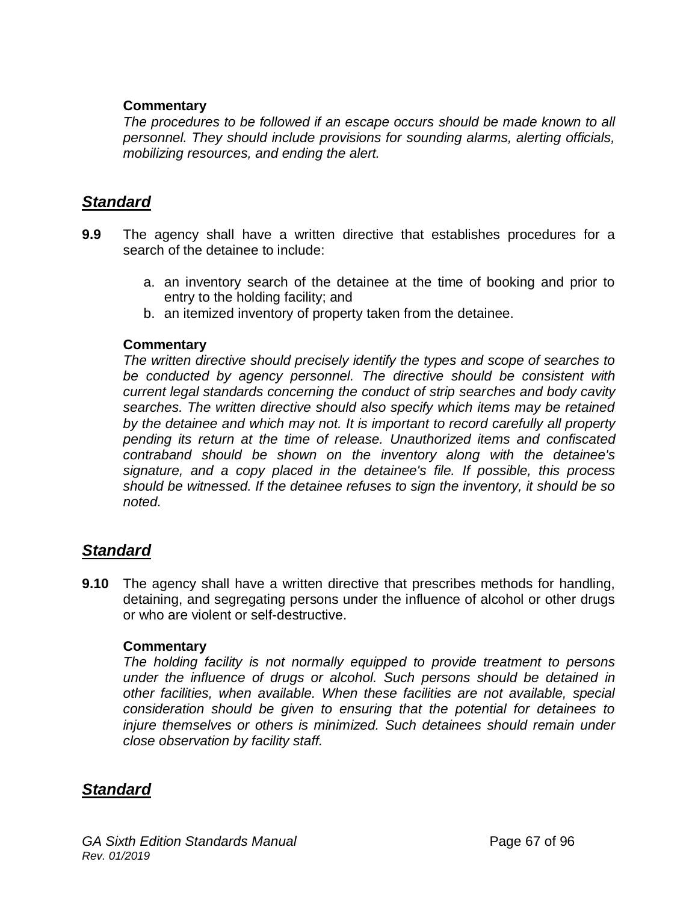**Commentary**

*The procedures to be followed if an escape occurs should be made known to all personnel. They should include provisions for sounding alarms, alerting officials, mobilizing resources, and ending the alert.*

## ***Standard***

**9.9** The agency shall have a written directive that establishes procedures for a search of the detainee to include:

a. an inventory search of the detainee at the time of booking and prior to entry to the holding facility; and
b. an itemized inventory of property taken from the detainee.

**Commentary**

*The written directive should precisely identify the types and scope of searches to be conducted by agency personnel. The directive should be consistent with current legal standards concerning the conduct of strip searches and body cavity searches. The written directive should also specify which items may be retained by the detainee and which may not. It is important to record carefully all property pending its return at the time of release. Unauthorized items and confiscated contraband should be shown on the inventory along with the detainee's signature, and a copy placed in the detainee's file. If possible, this process should be witnessed. If the detainee refuses to sign the inventory, it should be so noted.*

## ***Standard***

**9.10** The agency shall have a written directive that prescribes methods for handling, detaining, and segregating persons under the influence of alcohol or other drugs or who are violent or self-destructive.

**Commentary**

*The holding facility is not normally equipped to provide treatment to persons under the influence of drugs or alcohol. Such persons should be detained in other facilities, when available. When these facilities are not available, special consideration should be given to ensuring that the potential for detainees to injure themselves or others is minimized. Such detainees should remain under close observation by facility staff.*

## ***Standard***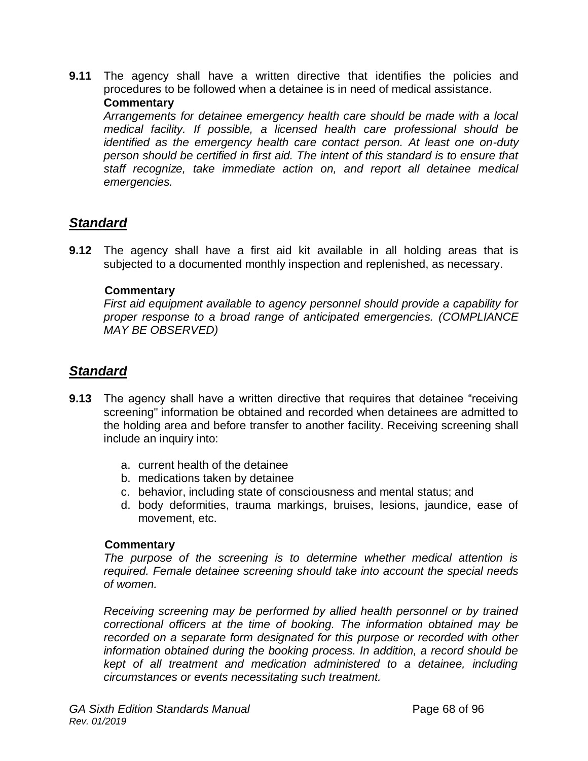**9.11** The agency shall have a written directive that identifies the policies and procedures to be followed when a detainee is in need of medical assistance.

**Commentary**

*Arrangements for detainee emergency health care should be made with a local medical facility. If possible, a licensed health care professional should be identified as the emergency health care contact person. At least one on-duty person should be certified in first aid. The intent of this standard is to ensure that staff recognize, take immediate action on, and report all detainee medical emergencies.*

## ***Standard***

**9.12** The agency shall have a first aid kit available in all holding areas that is subjected to a documented monthly inspection and replenished, as necessary.

**Commentary**

*First aid equipment available to agency personnel should provide a capability for proper response to a broad range of anticipated emergencies. (COMPLIANCE MAY BE OBSERVED)*

## ***Standard***

**9.13** The agency shall have a written directive that requires that detainee "receiving screening" information be obtained and recorded when detainees are admitted to the holding area and before transfer to another facility. Receiving screening shall include an inquiry into:

a. current health of the detainee
b. medications taken by detainee
c. behavior, including state of consciousness and mental status; and
d. body deformities, trauma markings, bruises, lesions, jaundice, ease of movement, etc.

**Commentary**

*The purpose of the screening is to determine whether medical attention is required. Female detainee screening should take into account the special needs of women.*

*Receiving screening may be performed by allied health personnel or by trained correctional officers at the time of booking. The information obtained may be recorded on a separate form designated for this purpose or recorded with other information obtained during the booking process. In addition, a record should be kept of all treatment and medication administered to a detainee, including circumstances or events necessitating such treatment.*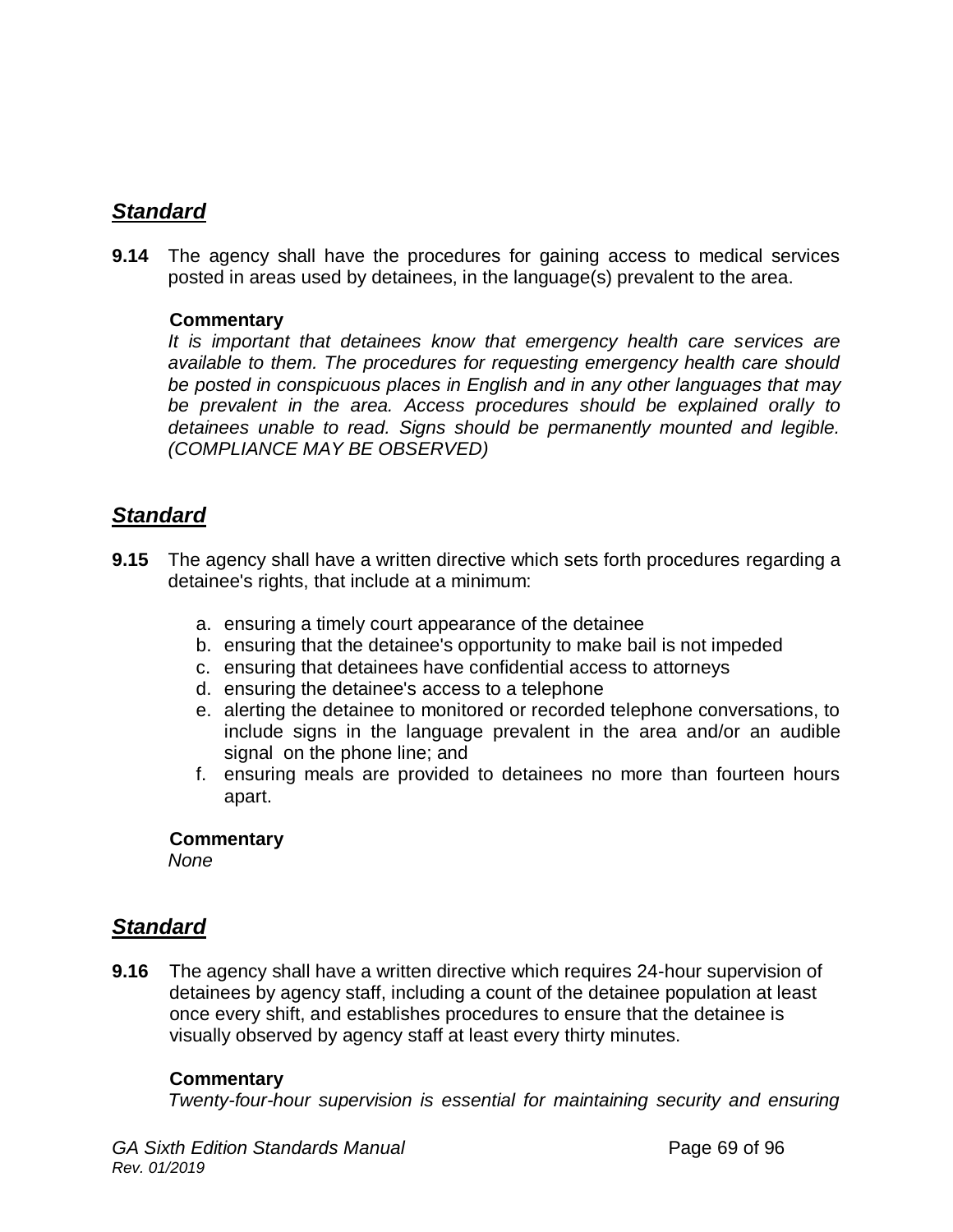## ***Standard***

**9.14** The agency shall have the procedures for gaining access to medical services posted in areas used by detainees, in the language(s) prevalent to the area.

**Commentary**

*It is important that detainees know that emergency health care services are available to them. The procedures for requesting emergency health care should be posted in conspicuous places in English and in any other languages that may be prevalent in the area. Access procedures should be explained orally to detainees unable to read. Signs should be permanently mounted and legible. (COMPLIANCE MAY BE OBSERVED)*

## ***Standard***

**9.15** The agency shall have a written directive which sets forth procedures regarding a detainee's rights, that include at a minimum:

a. ensuring a timely court appearance of the detainee
b. ensuring that the detainee's opportunity to make bail is not impeded
c. ensuring that detainees have confidential access to attorneys
d. ensuring the detainee's access to a telephone
e. alerting the detainee to monitored or recorded telephone conversations, to include signs in the language prevalent in the area and/or an audible signal on the phone line; and
f. ensuring meals are provided to detainees no more than fourteen hours apart.

**Commentary**

*None*

## ***Standard***

**9.16** The agency shall have a written directive which requires 24-hour supervision of detainees by agency staff, including a count of the detainee population at least once every shift, and establishes procedures to ensure that the detainee is visually observed by agency staff at least every thirty minutes.

**Commentary**

*Twenty-four-hour supervision is essential for maintaining security and ensuring*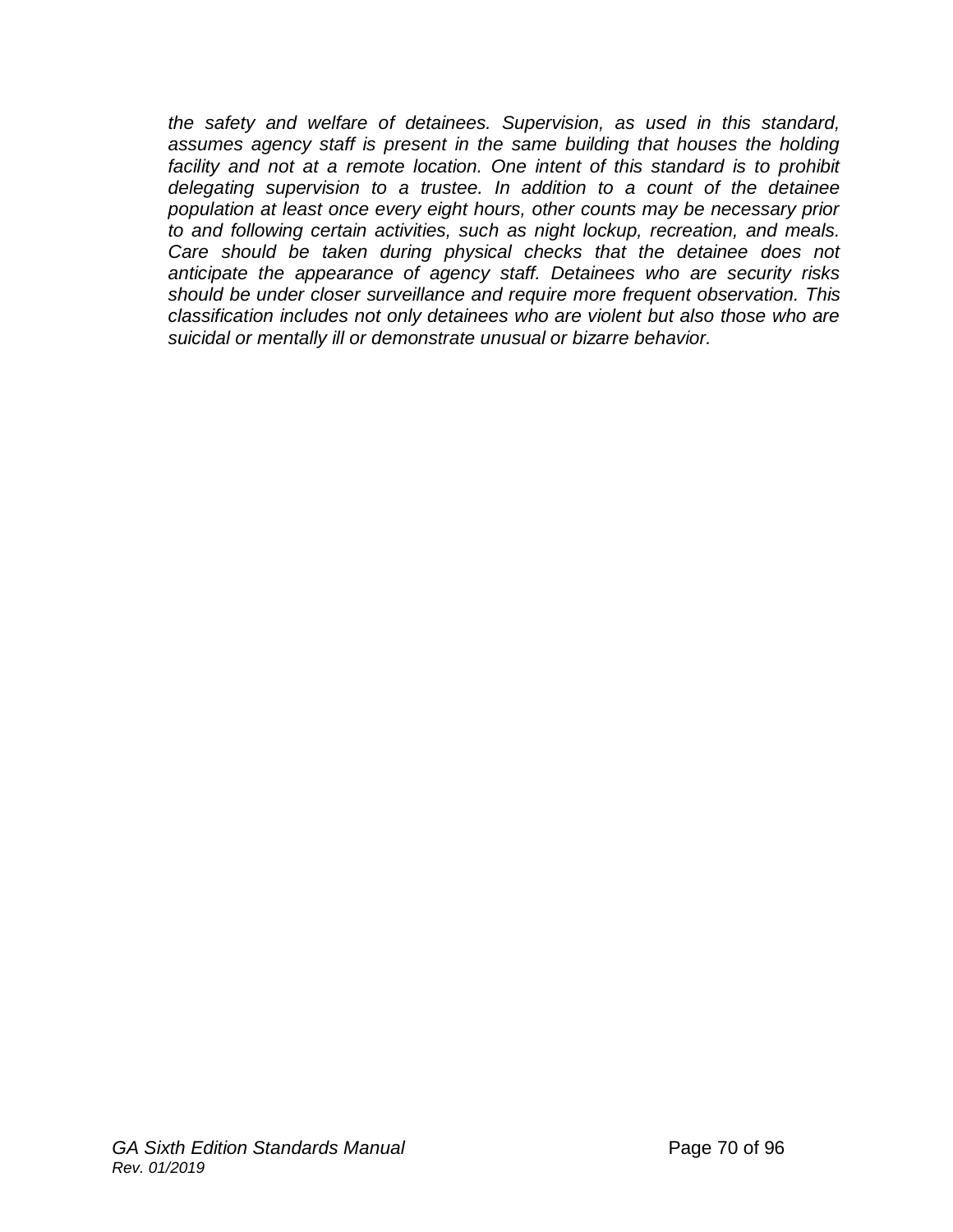*the safety and welfare of detainees. Supervision, as used in this standard, assumes agency staff is present in the same building that houses the holding facility and not at a remote location. One intent of this standard is to prohibit delegating supervision to a trustee. In addition to a count of the detainee population at least once every eight hours, other counts may be necessary prior to and following certain activities, such as night lockup, recreation, and meals. Care should be taken during physical checks that the detainee does not anticipate the appearance of agency staff. Detainees who are security risks should be under closer surveillance and require more frequent observation. This classification includes not only detainees who are violent but also those who are suicidal or mentally ill or demonstrate unusual or bizarre behavior.*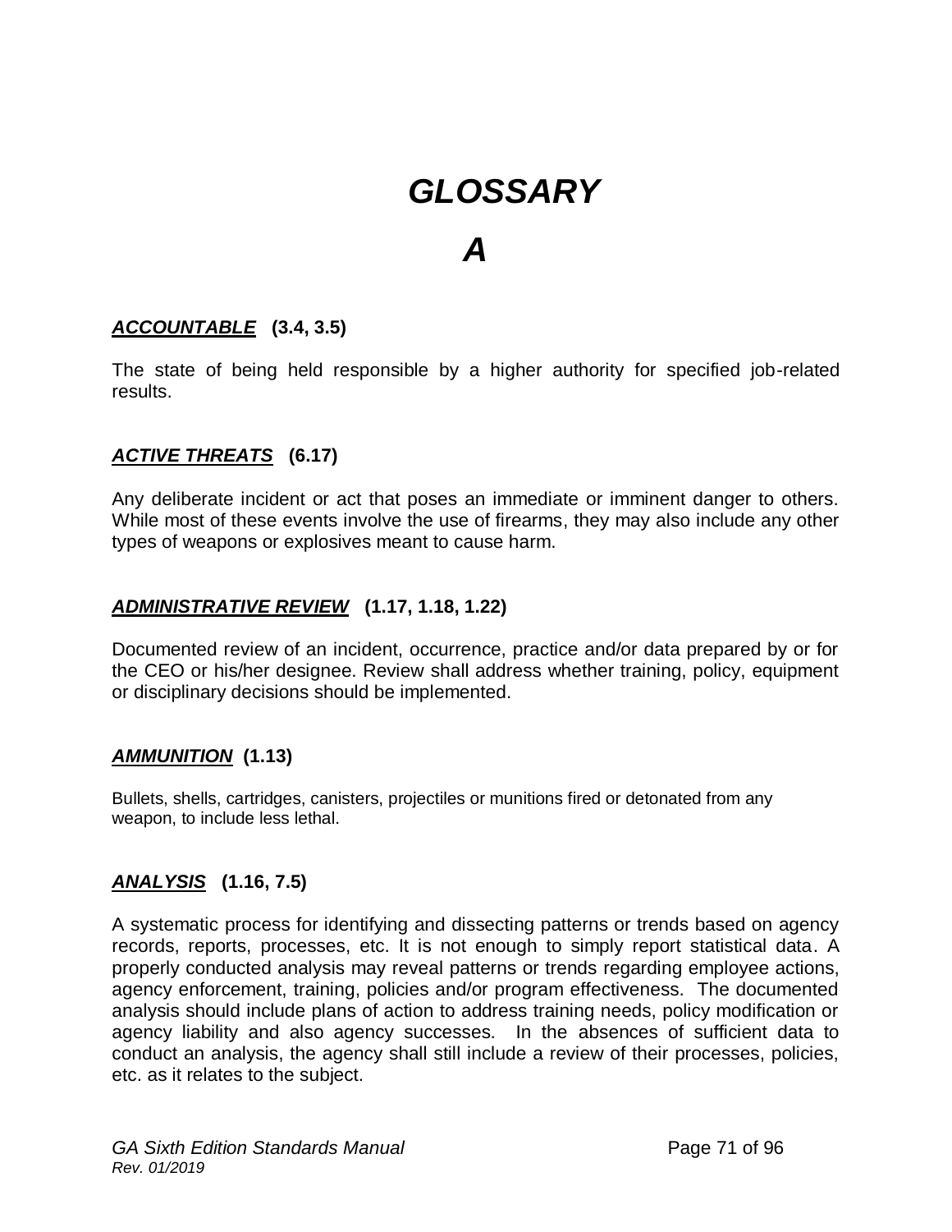# *GLOSSARY*

## *A*

***ACCOUNTABLE*** **(3.4, 3.5)**

The state of being held responsible by a higher authority for specified job-related results.

***ACTIVE THREATS*** **(6.17)**

Any deliberate incident or act that poses an immediate or imminent danger to others. While most of these events involve the use of firearms, they may also include any other types of weapons or explosives meant to cause harm.

***ADMINISTRATIVE REVIEW*** **(1.17, 1.18, 1.22)**

Documented review of an incident, occurrence, practice and/or data prepared by or for the CEO or his/her designee. Review shall address whether training, policy, equipment or disciplinary decisions should be implemented.

***AMMUNITION*** **(1.13)**

Bullets, shells, cartridges, canisters, projectiles or munitions fired or detonated from any weapon, to include less lethal.

***ANALYSIS*** **(1.16, 7.5)**

A systematic process for identifying and dissecting patterns or trends based on agency records, reports, processes, etc. It is not enough to simply report statistical data. A properly conducted analysis may reveal patterns or trends regarding employee actions, agency enforcement, training, policies and/or program effectiveness. The documented analysis should include plans of action to address training needs, policy modification or agency liability and also agency successes. In the absences of sufficient data to conduct an analysis, the agency shall still include a review of their processes, policies, etc. as it relates to the subject.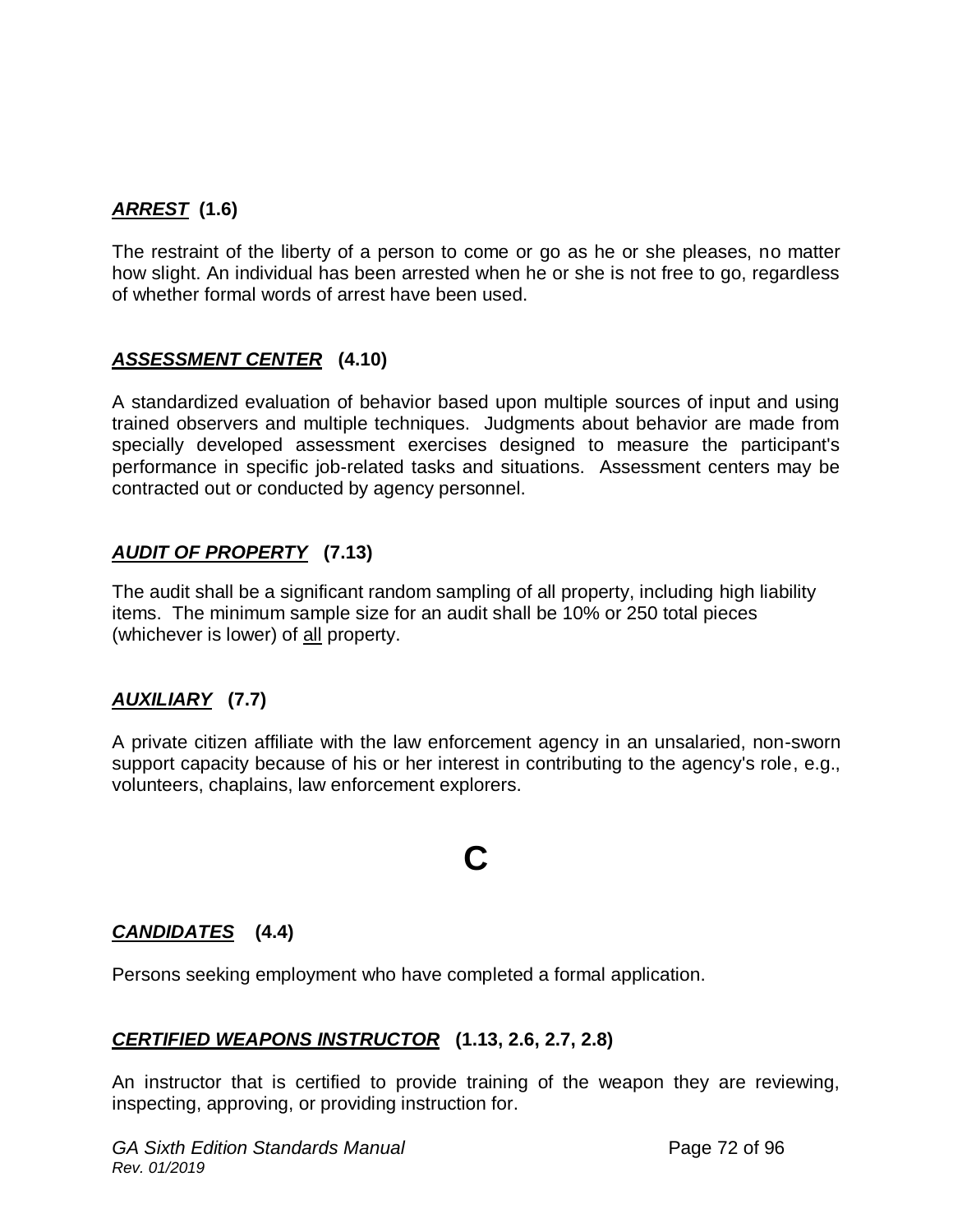***ARREST*** **(1.6)**

The restraint of the liberty of a person to come or go as he or she pleases, no matter how slight. An individual has been arrested when he or she is not free to go, regardless of whether formal words of arrest have been used.

***ASSESSMENT CENTER*** **(4.10)**

A standardized evaluation of behavior based upon multiple sources of input and using trained observers and multiple techniques. Judgments about behavior are made from specially developed assessment exercises designed to measure the participant's performance in specific job-related tasks and situations. Assessment centers may be contracted out or conducted by agency personnel.

***AUDIT OF PROPERTY*** **(7.13)**

The audit shall be a significant random sampling of all property, including high liability items. The minimum sample size for an audit shall be 10% or 250 total pieces (whichever is lower) of all property.

***AUXILIARY*** **(7.7)**

A private citizen affiliate with the law enforcement agency in an unsalaried, non-sworn support capacity because of his or her interest in contributing to the agency's role, e.g., volunteers, chaplains, law enforcement explorers.

# C

***CANDIDATES*** **(4.4)**

Persons seeking employment who have completed a formal application.

***CERTIFIED WEAPONS INSTRUCTOR*** **(1.13, 2.6, 2.7, 2.8)**

An instructor that is certified to provide training of the weapon they are reviewing, inspecting, approving, or providing instruction for.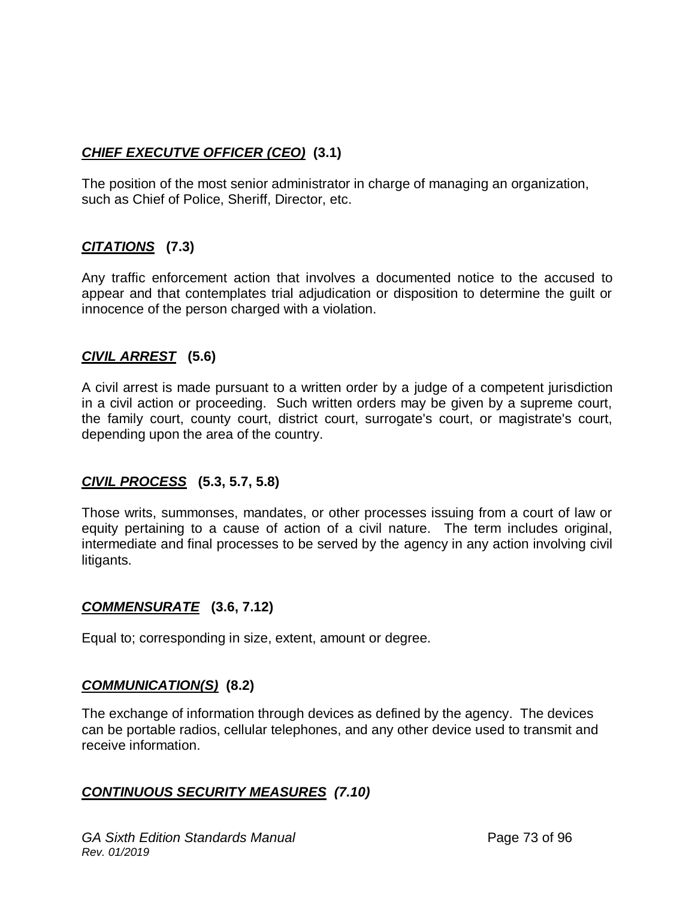***CHIEF EXECUTVE OFFICER (CEO)*** **(3.1)**

The position of the most senior administrator in charge of managing an organization, such as Chief of Police, Sheriff, Director, etc.

***CITATIONS*** **(7.3)**

Any traffic enforcement action that involves a documented notice to the accused to appear and that contemplates trial adjudication or disposition to determine the guilt or innocence of the person charged with a violation.

***CIVIL ARREST*** **(5.6)**

A civil arrest is made pursuant to a written order by a judge of a competent jurisdiction in a civil action or proceeding. Such written orders may be given by a supreme court, the family court, county court, district court, surrogate's court, or magistrate's court, depending upon the area of the country.

***CIVIL PROCESS*** **(5.3, 5.7, 5.8)**

Those writs, summonses, mandates, or other processes issuing from a court of law or equity pertaining to a cause of action of a civil nature. The term includes original, intermediate and final processes to be served by the agency in any action involving civil litigants.

***COMMENSURATE*** **(3.6, 7.12)**

Equal to; corresponding in size, extent, amount or degree.

***COMMUNICATION(S)*** **(8.2)**

The exchange of information through devices as defined by the agency. The devices can be portable radios, cellular telephones, and any other device used to transmit and receive information.

***CONTINUOUS SECURITY MEASURES*** ***(7.10)***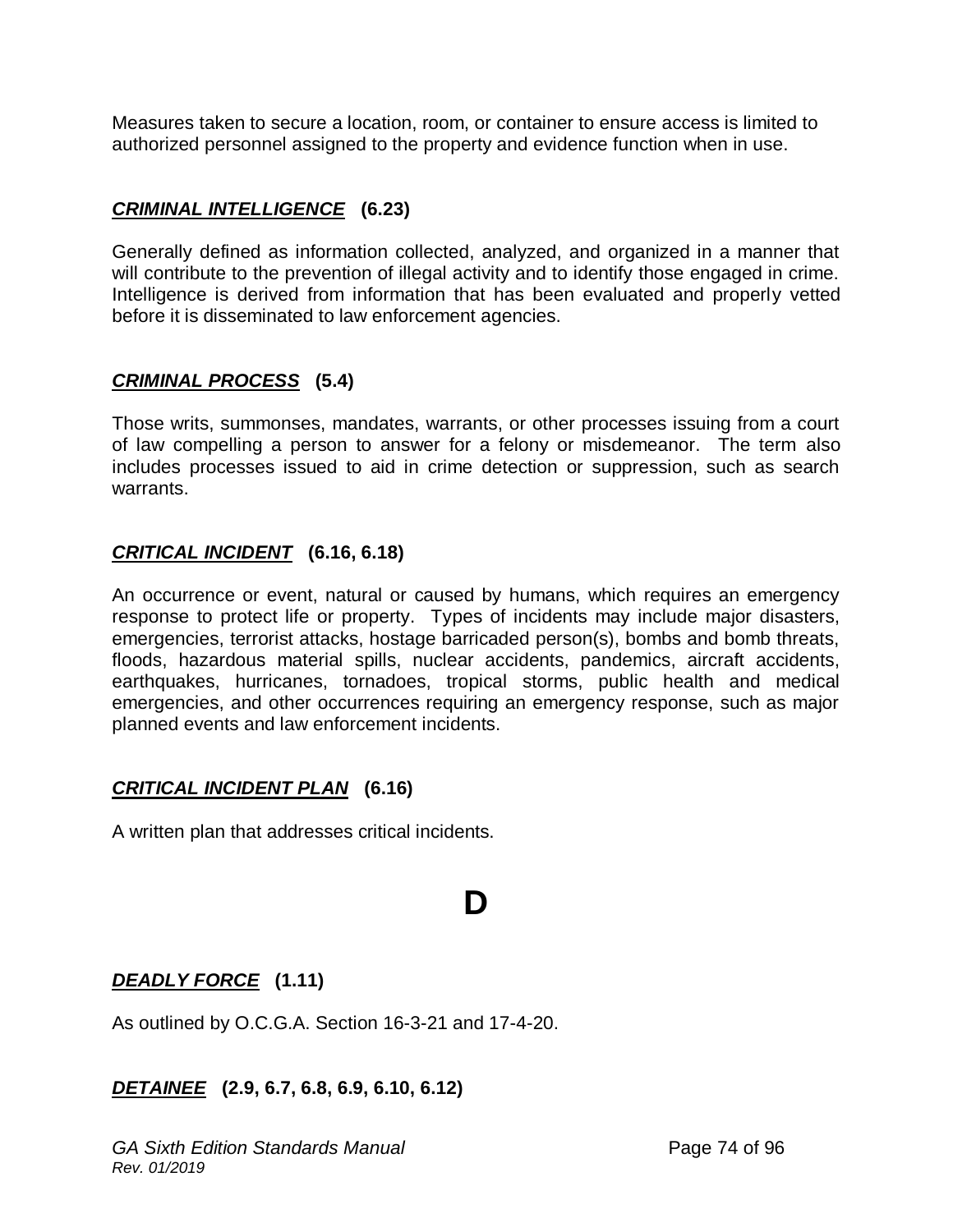Measures taken to secure a location, room, or container to ensure access is limited to authorized personnel assigned to the property and evidence function when in use.

***CRIMINAL INTELLIGENCE*** **(6.23)**

Generally defined as information collected, analyzed, and organized in a manner that will contribute to the prevention of illegal activity and to identify those engaged in crime. Intelligence is derived from information that has been evaluated and properly vetted before it is disseminated to law enforcement agencies.

***CRIMINAL PROCESS*** **(5.4)**

Those writs, summonses, mandates, warrants, or other processes issuing from a court of law compelling a person to answer for a felony or misdemeanor. The term also includes processes issued to aid in crime detection or suppression, such as search warrants.

***CRITICAL INCIDENT*** **(6.16, 6.18)**

An occurrence or event, natural or caused by humans, which requires an emergency response to protect life or property. Types of incidents may include major disasters, emergencies, terrorist attacks, hostage barricaded person(s), bombs and bomb threats, floods, hazardous material spills, nuclear accidents, pandemics, aircraft accidents, earthquakes, hurricanes, tornadoes, tropical storms, public health and medical emergencies, and other occurrences requiring an emergency response, such as major planned events and law enforcement incidents.

***CRITICAL INCIDENT PLAN*** **(6.16)**

A written plan that addresses critical incidents.

# D

***DEADLY FORCE*** **(1.11)**

As outlined by O.C.G.A. Section 16-3-21 and 17-4-20.

***DETAINEE*** **(2.9, 6.7, 6.8, 6.9, 6.10, 6.12)**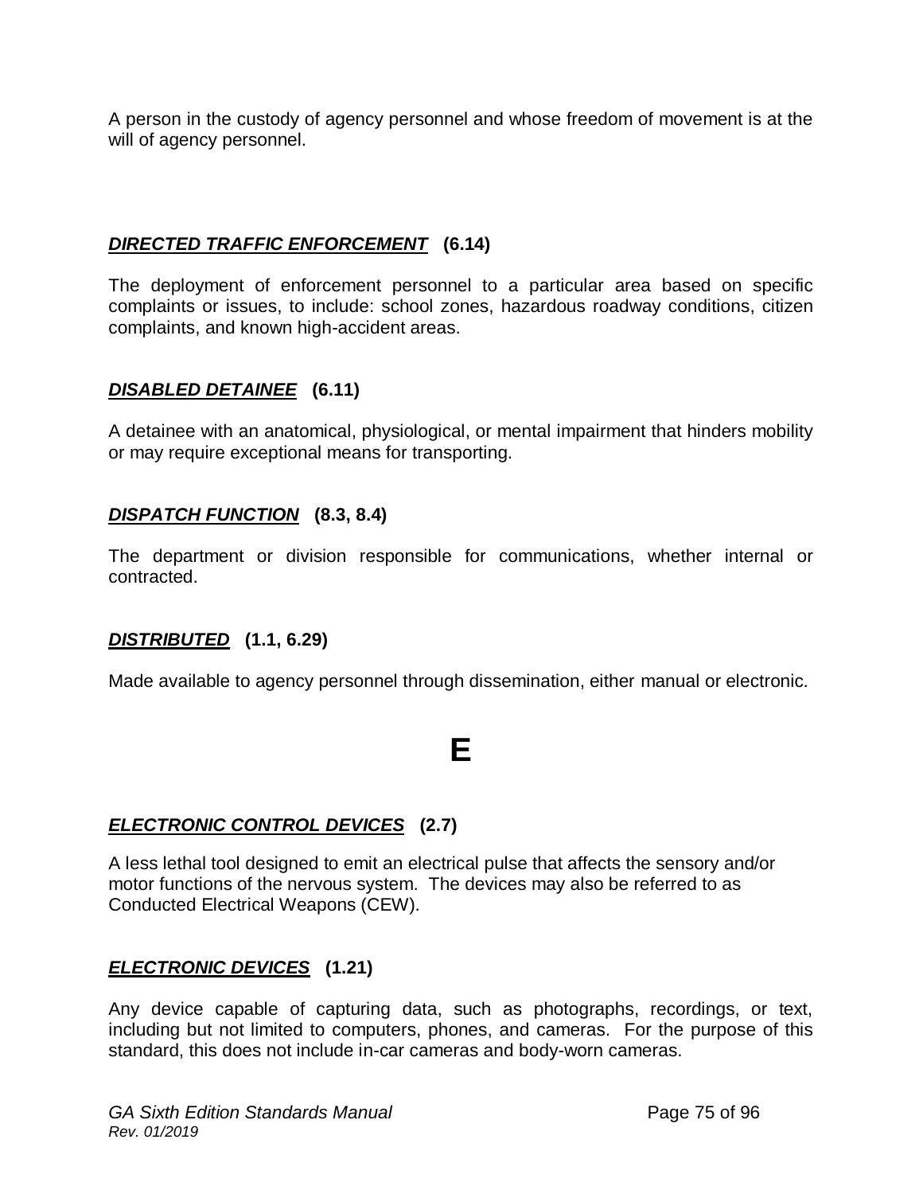A person in the custody of agency personnel and whose freedom of movement is at the will of agency personnel.

***<u>DIRECTED TRAFFIC ENFORCEMENT</u>*** **(6.14)**

The deployment of enforcement personnel to a particular area based on specific complaints or issues, to include: school zones, hazardous roadway conditions, citizen complaints, and known high-accident areas.

***<u>DISABLED DETAINEE</u>*** **(6.11)**

A detainee with an anatomical, physiological, or mental impairment that hinders mobility or may require exceptional means for transporting.

***<u>DISPATCH FUNCTION</u>*** **(8.3, 8.4)**

The department or division responsible for communications, whether internal or contracted.

***<u>DISTRIBUTED</u>*** **(1.1, 6.29)**

Made available to agency personnel through dissemination, either manual or electronic.

# E

***<u>ELECTRONIC CONTROL DEVICES</u>*** **(2.7)**

A less lethal tool designed to emit an electrical pulse that affects the sensory and/or motor functions of the nervous system. The devices may also be referred to as Conducted Electrical Weapons (CEW).

***<u>ELECTRONIC DEVICES</u>*** **(1.21)**

Any device capable of capturing data, such as photographs, recordings, or text, including but not limited to computers, phones, and cameras. For the purpose of this standard, this does not include in-car cameras and body-worn cameras.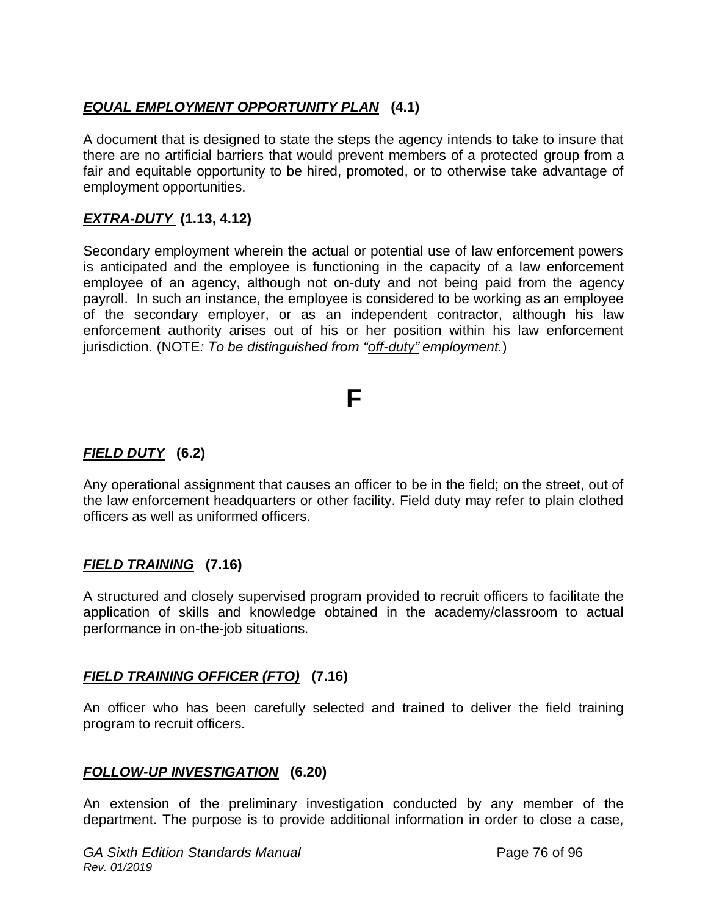***EQUAL EMPLOYMENT OPPORTUNITY PLAN*** **(4.1)**

A document that is designed to state the steps the agency intends to take to insure that there are no artificial barriers that would prevent members of a protected group from a fair and equitable opportunity to be hired, promoted, or to otherwise take advantage of employment opportunities.

***EXTRA-DUTY*** **(1.13, 4.12)**

Secondary employment wherein the actual or potential use of law enforcement powers is anticipated and the employee is functioning in the capacity of a law enforcement employee of an agency, although not on-duty and not being paid from the agency payroll. In such an instance, the employee is considered to be working as an employee of the secondary employer, or as an independent contractor, although his law enforcement authority arises out of his or her position within his law enforcement jurisdiction. (NOTE*: To be distinguished from "off-duty" employment.*)

# F

***FIELD DUTY*** **(6.2)**

Any operational assignment that causes an officer to be in the field; on the street, out of the law enforcement headquarters or other facility. Field duty may refer to plain clothed officers as well as uniformed officers.

***FIELD TRAINING*** **(7.16)**

A structured and closely supervised program provided to recruit officers to facilitate the application of skills and knowledge obtained in the academy/classroom to actual performance in on-the-job situations.

***FIELD TRAINING OFFICER (FTO)*** **(7.16)**

An officer who has been carefully selected and trained to deliver the field training program to recruit officers.

***FOLLOW-UP INVESTIGATION*** **(6.20)**

An extension of the preliminary investigation conducted by any member of the department. The purpose is to provide additional information in order to close a case,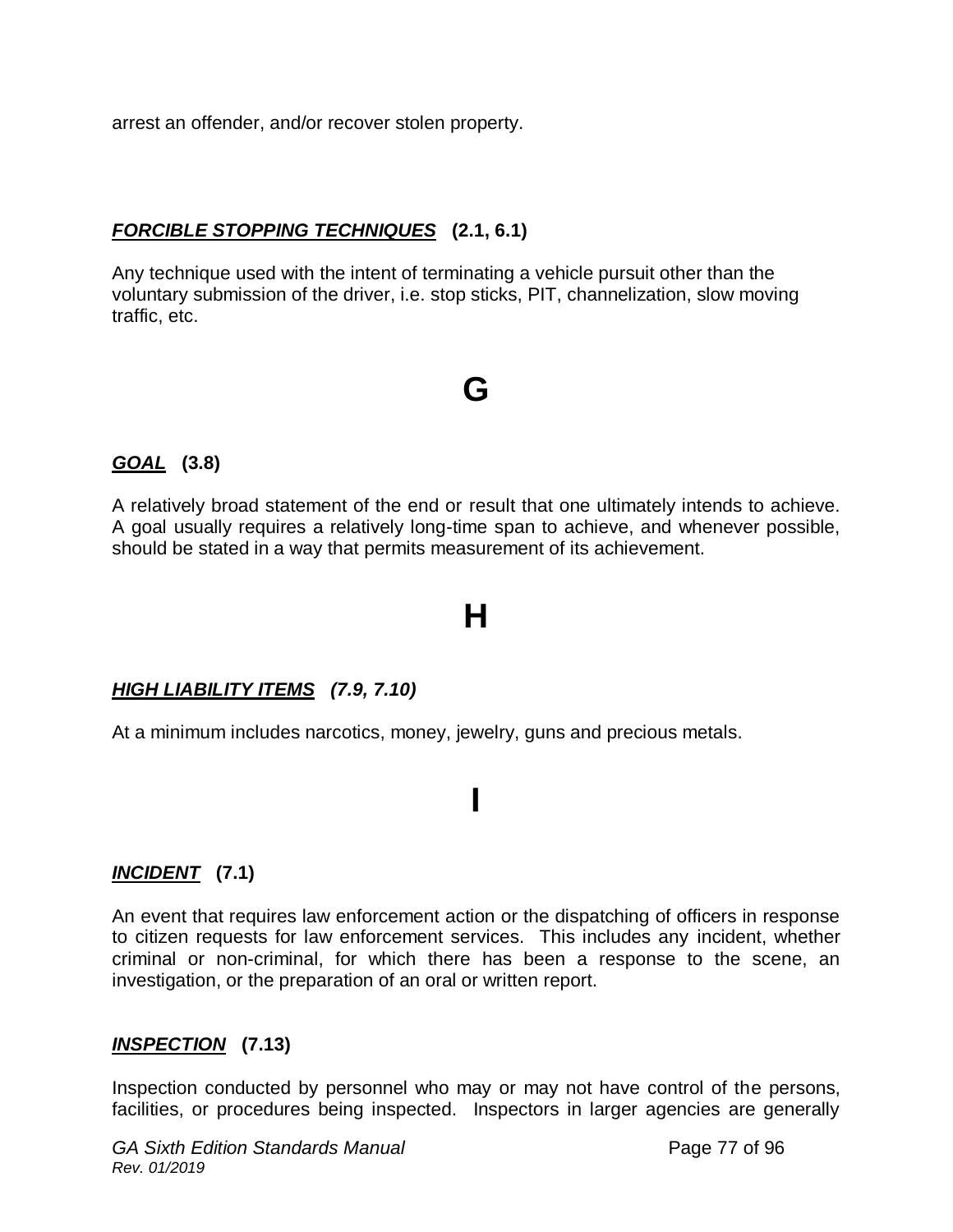arrest an offender, and/or recover stolen property.

***FORCIBLE STOPPING TECHNIQUES*** **(2.1, 6.1)**

Any technique used with the intent of terminating a vehicle pursuit other than the voluntary submission of the driver, i.e. stop sticks, PIT, channelization, slow moving traffic, etc.

# G

***GOAL*** **(3.8)**

A relatively broad statement of the end or result that one ultimately intends to achieve. A goal usually requires a relatively long-time span to achieve, and whenever possible, should be stated in a way that permits measurement of its achievement.

# H

***HIGH LIABILITY ITEMS*** ***(7.9, 7.10)***

At a minimum includes narcotics, money, jewelry, guns and precious metals.

# I

***INCIDENT*** **(7.1)**

An event that requires law enforcement action or the dispatching of officers in response to citizen requests for law enforcement services. This includes any incident, whether criminal or non-criminal, for which there has been a response to the scene, an investigation, or the preparation of an oral or written report.

***INSPECTION*** **(7.13)**

Inspection conducted by personnel who may or may not have control of the persons, facilities, or procedures being inspected. Inspectors in larger agencies are generally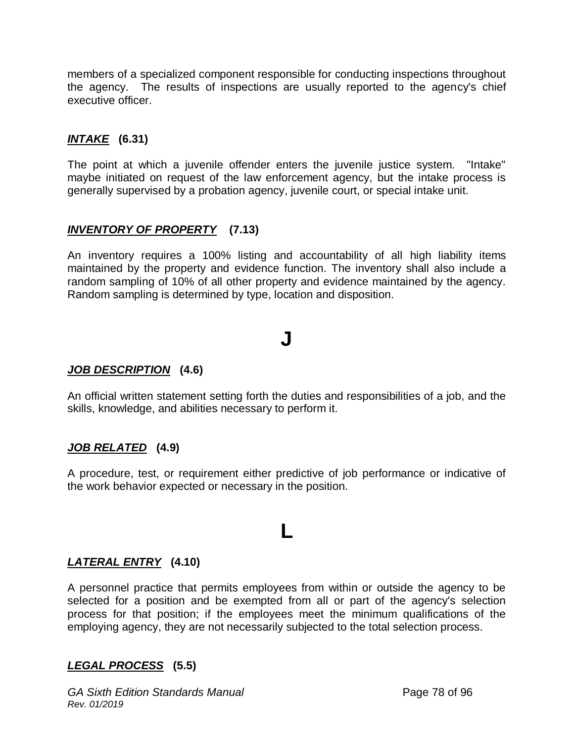members of a specialized component responsible for conducting inspections throughout the agency. The results of inspections are usually reported to the agency's chief executive officer.

***INTAKE*** **(6.31)**

The point at which a juvenile offender enters the juvenile justice system. "Intake" maybe initiated on request of the law enforcement agency, but the intake process is generally supervised by a probation agency, juvenile court, or special intake unit.

***INVENTORY OF PROPERTY*** **(7.13)**

An inventory requires a 100% listing and accountability of all high liability items maintained by the property and evidence function. The inventory shall also include a random sampling of 10% of all other property and evidence maintained by the agency. Random sampling is determined by type, location and disposition.

# J

***JOB DESCRIPTION*** **(4.6)**

An official written statement setting forth the duties and responsibilities of a job, and the skills, knowledge, and abilities necessary to perform it.

***JOB RELATED*** **(4.9)**

A procedure, test, or requirement either predictive of job performance or indicative of the work behavior expected or necessary in the position.

# L

***LATERAL ENTRY*** **(4.10)**

A personnel practice that permits employees from within or outside the agency to be selected for a position and be exempted from all or part of the agency's selection process for that position; if the employees meet the minimum qualifications of the employing agency, they are not necessarily subjected to the total selection process.

***LEGAL PROCESS*** **(5.5)**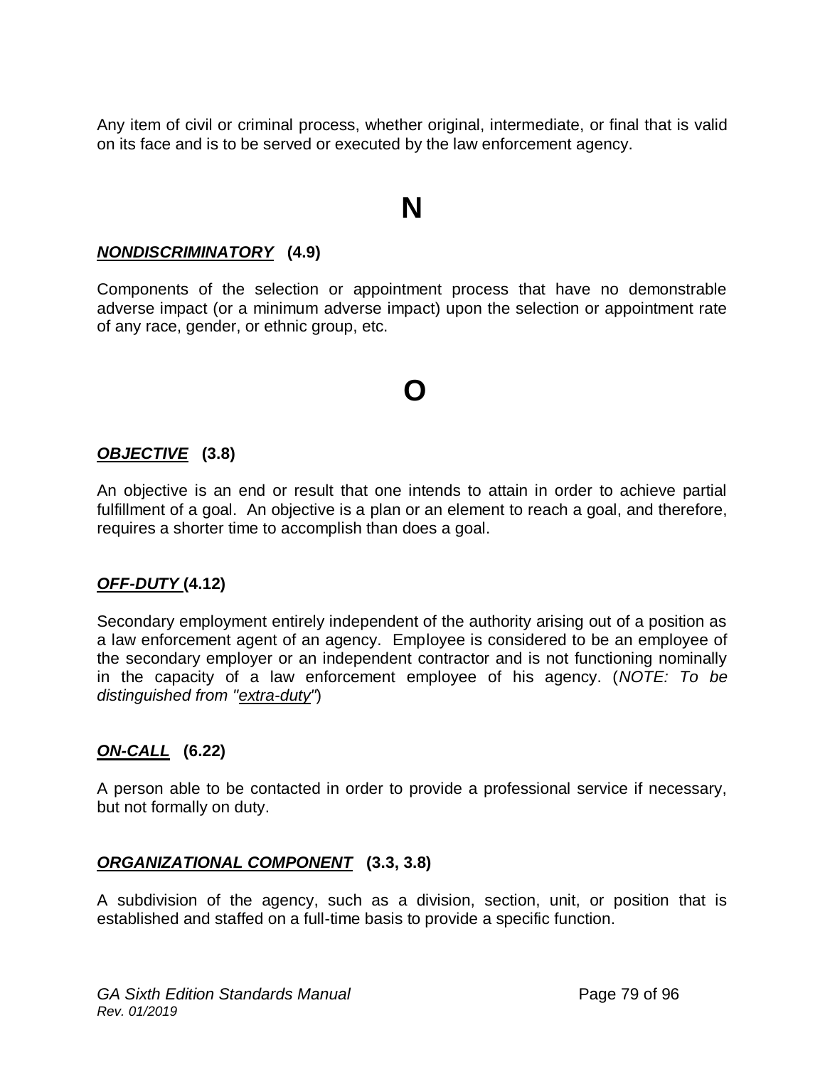Any item of civil or criminal process, whether original, intermediate, or final that is valid on its face and is to be served or executed by the law enforcement agency.

# N

***NONDISCRIMINATORY*** **(4.9)**

Components of the selection or appointment process that have no demonstrable adverse impact (or a minimum adverse impact) upon the selection or appointment rate of any race, gender, or ethnic group, etc.

# O

***OBJECTIVE*** **(3.8)**

An objective is an end or result that one intends to attain in order to achieve partial fulfillment of a goal. An objective is a plan or an element to reach a goal, and therefore, requires a shorter time to accomplish than does a goal.

***OFF-DUTY*** **(4.12)**

Secondary employment entirely independent of the authority arising out of a position as a law enforcement agent of an agency. Employee is considered to be an employee of the secondary employer or an independent contractor and is not functioning nominally in the capacity of a law enforcement employee of his agency. (*NOTE: To be distinguished from "extra-duty"*)

***ON-CALL*** **(6.22)**

A person able to be contacted in order to provide a professional service if necessary, but not formally on duty.

***ORGANIZATIONAL COMPONENT*** **(3.3, 3.8)**

A subdivision of the agency, such as a division, section, unit, or position that is established and staffed on a full-time basis to provide a specific function.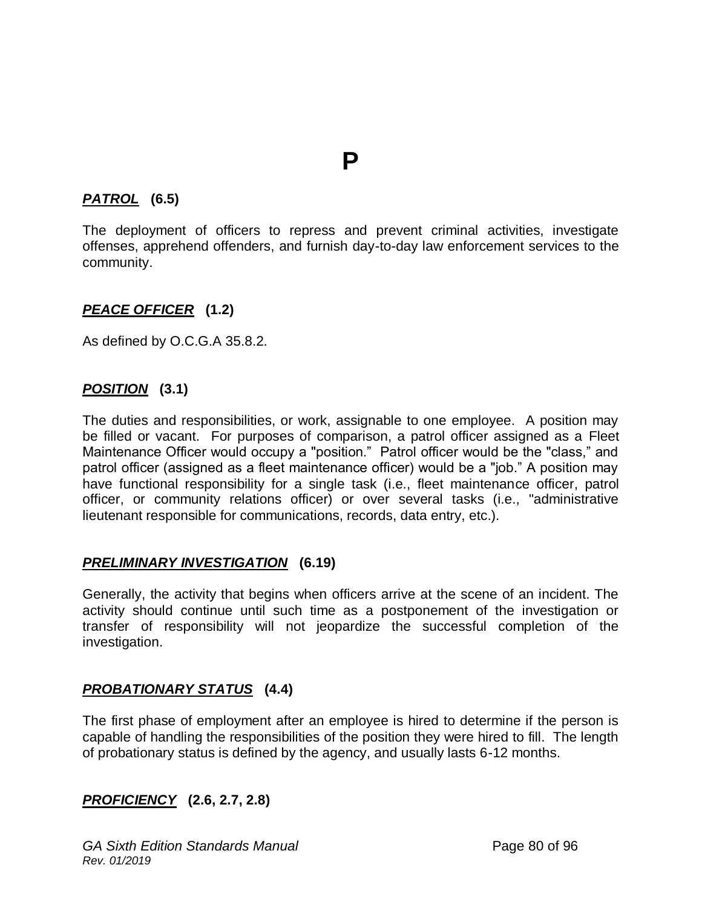# P

***PATROL*** **(6.5)**

The deployment of officers to repress and prevent criminal activities, investigate offenses, apprehend offenders, and furnish day-to-day law enforcement services to the community.

***PEACE OFFICER*** **(1.2)**

As defined by O.C.G.A 35.8.2.

***POSITION*** **(3.1)**

The duties and responsibilities, or work, assignable to one employee. A position may be filled or vacant. For purposes of comparison, a patrol officer assigned as a Fleet Maintenance Officer would occupy a "position." Patrol officer would be the "class," and patrol officer (assigned as a fleet maintenance officer) would be a "job." A position may have functional responsibility for a single task (i.e., fleet maintenance officer, patrol officer, or community relations officer) or over several tasks (i.e., "administrative lieutenant responsible for communications, records, data entry, etc.).

***PRELIMINARY INVESTIGATION*** **(6.19)**

Generally, the activity that begins when officers arrive at the scene of an incident. The activity should continue until such time as a postponement of the investigation or transfer of responsibility will not jeopardize the successful completion of the investigation.

***PROBATIONARY STATUS*** **(4.4)**

The first phase of employment after an employee is hired to determine if the person is capable of handling the responsibilities of the position they were hired to fill. The length of probationary status is defined by the agency, and usually lasts 6-12 months.

***PROFICIENCY*** **(2.6, 2.7, 2.8)**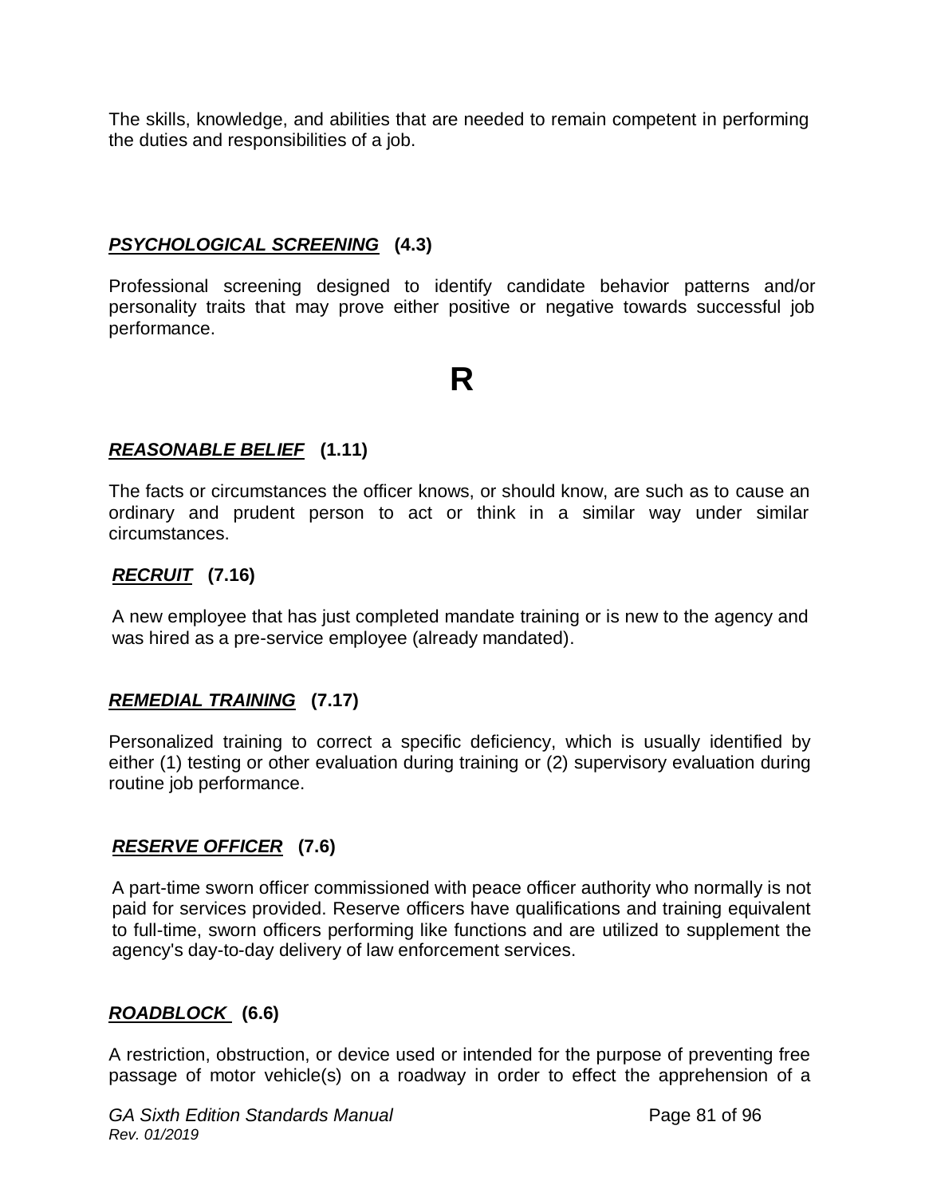The skills, knowledge, and abilities that are needed to remain competent in performing the duties and responsibilities of a job.

***PSYCHOLOGICAL SCREENING*** **(4.3)**

Professional screening designed to identify candidate behavior patterns and/or personality traits that may prove either positive or negative towards successful job performance.

# R

***REASONABLE BELIEF*** **(1.11)**

The facts or circumstances the officer knows, or should know, are such as to cause an ordinary and prudent person to act or think in a similar way under similar circumstances.

***RECRUIT*** **(7.16)**

A new employee that has just completed mandate training or is new to the agency and was hired as a pre-service employee (already mandated).

***REMEDIAL TRAINING*** **(7.17)**

Personalized training to correct a specific deficiency, which is usually identified by either (1) testing or other evaluation during training or (2) supervisory evaluation during routine job performance.

***RESERVE OFFICER*** **(7.6)**

A part-time sworn officer commissioned with peace officer authority who normally is not paid for services provided. Reserve officers have qualifications and training equivalent to full-time, sworn officers performing like functions and are utilized to supplement the agency's day-to-day delivery of law enforcement services.

***ROADBLOCK*** **(6.6)**

A restriction, obstruction, or device used or intended for the purpose of preventing free passage of motor vehicle(s) on a roadway in order to effect the apprehension of a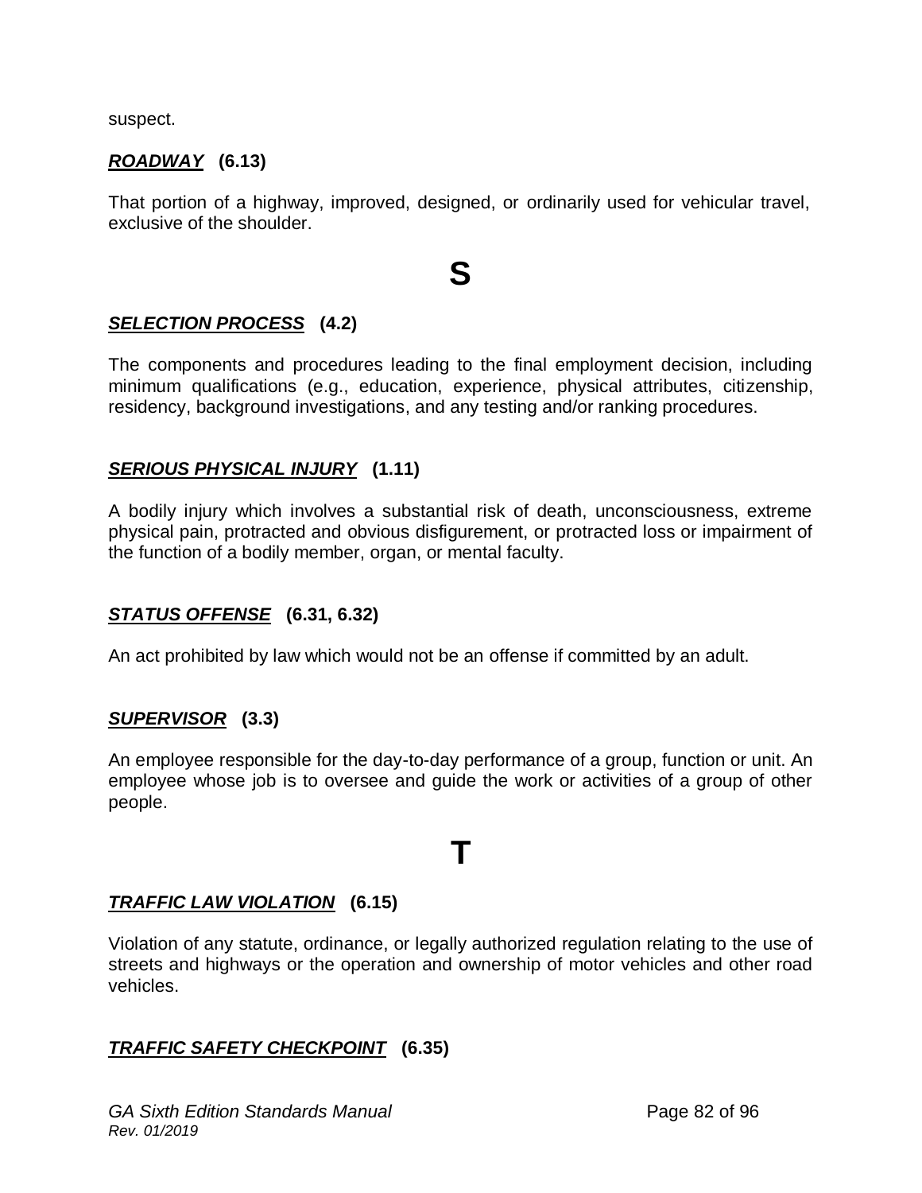suspect.

***ROADWAY*** **(6.13)**

That portion of a highway, improved, designed, or ordinarily used for vehicular travel, exclusive of the shoulder.

# S

***SELECTION PROCESS*** **(4.2)**

The components and procedures leading to the final employment decision, including minimum qualifications (e.g., education, experience, physical attributes, citizenship, residency, background investigations, and any testing and/or ranking procedures.

***SERIOUS PHYSICAL INJURY*** **(1.11)**

A bodily injury which involves a substantial risk of death, unconsciousness, extreme physical pain, protracted and obvious disfigurement, or protracted loss or impairment of the function of a bodily member, organ, or mental faculty.

***STATUS OFFENSE*** **(6.31, 6.32)**

An act prohibited by law which would not be an offense if committed by an adult.

***SUPERVISOR*** **(3.3)**

An employee responsible for the day-to-day performance of a group, function or unit. An employee whose job is to oversee and guide the work or activities of a group of other people.

# T

***TRAFFIC LAW VIOLATION*** **(6.15)**

Violation of any statute, ordinance, or legally authorized regulation relating to the use of streets and highways or the operation and ownership of motor vehicles and other road vehicles.

***TRAFFIC SAFETY CHECKPOINT*** **(6.35)**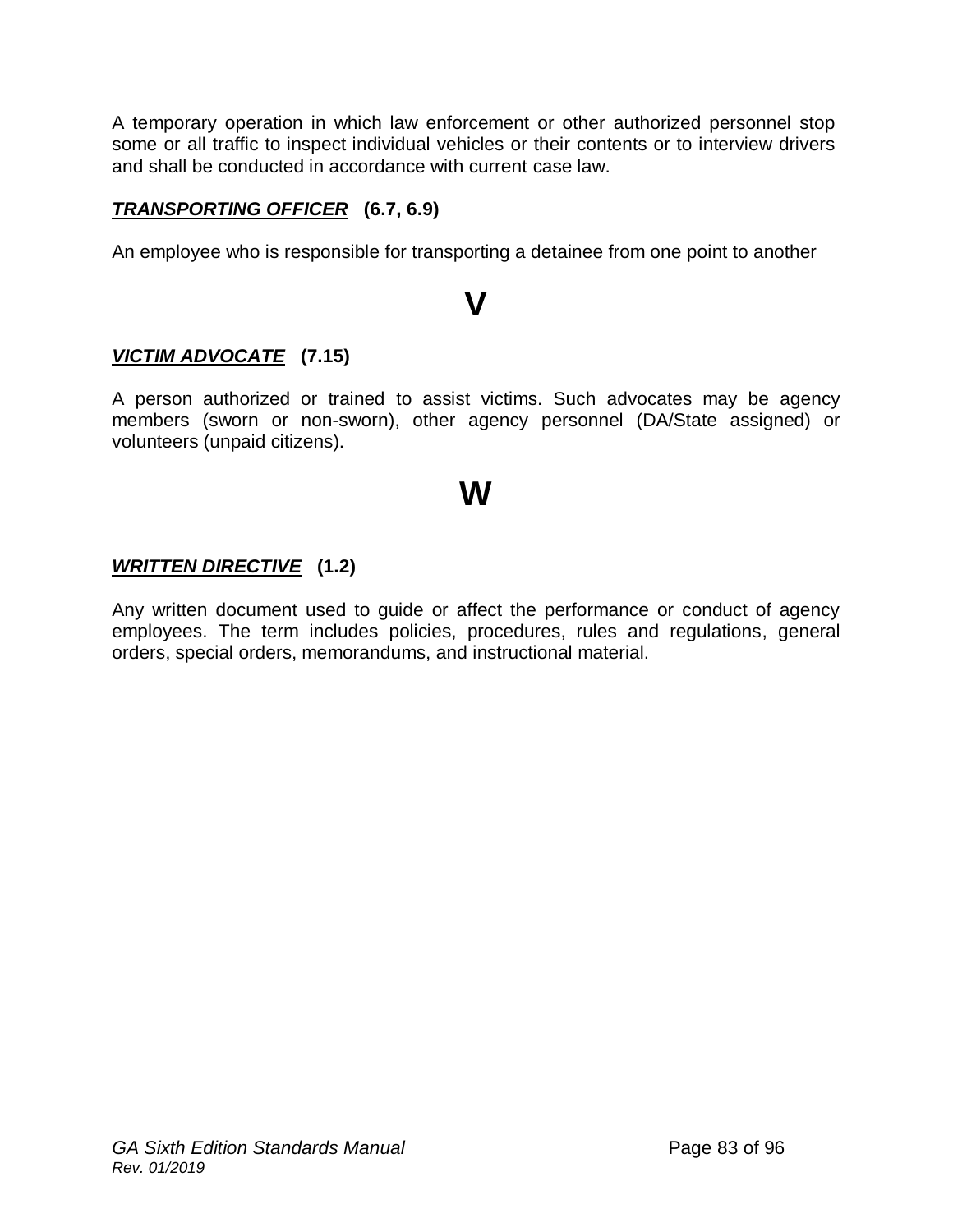A temporary operation in which law enforcement or other authorized personnel stop some or all traffic to inspect individual vehicles or their contents or to interview drivers and shall be conducted in accordance with current case law.

***TRANSPORTING OFFICER*** **(6.7, 6.9)**

An employee who is responsible for transporting a detainee from one point to another

# V

***VICTIM ADVOCATE*** **(7.15)**

A person authorized or trained to assist victims. Such advocates may be agency members (sworn or non-sworn), other agency personnel (DA/State assigned) or volunteers (unpaid citizens).

# W

***WRITTEN DIRECTIVE*** **(1.2)**

Any written document used to guide or affect the performance or conduct of agency employees. The term includes policies, procedures, rules and regulations, general orders, special orders, memorandums, and instructional material.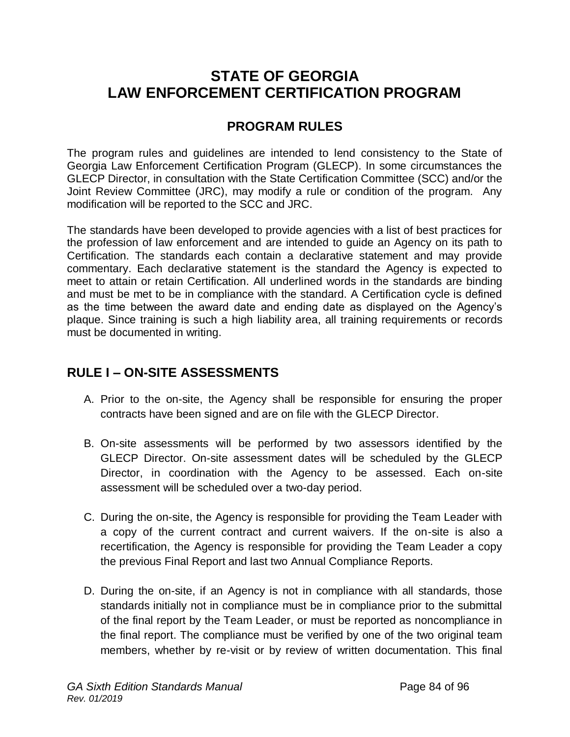# STATE OF GEORGIA
# LAW ENFORCEMENT CERTIFICATION PROGRAM

## PROGRAM RULES

The program rules and guidelines are intended to lend consistency to the State of Georgia Law Enforcement Certification Program (GLECP). In some circumstances the GLECP Director, in consultation with the State Certification Committee (SCC) and/or the Joint Review Committee (JRC), may modify a rule or condition of the program. Any modification will be reported to the SCC and JRC.

The standards have been developed to provide agencies with a list of best practices for the profession of law enforcement and are intended to guide an Agency on its path to Certification. The standards each contain a declarative statement and may provide commentary. Each declarative statement is the standard the Agency is expected to meet to attain or retain Certification. All underlined words in the standards are binding and must be met to be in compliance with the standard. A Certification cycle is defined as the time between the award date and ending date as displayed on the Agency's plaque. Since training is such a high liability area, all training requirements or records must be documented in writing.

## RULE I – ON-SITE ASSESSMENTS

A. Prior to the on-site, the Agency shall be responsible for ensuring the proper contracts have been signed and are on file with the GLECP Director.

B. On-site assessments will be performed by two assessors identified by the GLECP Director. On-site assessment dates will be scheduled by the GLECP Director, in coordination with the Agency to be assessed. Each on-site assessment will be scheduled over a two-day period.

C. During the on-site, the Agency is responsible for providing the Team Leader with a copy of the current contract and current waivers. If the on-site is also a recertification, the Agency is responsible for providing the Team Leader a copy the previous Final Report and last two Annual Compliance Reports.

D. During the on-site, if an Agency is not in compliance with all standards, those standards initially not in compliance must be in compliance prior to the submittal of the final report by the Team Leader, or must be reported as noncompliance in the final report. The compliance must be verified by one of the two original team members, whether by re-visit or by review of written documentation. This final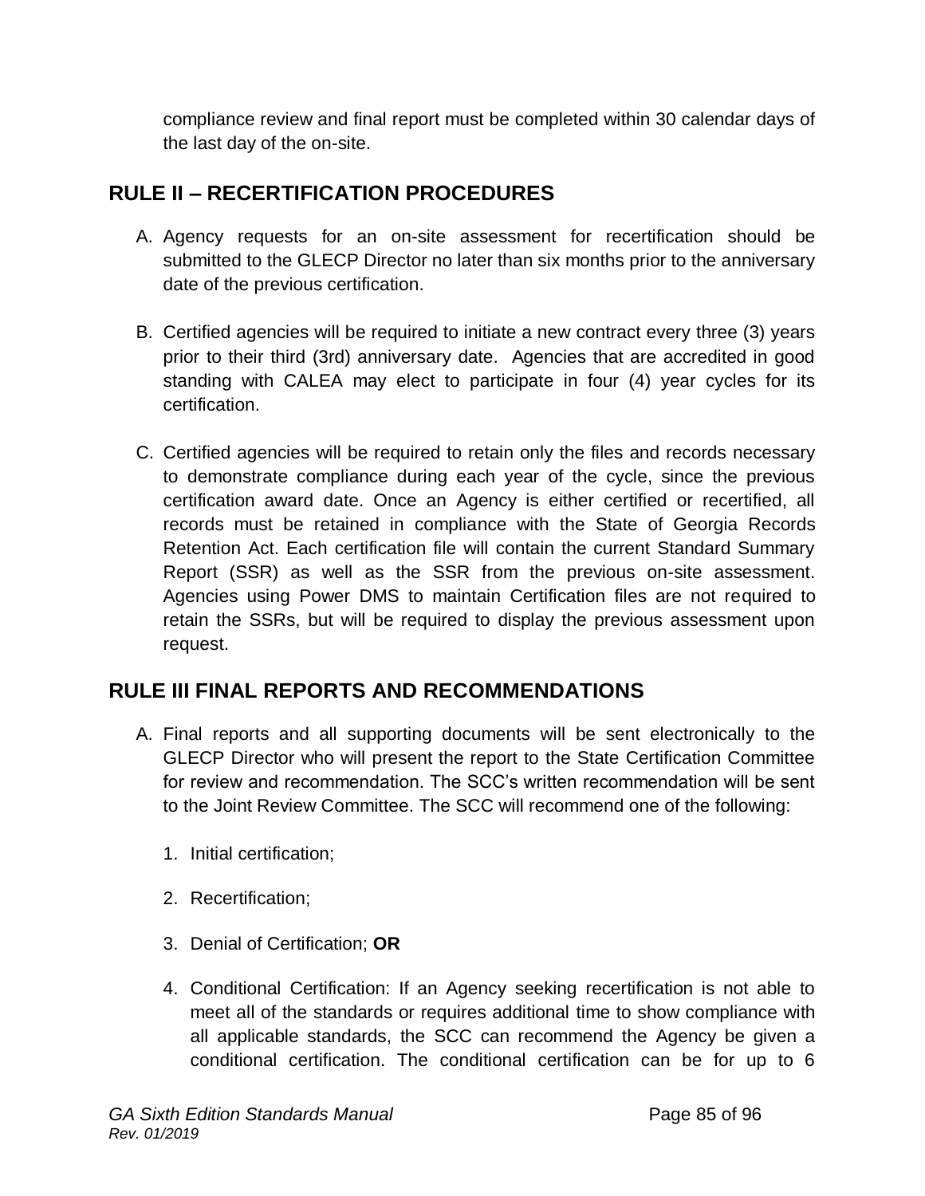compliance review and final report must be completed within 30 calendar days of the last day of the on-site.

## RULE II – RECERTIFICATION PROCEDURES

A. Agency requests for an on-site assessment for recertification should be submitted to the GLECP Director no later than six months prior to the anniversary date of the previous certification.

B. Certified agencies will be required to initiate a new contract every three (3) years prior to their third (3rd) anniversary date. Agencies that are accredited in good standing with CALEA may elect to participate in four (4) year cycles for its certification.

C. Certified agencies will be required to retain only the files and records necessary to demonstrate compliance during each year of the cycle, since the previous certification award date. Once an Agency is either certified or recertified, all records must be retained in compliance with the State of Georgia Records Retention Act. Each certification file will contain the current Standard Summary Report (SSR) as well as the SSR from the previous on-site assessment. Agencies using Power DMS to maintain Certification files are not required to retain the SSRs, but will be required to display the previous assessment upon request.

## RULE III FINAL REPORTS AND RECOMMENDATIONS

A. Final reports and all supporting documents will be sent electronically to the GLECP Director who will present the report to the State Certification Committee for review and recommendation. The SCC's written recommendation will be sent to the Joint Review Committee. The SCC will recommend one of the following:

   1. Initial certification;

   2. Recertification;

   3. Denial of Certification; **OR**

   4. Conditional Certification: If an Agency seeking recertification is not able to meet all of the standards or requires additional time to show compliance with all applicable standards, the SCC can recommend the Agency be given a conditional certification. The conditional certification can be for up to 6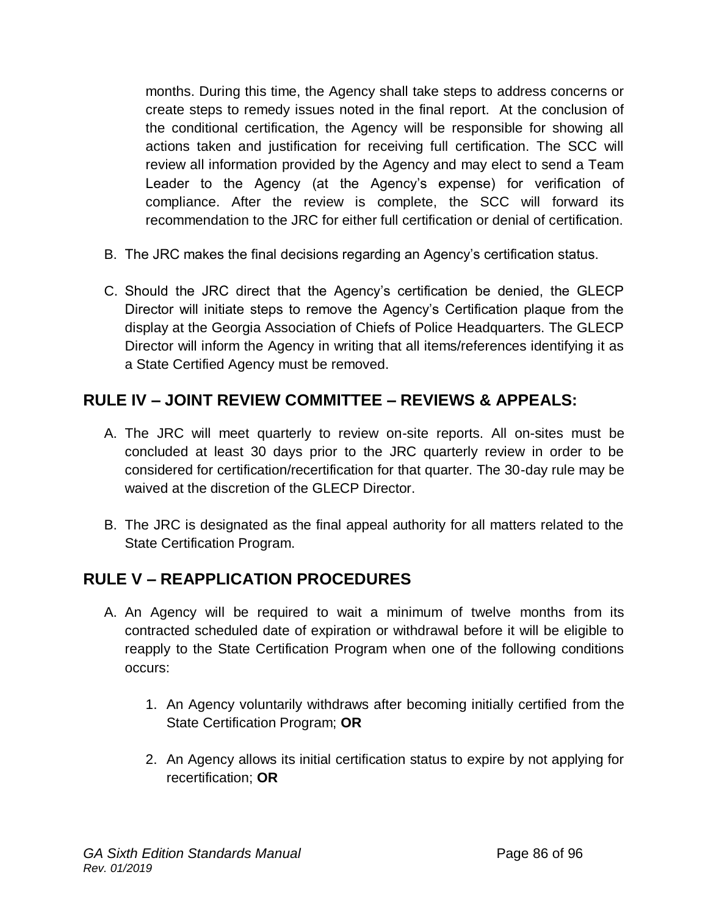months. During this time, the Agency shall take steps to address concerns or create steps to remedy issues noted in the final report. At the conclusion of the conditional certification, the Agency will be responsible for showing all actions taken and justification for receiving full certification. The SCC will review all information provided by the Agency and may elect to send a Team Leader to the Agency (at the Agency's expense) for verification of compliance. After the review is complete, the SCC will forward its recommendation to the JRC for either full certification or denial of certification.

B. The JRC makes the final decisions regarding an Agency's certification status.

C. Should the JRC direct that the Agency's certification be denied, the GLECP Director will initiate steps to remove the Agency's Certification plaque from the display at the Georgia Association of Chiefs of Police Headquarters. The GLECP Director will inform the Agency in writing that all items/references identifying it as a State Certified Agency must be removed.

## RULE IV – JOINT REVIEW COMMITTEE – REVIEWS & APPEALS:

A. The JRC will meet quarterly to review on-site reports. All on-sites must be concluded at least 30 days prior to the JRC quarterly review in order to be considered for certification/recertification for that quarter. The 30-day rule may be waived at the discretion of the GLECP Director.

B. The JRC is designated as the final appeal authority for all matters related to the State Certification Program.

## RULE V – REAPPLICATION PROCEDURES

A. An Agency will be required to wait a minimum of twelve months from its contracted scheduled date of expiration or withdrawal before it will be eligible to reapply to the State Certification Program when one of the following conditions occurs:

   1. An Agency voluntarily withdraws after becoming initially certified from the State Certification Program; **OR**

   2. An Agency allows its initial certification status to expire by not applying for recertification; **OR**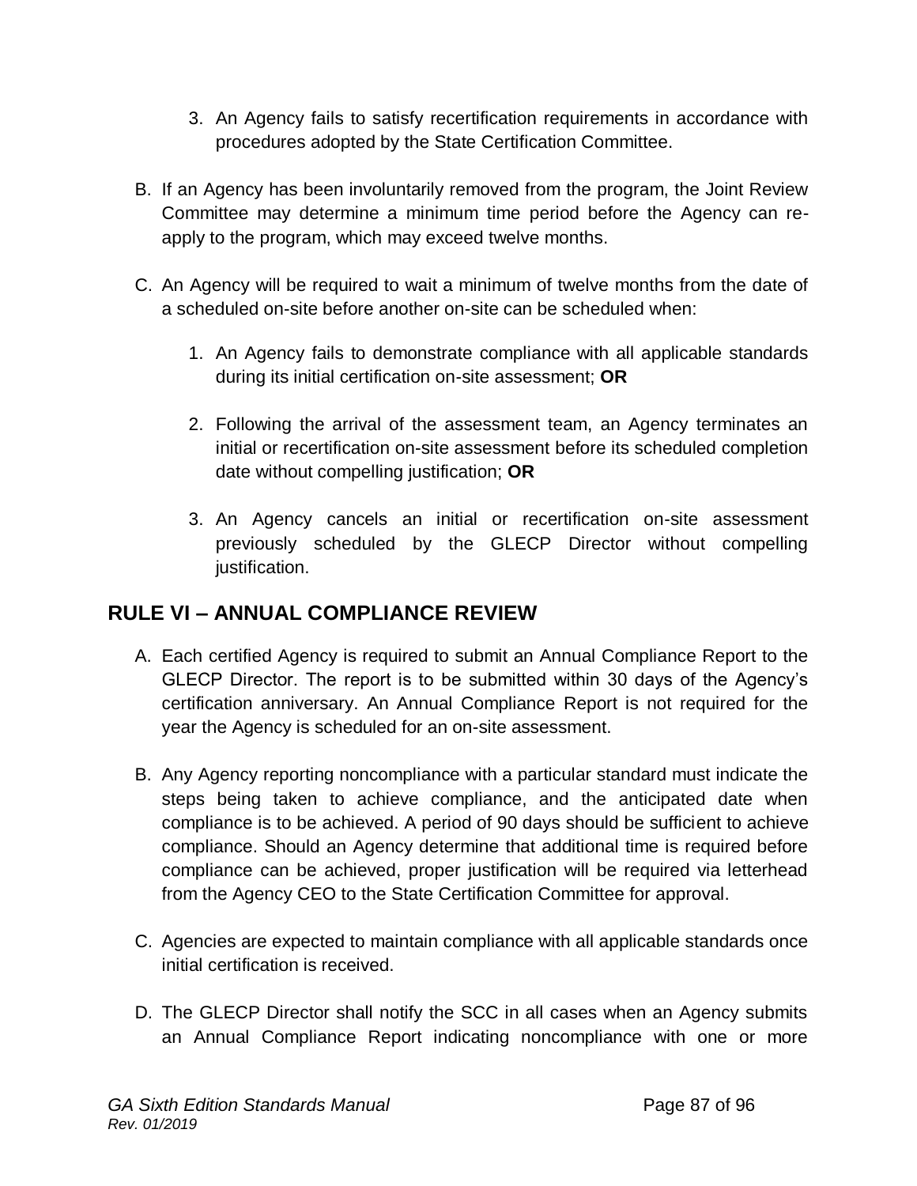3. An Agency fails to satisfy recertification requirements in accordance with procedures adopted by the State Certification Committee.

B. If an Agency has been involuntarily removed from the program, the Joint Review Committee may determine a minimum time period before the Agency can re-apply to the program, which may exceed twelve months.

C. An Agency will be required to wait a minimum of twelve months from the date of a scheduled on-site before another on-site can be scheduled when:

   1. An Agency fails to demonstrate compliance with all applicable standards during its initial certification on-site assessment; **OR**

   2. Following the arrival of the assessment team, an Agency terminates an initial or recertification on-site assessment before its scheduled completion date without compelling justification; **OR**

   3. An Agency cancels an initial or recertification on-site assessment previously scheduled by the GLECP Director without compelling justification.

## RULE VI – ANNUAL COMPLIANCE REVIEW

A. Each certified Agency is required to submit an Annual Compliance Report to the GLECP Director. The report is to be submitted within 30 days of the Agency's certification anniversary. An Annual Compliance Report is not required for the year the Agency is scheduled for an on-site assessment.

B. Any Agency reporting noncompliance with a particular standard must indicate the steps being taken to achieve compliance, and the anticipated date when compliance is to be achieved. A period of 90 days should be sufficient to achieve compliance. Should an Agency determine that additional time is required before compliance can be achieved, proper justification will be required via letterhead from the Agency CEO to the State Certification Committee for approval.

C. Agencies are expected to maintain compliance with all applicable standards once initial certification is received.

D. The GLECP Director shall notify the SCC in all cases when an Agency submits an Annual Compliance Report indicating noncompliance with one or more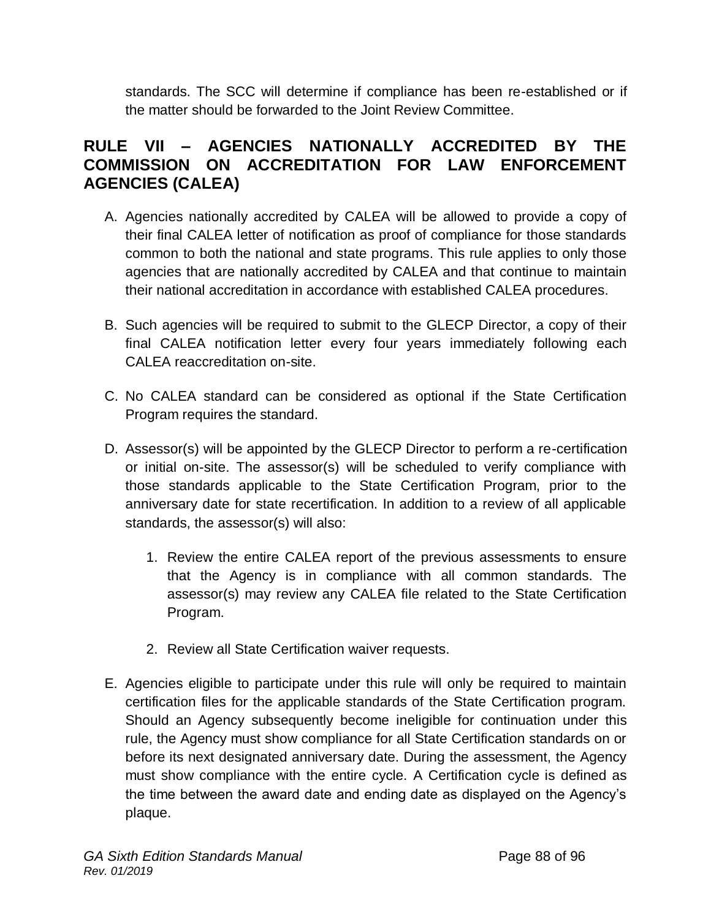standards. The SCC will determine if compliance has been re-established or if the matter should be forwarded to the Joint Review Committee.

## RULE VII – AGENCIES NATIONALLY ACCREDITED BY THE COMMISSION ON ACCREDITATION FOR LAW ENFORCEMENT AGENCIES (CALEA)

A. Agencies nationally accredited by CALEA will be allowed to provide a copy of their final CALEA letter of notification as proof of compliance for those standards common to both the national and state programs. This rule applies to only those agencies that are nationally accredited by CALEA and that continue to maintain their national accreditation in accordance with established CALEA procedures.

B. Such agencies will be required to submit to the GLECP Director, a copy of their final CALEA notification letter every four years immediately following each CALEA reaccreditation on-site.

C. No CALEA standard can be considered as optional if the State Certification Program requires the standard.

D. Assessor(s) will be appointed by the GLECP Director to perform a re-certification or initial on-site. The assessor(s) will be scheduled to verify compliance with those standards applicable to the State Certification Program, prior to the anniversary date for state recertification. In addition to a review of all applicable standards, the assessor(s) will also:

   1. Review the entire CALEA report of the previous assessments to ensure that the Agency is in compliance with all common standards. The assessor(s) may review any CALEA file related to the State Certification Program.

   2. Review all State Certification waiver requests.

E. Agencies eligible to participate under this rule will only be required to maintain certification files for the applicable standards of the State Certification program. Should an Agency subsequently become ineligible for continuation under this rule, the Agency must show compliance for all State Certification standards on or before its next designated anniversary date. During the assessment, the Agency must show compliance with the entire cycle. A Certification cycle is defined as the time between the award date and ending date as displayed on the Agency's plaque.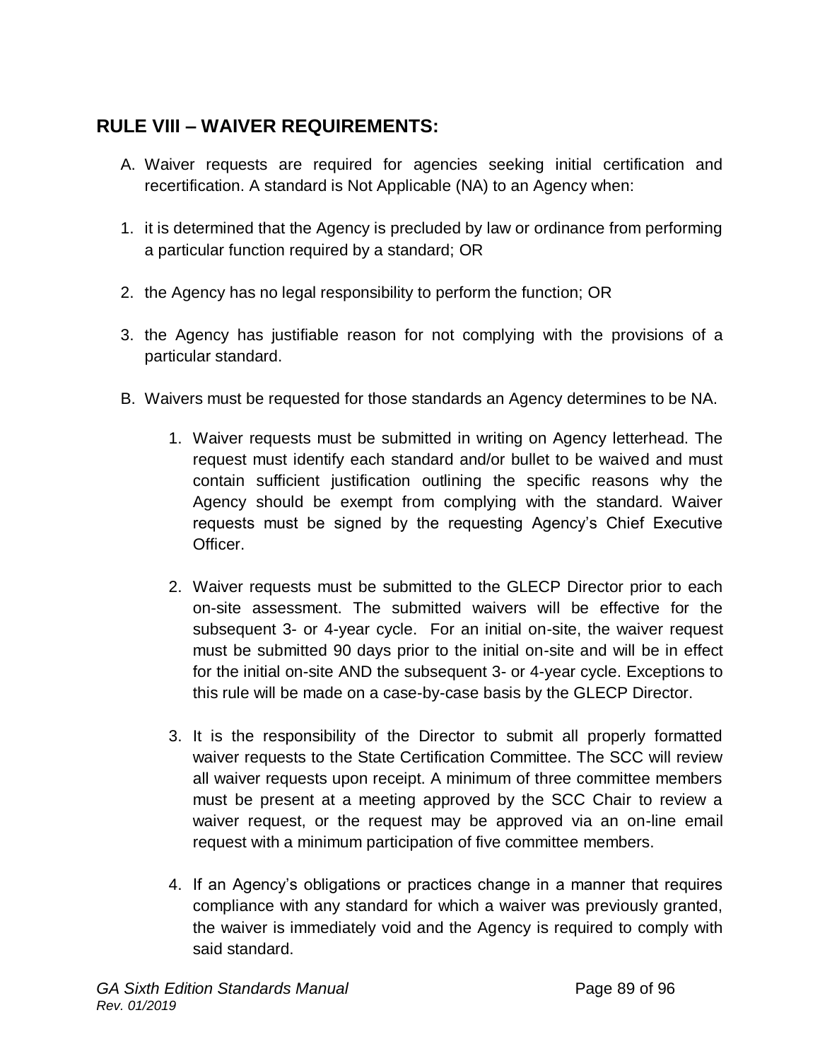## RULE VIII – WAIVER REQUIREMENTS:

A. Waiver requests are required for agencies seeking initial certification and recertification. A standard is Not Applicable (NA) to an Agency when:

1. it is determined that the Agency is precluded by law or ordinance from performing a particular function required by a standard; OR

2. the Agency has no legal responsibility to perform the function; OR

3. the Agency has justifiable reason for not complying with the provisions of a particular standard.

B. Waivers must be requested for those standards an Agency determines to be NA.

   1. Waiver requests must be submitted in writing on Agency letterhead. The request must identify each standard and/or bullet to be waived and must contain sufficient justification outlining the specific reasons why the Agency should be exempt from complying with the standard. Waiver requests must be signed by the requesting Agency's Chief Executive Officer.

   2. Waiver requests must be submitted to the GLECP Director prior to each on-site assessment. The submitted waivers will be effective for the subsequent 3- or 4-year cycle. For an initial on-site, the waiver request must be submitted 90 days prior to the initial on-site and will be in effect for the initial on-site AND the subsequent 3- or 4-year cycle. Exceptions to this rule will be made on a case-by-case basis by the GLECP Director.

   3. It is the responsibility of the Director to submit all properly formatted waiver requests to the State Certification Committee. The SCC will review all waiver requests upon receipt. A minimum of three committee members must be present at a meeting approved by the SCC Chair to review a waiver request, or the request may be approved via an on-line email request with a minimum participation of five committee members.

   4. If an Agency's obligations or practices change in a manner that requires compliance with any standard for which a waiver was previously granted, the waiver is immediately void and the Agency is required to comply with said standard.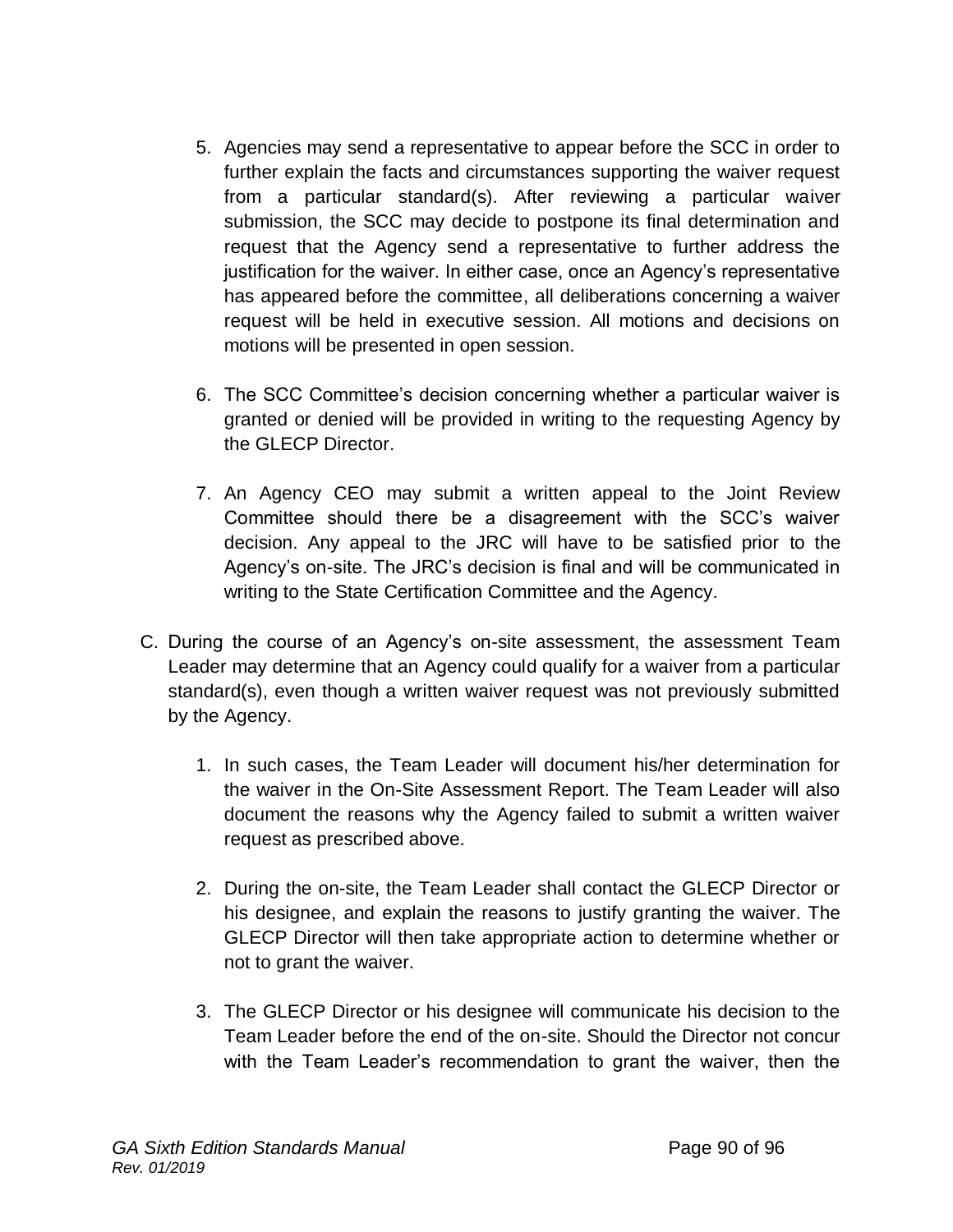5. Agencies may send a representative to appear before the SCC in order to further explain the facts and circumstances supporting the waiver request from a particular standard(s). After reviewing a particular waiver submission, the SCC may decide to postpone its final determination and request that the Agency send a representative to further address the justification for the waiver. In either case, once an Agency's representative has appeared before the committee, all deliberations concerning a waiver request will be held in executive session. All motions and decisions on motions will be presented in open session.

6. The SCC Committee's decision concerning whether a particular waiver is granted or denied will be provided in writing to the requesting Agency by the GLECP Director.

7. An Agency CEO may submit a written appeal to the Joint Review Committee should there be a disagreement with the SCC's waiver decision. Any appeal to the JRC will have to be satisfied prior to the Agency's on-site. The JRC's decision is final and will be communicated in writing to the State Certification Committee and the Agency.

C. During the course of an Agency's on-site assessment, the assessment Team Leader may determine that an Agency could qualify for a waiver from a particular standard(s), even though a written waiver request was not previously submitted by the Agency.

   1. In such cases, the Team Leader will document his/her determination for the waiver in the On-Site Assessment Report. The Team Leader will also document the reasons why the Agency failed to submit a written waiver request as prescribed above.

   2. During the on-site, the Team Leader shall contact the GLECP Director or his designee, and explain the reasons to justify granting the waiver. The GLECP Director will then take appropriate action to determine whether or not to grant the waiver.

   3. The GLECP Director or his designee will communicate his decision to the Team Leader before the end of the on-site. Should the Director not concur with the Team Leader's recommendation to grant the waiver, then the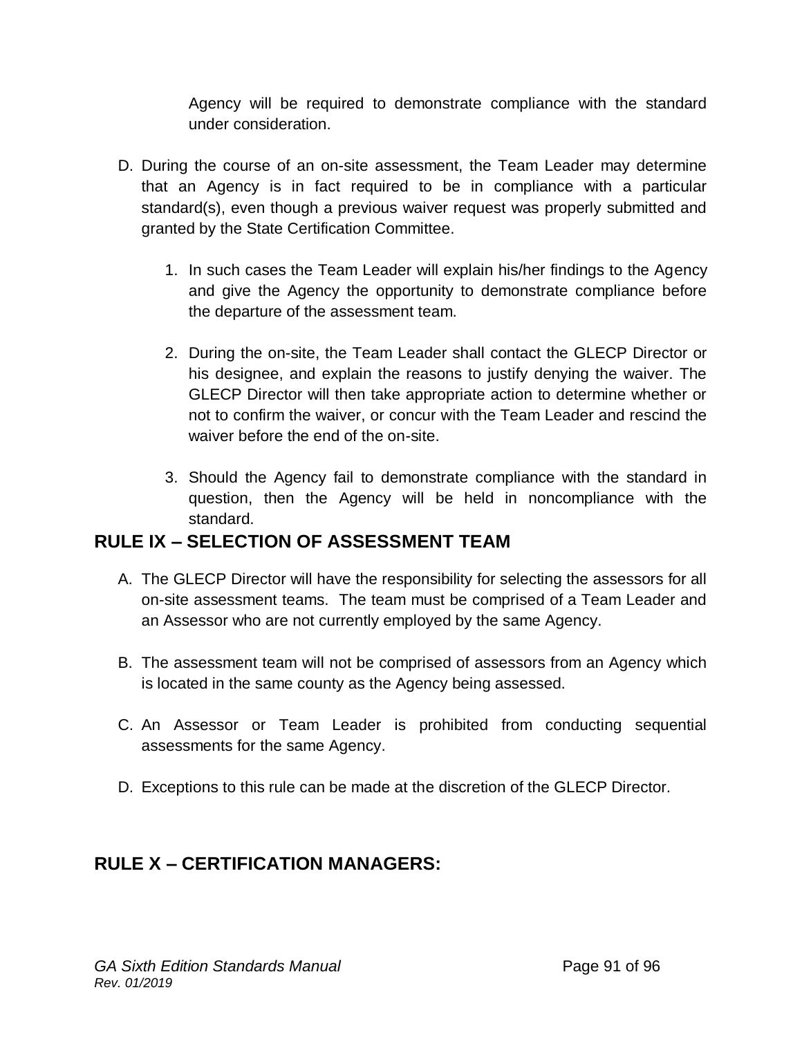Agency will be required to demonstrate compliance with the standard under consideration.

D. During the course of an on-site assessment, the Team Leader may determine that an Agency is in fact required to be in compliance with a particular standard(s), even though a previous waiver request was properly submitted and granted by the State Certification Committee.

   1. In such cases the Team Leader will explain his/her findings to the Agency and give the Agency the opportunity to demonstrate compliance before the departure of the assessment team.

   2. During the on-site, the Team Leader shall contact the GLECP Director or his designee, and explain the reasons to justify denying the waiver. The GLECP Director will then take appropriate action to determine whether or not to confirm the waiver, or concur with the Team Leader and rescind the waiver before the end of the on-site.

   3. Should the Agency fail to demonstrate compliance with the standard in question, then the Agency will be held in noncompliance with the standard.

## RULE IX – SELECTION OF ASSESSMENT TEAM

A. The GLECP Director will have the responsibility for selecting the assessors for all on-site assessment teams. The team must be comprised of a Team Leader and an Assessor who are not currently employed by the same Agency.

B. The assessment team will not be comprised of assessors from an Agency which is located in the same county as the Agency being assessed.

C. An Assessor or Team Leader is prohibited from conducting sequential assessments for the same Agency.

D. Exceptions to this rule can be made at the discretion of the GLECP Director.

## RULE X – CERTIFICATION MANAGERS: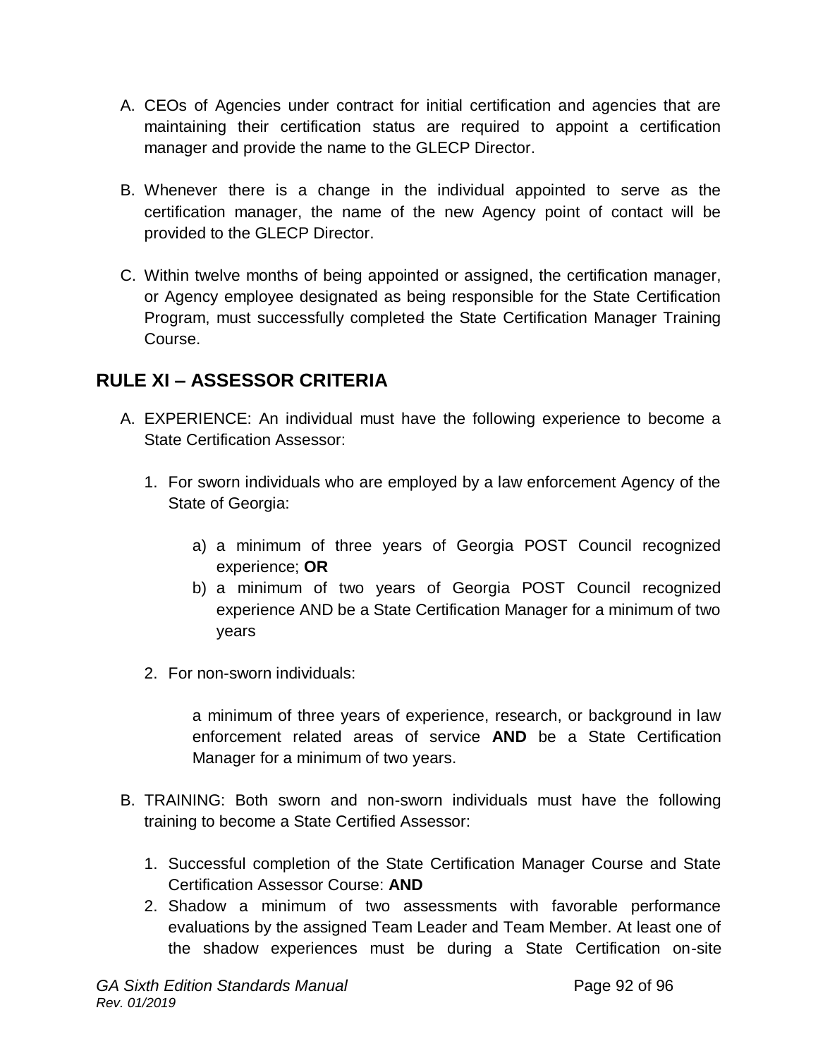A. CEOs of Agencies under contract for initial certification and agencies that are maintaining their certification status are required to appoint a certification manager and provide the name to the GLECP Director.

B. Whenever there is a change in the individual appointed to serve as the certification manager, the name of the new Agency point of contact will be provided to the GLECP Director.

C. Within twelve months of being appointed or assigned, the certification manager, or Agency employee designated as being responsible for the State Certification Program, must successfully completed the State Certification Manager Training Course.

## RULE XI – ASSESSOR CRITERIA

A. EXPERIENCE: An individual must have the following experience to become a State Certification Assessor:

   1. For sworn individuals who are employed by a law enforcement Agency of the State of Georgia:

      a) a minimum of three years of Georgia POST Council recognized experience; **OR**
      b) a minimum of two years of Georgia POST Council recognized experience AND be a State Certification Manager for a minimum of two years

   2. For non-sworn individuals:

      a minimum of three years of experience, research, or background in law enforcement related areas of service **AND** be a State Certification Manager for a minimum of two years.

B. TRAINING: Both sworn and non-sworn individuals must have the following training to become a State Certified Assessor:

   1. Successful completion of the State Certification Manager Course and State Certification Assessor Course: **AND**
   2. Shadow a minimum of two assessments with favorable performance evaluations by the assigned Team Leader and Team Member. At least one of the shadow experiences must be during a State Certification on-site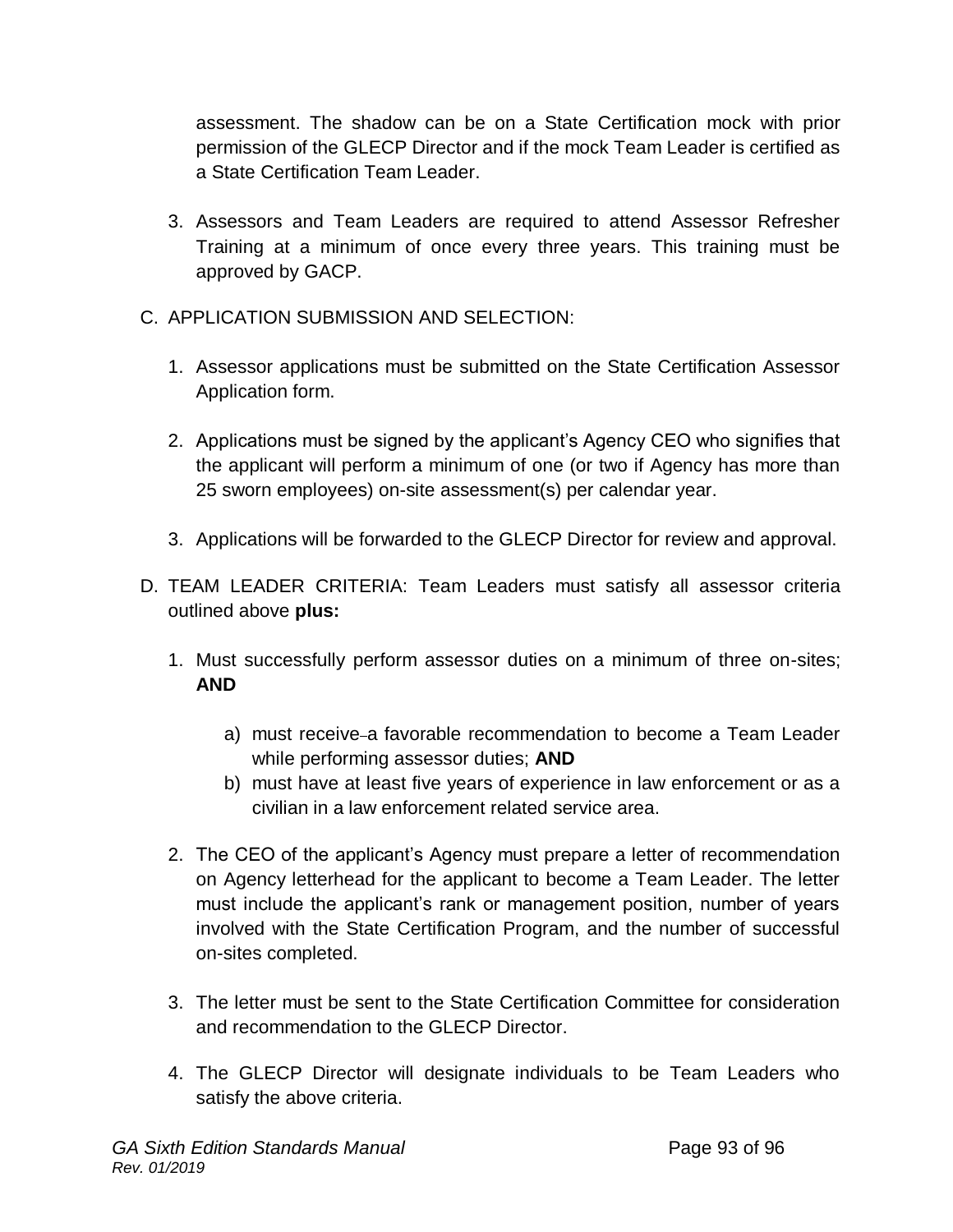assessment. The shadow can be on a State Certification mock with prior permission of the GLECP Director and if the mock Team Leader is certified as a State Certification Team Leader.

3. Assessors and Team Leaders are required to attend Assessor Refresher Training at a minimum of once every three years. This training must be approved by GACP.

C. APPLICATION SUBMISSION AND SELECTION:

1. Assessor applications must be submitted on the State Certification Assessor Application form.

2. Applications must be signed by the applicant's Agency CEO who signifies that the applicant will perform a minimum of one (or two if Agency has more than 25 sworn employees) on-site assessment(s) per calendar year.

3. Applications will be forwarded to the GLECP Director for review and approval.

D. TEAM LEADER CRITERIA: Team Leaders must satisfy all assessor criteria outlined above **plus:**

1. Must successfully perform assessor duties on a minimum of three on-sites; **AND**

   a) must receive a favorable recommendation to become a Team Leader while performing assessor duties; **AND**
   
   b) must have at least five years of experience in law enforcement or as a civilian in a law enforcement related service area.

2. The CEO of the applicant's Agency must prepare a letter of recommendation on Agency letterhead for the applicant to become a Team Leader. The letter must include the applicant's rank or management position, number of years involved with the State Certification Program, and the number of successful on-sites completed.

3. The letter must be sent to the State Certification Committee for consideration and recommendation to the GLECP Director.

4. The GLECP Director will designate individuals to be Team Leaders who satisfy the above criteria.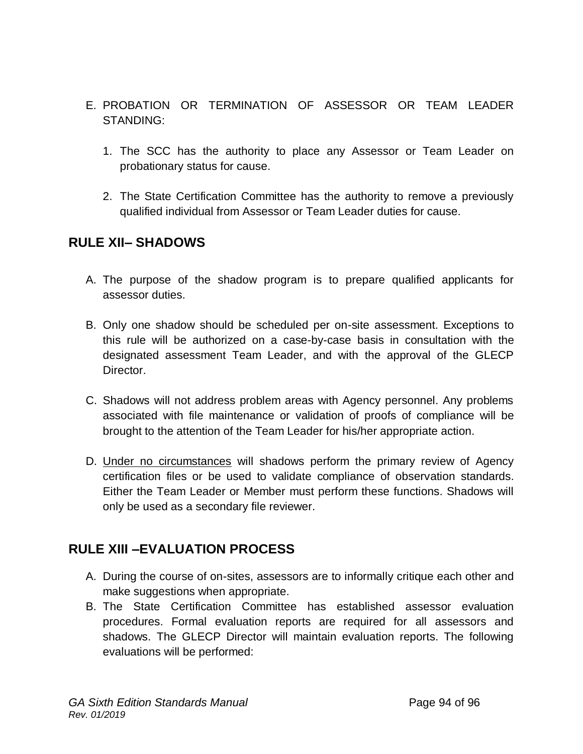E. PROBATION OR TERMINATION OF ASSESSOR OR TEAM LEADER STANDING:

1. The SCC has the authority to place any Assessor or Team Leader on probationary status for cause.

2. The State Certification Committee has the authority to remove a previously qualified individual from Assessor or Team Leader duties for cause.

## RULE XII– SHADOWS

A. The purpose of the shadow program is to prepare qualified applicants for assessor duties.

B. Only one shadow should be scheduled per on-site assessment. Exceptions to this rule will be authorized on a case-by-case basis in consultation with the designated assessment Team Leader, and with the approval of the GLECP Director.

C. Shadows will not address problem areas with Agency personnel. Any problems associated with file maintenance or validation of proofs of compliance will be brought to the attention of the Team Leader for his/her appropriate action.

D. <u>Under no circumstances</u> will shadows perform the primary review of Agency certification files or be used to validate compliance of observation standards. Either the Team Leader or Member must perform these functions. Shadows will only be used as a secondary file reviewer.

## RULE XIII –EVALUATION PROCESS

A. During the course of on-sites, assessors are to informally critique each other and make suggestions when appropriate.

B. The State Certification Committee has established assessor evaluation procedures. Formal evaluation reports are required for all assessors and shadows. The GLECP Director will maintain evaluation reports. The following evaluations will be performed: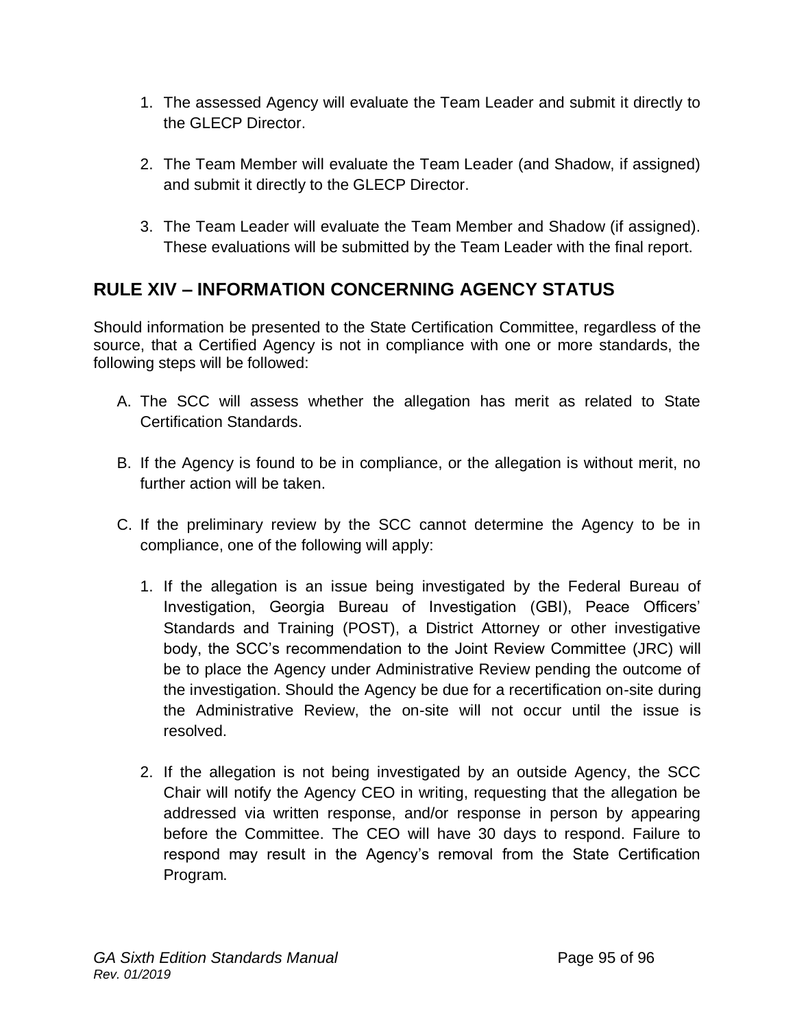1. The assessed Agency will evaluate the Team Leader and submit it directly to the GLECP Director.

2. The Team Member will evaluate the Team Leader (and Shadow, if assigned) and submit it directly to the GLECP Director.

3. The Team Leader will evaluate the Team Member and Shadow (if assigned). These evaluations will be submitted by the Team Leader with the final report.

## RULE XIV – INFORMATION CONCERNING AGENCY STATUS

Should information be presented to the State Certification Committee, regardless of the source, that a Certified Agency is not in compliance with one or more standards, the following steps will be followed:

A. The SCC will assess whether the allegation has merit as related to State Certification Standards.

B. If the Agency is found to be in compliance, or the allegation is without merit, no further action will be taken.

C. If the preliminary review by the SCC cannot determine the Agency to be in compliance, one of the following will apply:

   1. If the allegation is an issue being investigated by the Federal Bureau of Investigation, Georgia Bureau of Investigation (GBI), Peace Officers' Standards and Training (POST), a District Attorney or other investigative body, the SCC's recommendation to the Joint Review Committee (JRC) will be to place the Agency under Administrative Review pending the outcome of the investigation. Should the Agency be due for a recertification on-site during the Administrative Review, the on-site will not occur until the issue is resolved.

   2. If the allegation is not being investigated by an outside Agency, the SCC Chair will notify the Agency CEO in writing, requesting that the allegation be addressed via written response, and/or response in person by appearing before the Committee. The CEO will have 30 days to respond. Failure to respond may result in the Agency's removal from the State Certification Program.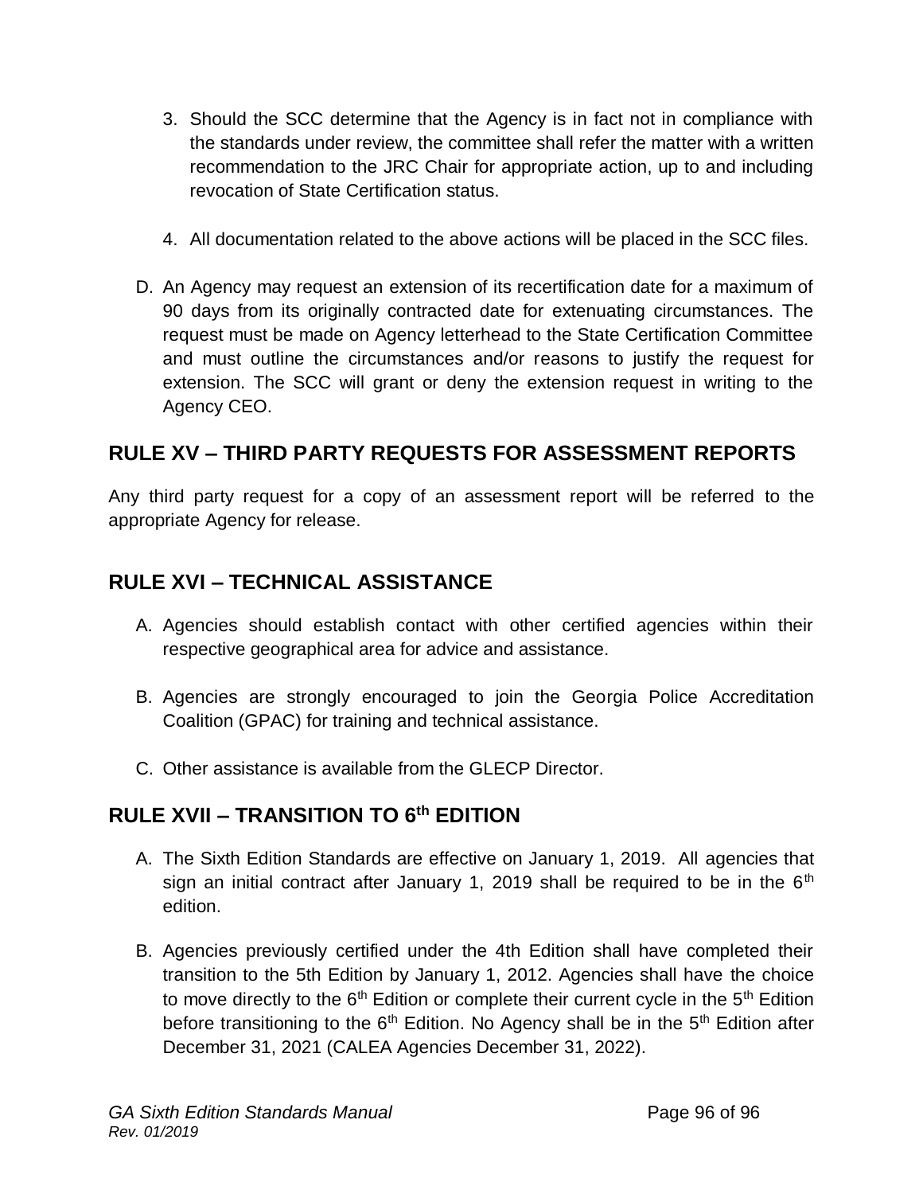3. Should the SCC determine that the Agency is in fact not in compliance with the standards under review, the committee shall refer the matter with a written recommendation to the JRC Chair for appropriate action, up to and including revocation of State Certification status.

4. All documentation related to the above actions will be placed in the SCC files.

D. An Agency may request an extension of its recertification date for a maximum of 90 days from its originally contracted date for extenuating circumstances. The request must be made on Agency letterhead to the State Certification Committee and must outline the circumstances and/or reasons to justify the request for extension. The SCC will grant or deny the extension request in writing to the Agency CEO.

## RULE XV – THIRD PARTY REQUESTS FOR ASSESSMENT REPORTS

Any third party request for a copy of an assessment report will be referred to the appropriate Agency for release.

## RULE XVI – TECHNICAL ASSISTANCE

A. Agencies should establish contact with other certified agencies within their respective geographical area for advice and assistance.

B. Agencies are strongly encouraged to join the Georgia Police Accreditation Coalition (GPAC) for training and technical assistance.

C. Other assistance is available from the GLECP Director.

## RULE XVII – TRANSITION TO 6th EDITION

A. The Sixth Edition Standards are effective on January 1, 2019. All agencies that sign an initial contract after January 1, 2019 shall be required to be in the 6th edition.

B. Agencies previously certified under the 4th Edition shall have completed their transition to the 5th Edition by January 1, 2012. Agencies shall have the choice to move directly to the 6th Edition or complete their current cycle in the 5th Edition before transitioning to the 6th Edition. No Agency shall be in the 5th Edition after December 31, 2021 (CALEA Agencies December 31, 2022).